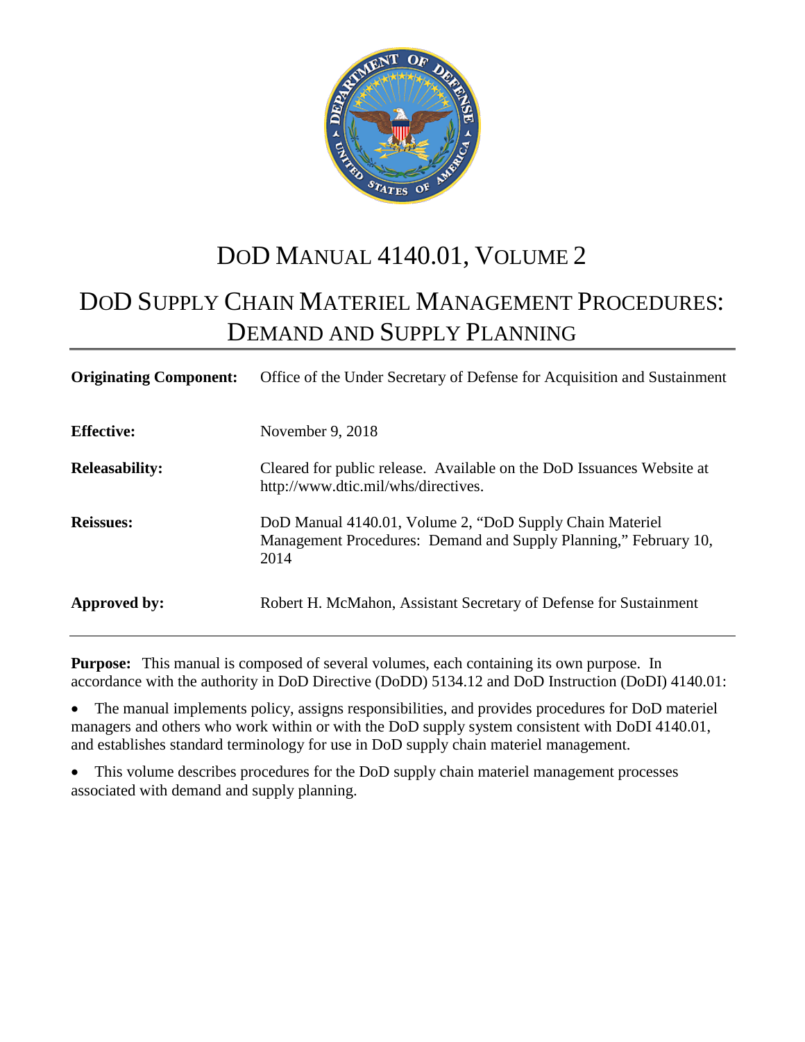# DoD MANUAL 4140.01, VOLUME 2

# DoD SUPPLY CHAIN MATERIEL MANAGEMENT PROCEDURES: DEMAND AND SUPPLY PLANNING

| | |
|---|---|
| **Originating Component:** | Office of the Under Secretary of Defense for Acquisition and Sustainment |
| **Effective:** | November 9, 2018 |
| **Releasability:** | Cleared for public release. Available on the DoD Issuances Website at http://www.dtic.mil/whs/directives. |
| **Reissues:** | DoD Manual 4140.01, Volume 2, "DoD Supply Chain Materiel Management Procedures: Demand and Supply Planning," February 10, 2014 |
| **Approved by:** | Robert H. McMahon, Assistant Secretary of Defense for Sustainment |

**Purpose:** This manual is composed of several volumes, each containing its own purpose. In accordance with the authority in DoD Directive (DoDD) 5134.12 and DoD Instruction (DoDI) 4140.01:

- The manual implements policy, assigns responsibilities, and provides procedures for DoD materiel managers and others who work within or with the DoD supply system consistent with DoDI 4140.01, and establishes standard terminology for use in DoD supply chain materiel management.
- This volume describes procedures for the DoD supply chain materiel management processes associated with demand and supply planning.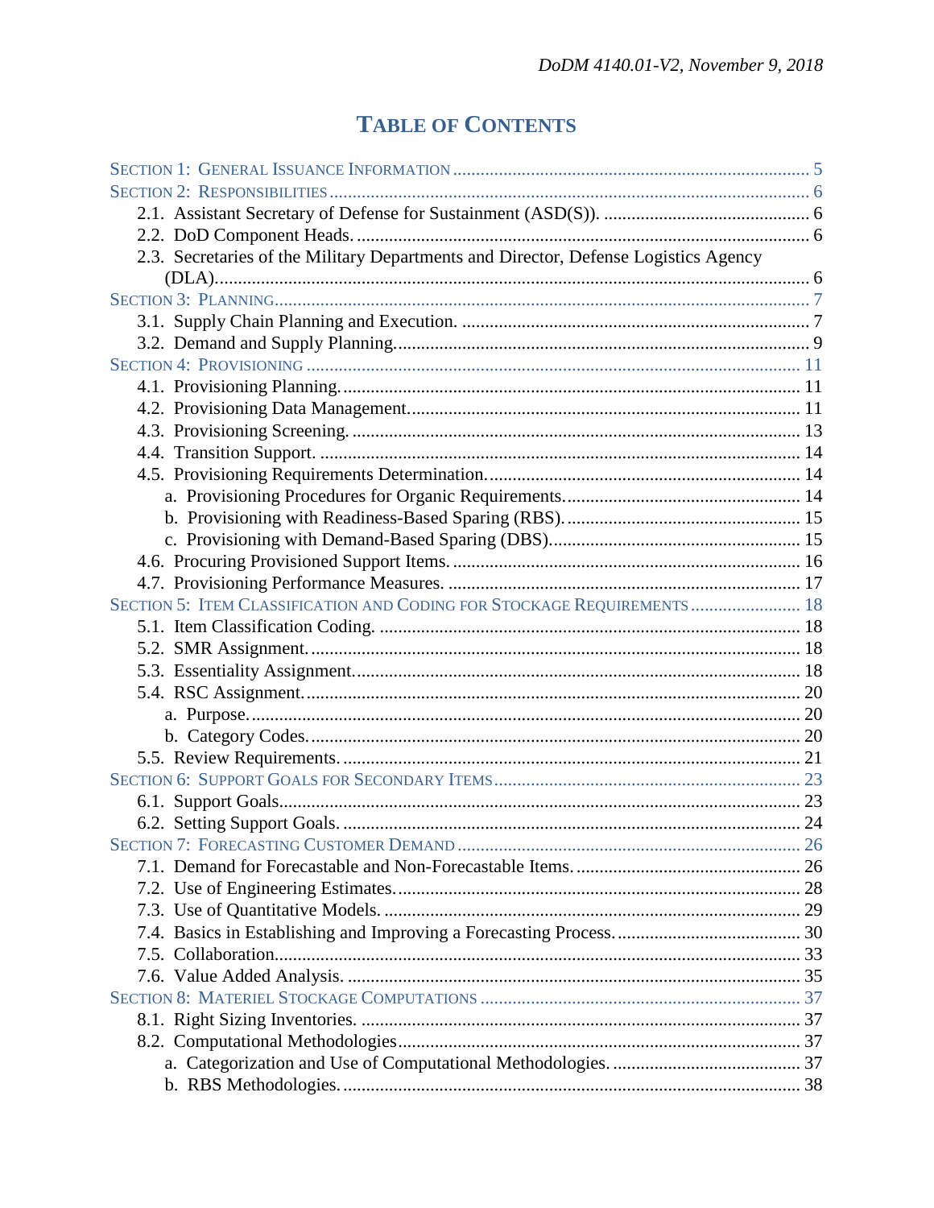# TABLE OF CONTENTS

SECTION 1: GENERAL ISSUANCE INFORMATION ............................................................................... 5
SECTION 2: RESPONSIBILITIES ......................................................................................................... 6
  2.1. Assistant Secretary of Defense for Sustainment (ASD(S)). ............................................ 6
  2.2. DoD Component Heads. ................................................................................................... 6
  2.3. Secretaries of the Military Departments and Director, Defense Logistics Agency (DLA)........................................................................................................................ 6
SECTION 3: PLANNING...................................................................................................................... 7
  3.1. Supply Chain Planning and Execution. ............................................................................ 7
  3.2. Demand and Supply Planning.......................................................................................... 9
SECTION 4: PROVISIONING ............................................................................................................ 11
  4.1. Provisioning Planning.................................................................................................... 11
  4.2. Provisioning Data Management..................................................................................... 11
  4.3. Provisioning Screening. ................................................................................................. 13
  4.4. Transition Support. ........................................................................................................ 14
  4.5. Provisioning Requirements Determination.................................................................... 14
    a. Provisioning Procedures for Organic Requirements.................................................. 14
    b. Provisioning with Readiness-Based Sparing (RBS). .................................................. 15
    c. Provisioning with Demand-Based Sparing (DBS)...................................................... 15
  4.6. Procuring Provisioned Support Items. ........................................................................... 16
  4.7. Provisioning Performance Measures. ............................................................................ 17
SECTION 5: ITEM CLASSIFICATION AND CODING FOR STOCKAGE REQUIREMENTS ........................ 18
  5.1. Item Classification Coding. ........................................................................................... 18
  5.2. SMR Assignment. .......................................................................................................... 18
  5.3. Essentiality Assignment................................................................................................. 18
  5.4. RSC Assignment............................................................................................................ 20
    a. Purpose....................................................................................................................... 20
    b. Category Codes.......................................................................................................... 20
  5.5. Review Requirements. ................................................................................................... 21
SECTION 6: SUPPORT GOALS FOR SECONDARY ITEMS .................................................................. 23
  6.1. Support Goals................................................................................................................. 23
  6.2. Setting Support Goals. ................................................................................................... 24
SECTION 7: FORECASTING CUSTOMER DEMAND .......................................................................... 26
  7.1. Demand for Forecastable and Non-Forecastable Items. ................................................ 26
  7.2. Use of Engineering Estimates........................................................................................ 28
  7.3. Use of Quantitative Models. .......................................................................................... 29
  7.4. Basics in Establishing and Improving a Forecasting Process. ........................................ 30
  7.5. Collaboration.................................................................................................................. 33
  7.6. Value Added Analysis. .................................................................................................. 35
SECTION 8: MATERIEL STOCKAGE COMPUTATIONS ..................................................................... 37
  8.1. Right Sizing Inventories. ............................................................................................... 37
  8.2. Computational Methodologies....................................................................................... 37
    a. Categorization and Use of Computational Methodologies. ......................................... 37
    b. RBS Methodologies. .................................................................................................. 38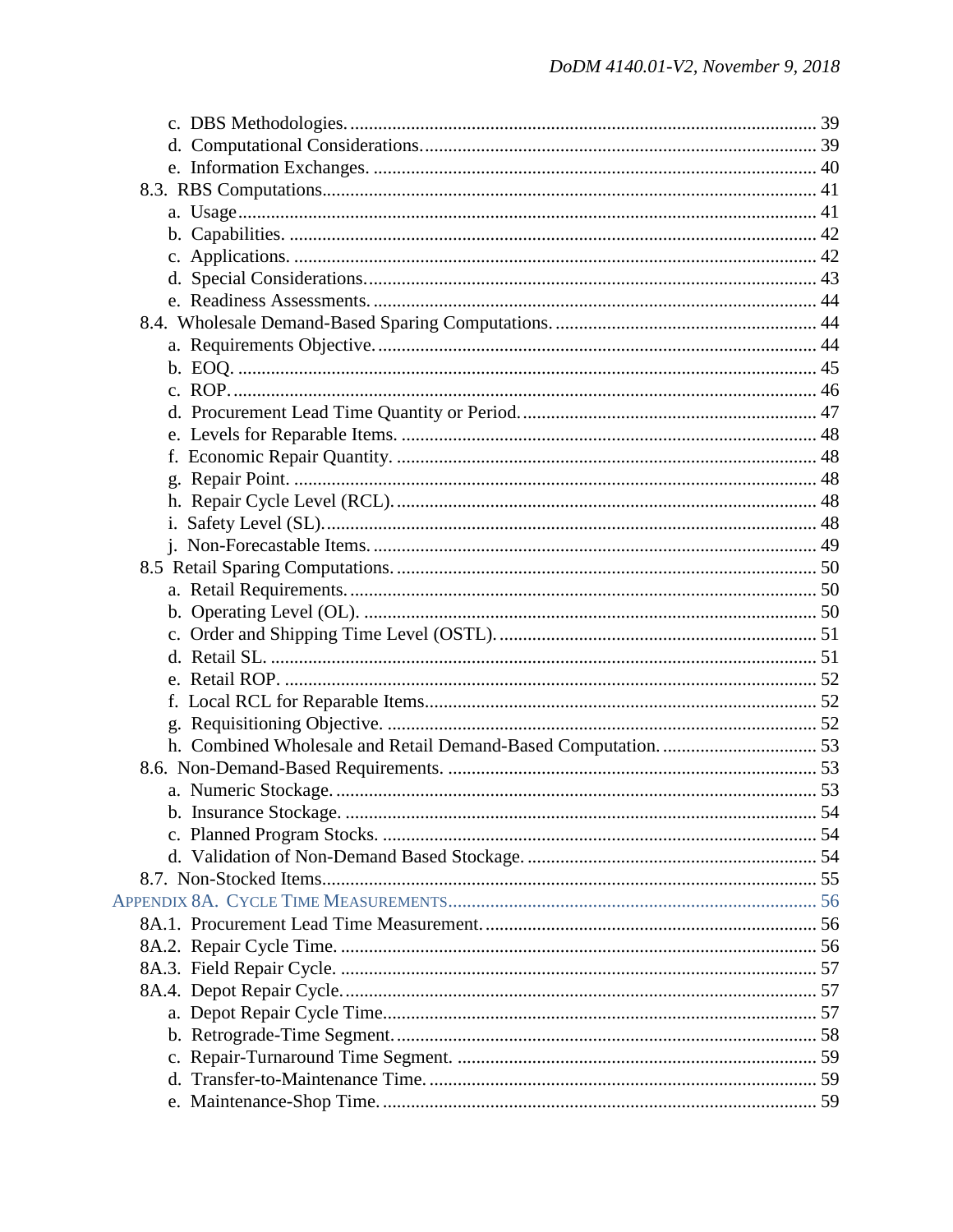c. DBS Methodologies. 39
d. Computational Considerations. 39
e. Information Exchanges. 40
8.3. RBS Computations. 41
a. Usage 41
b. Capabilities. 42
c. Applications. 42
d. Special Considerations. 43
e. Readiness Assessments. 44
8.4. Wholesale Demand-Based Sparing Computations. 44
a. Requirements Objective. 44
b. EOQ. 45
c. ROP. 46
d. Procurement Lead Time Quantity or Period. 47
e. Levels for Reparable Items. 48
f. Economic Repair Quantity. 48
g. Repair Point. 48
h. Repair Cycle Level (RCL). 48
i. Safety Level (SL). 48
j. Non-Forecastable Items. 49
8.5 Retail Sparing Computations. 50
a. Retail Requirements. 50
b. Operating Level (OL). 50
c. Order and Shipping Time Level (OSTL). 51
d. Retail SL. 51
e. Retail ROP. 52
f. Local RCL for Reparable Items 52
g. Requisitioning Objective. 52
h. Combined Wholesale and Retail Demand-Based Computation. 53
8.6. Non-Demand-Based Requirements. 53
a. Numeric Stockage. 53
b. Insurance Stockage. 54
c. Planned Program Stocks. 54
d. Validation of Non-Demand Based Stockage. 54
8.7. Non-Stocked Items. 55
APPENDIX 8A. CYCLE TIME MEASUREMENTS 56
8A.1. Procurement Lead Time Measurement. 56
8A.2. Repair Cycle Time. 56
8A.3. Field Repair Cycle. 57
8A.4. Depot Repair Cycle. 57
a. Depot Repair Cycle Time 57
b. Retrograde-Time Segment. 58
c. Repair-Turnaround Time Segment. 59
d. Transfer-to-Maintenance Time. 59
e. Maintenance-Shop Time. 59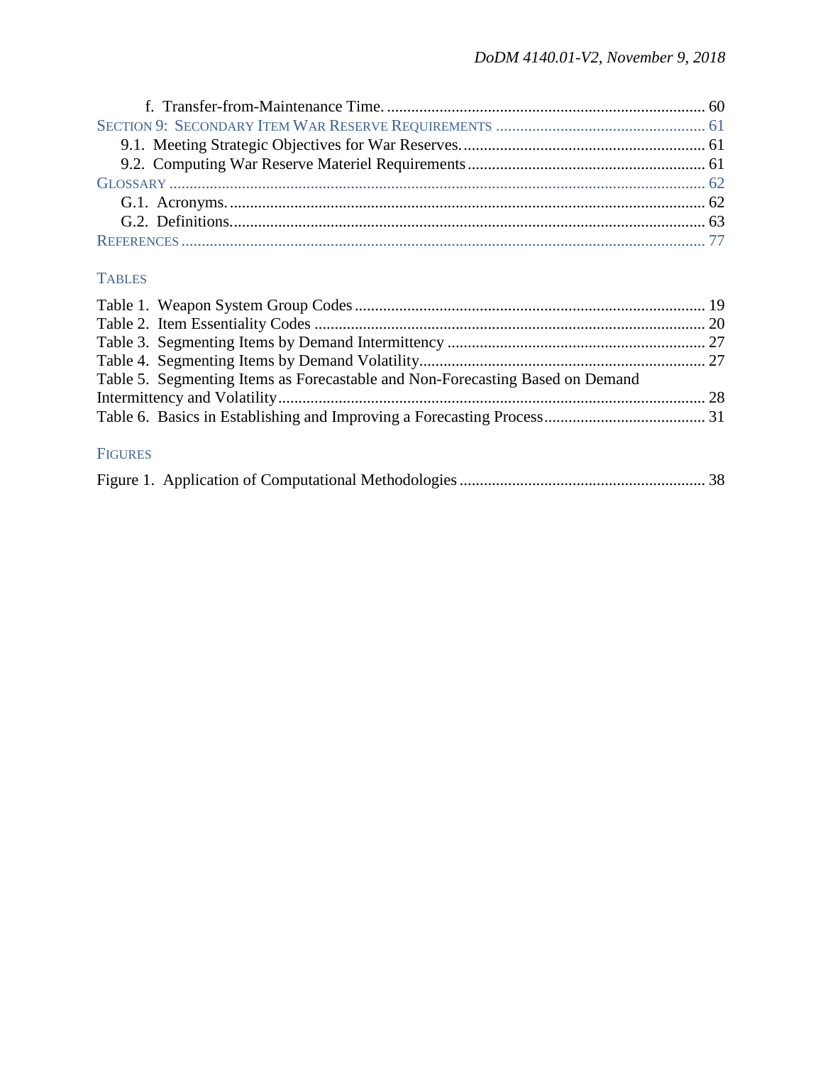f. Transfer-from-Maintenance Time. ............................................................................... 60

SECTION 9: SECONDARY ITEM WAR RESERVE REQUIREMENTS .................................................... 61

9.1. Meeting Strategic Objectives for War Reserves. ............................................................ 61

9.2. Computing War Reserve Materiel Requirements ........................................................... 61

GLOSSARY ..................................................................................................................................... 62

G.1. Acronyms. ...................................................................................................................... 62

G.2. Definitions. ..................................................................................................................... 63

REFERENCES .................................................................................................................................. 77

TABLES

Table 1. Weapon System Group Codes ....................................................................................... 19

Table 2. Item Essentiality Codes ................................................................................................. 20

Table 3. Segmenting Items by Demand Intermittency ................................................................ 27

Table 4. Segmenting Items by Demand Volatility....................................................................... 27

Table 5. Segmenting Items as Forecastable and Non-Forecasting Based on Demand Intermittency and Volatility.......................................................................................................... 28

Table 6. Basics in Establishing and Improving a Forecasting Process........................................ 31

FIGURES

Figure 1. Application of Computational Methodologies ............................................................. 38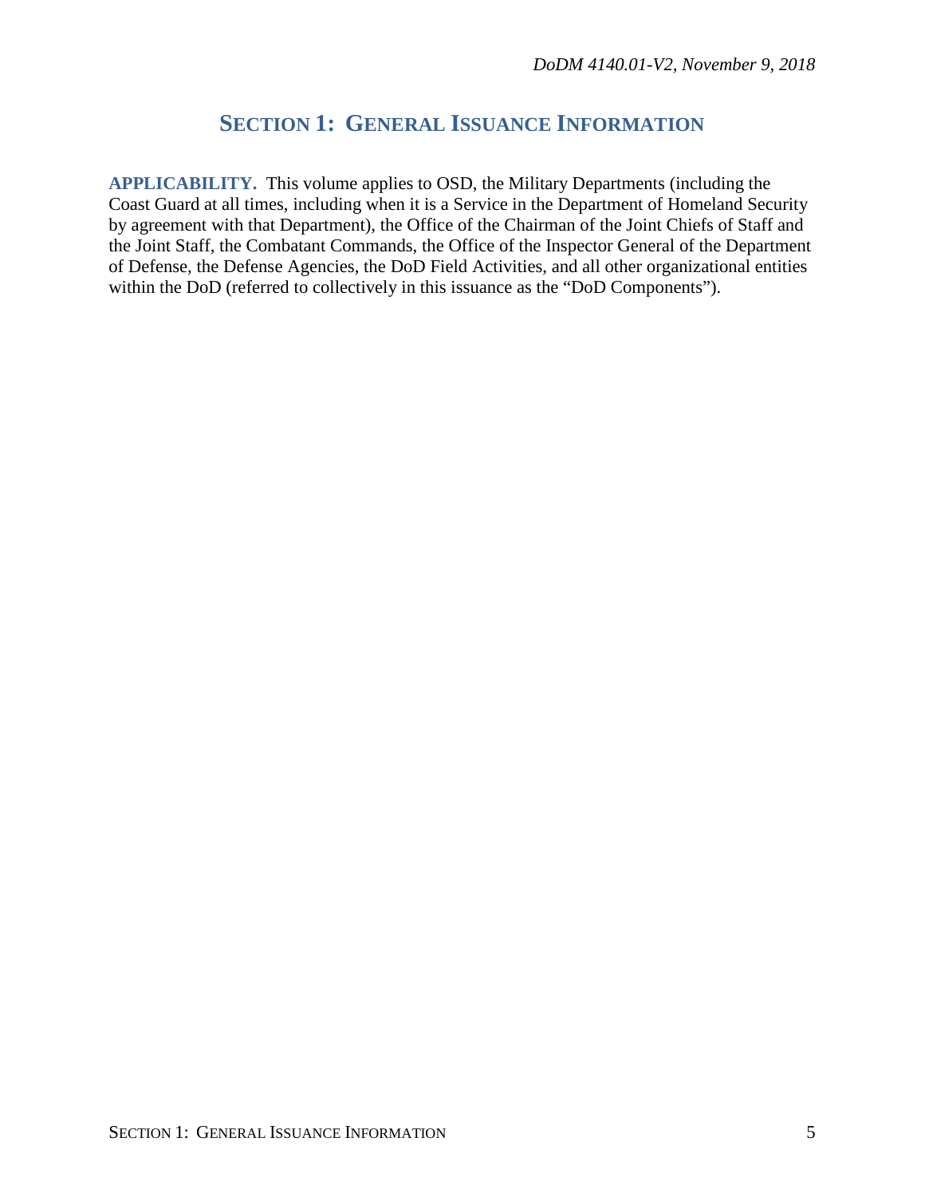# SECTION 1: GENERAL ISSUANCE INFORMATION

**APPLICABILITY.** This volume applies to OSD, the Military Departments (including the Coast Guard at all times, including when it is a Service in the Department of Homeland Security by agreement with that Department), the Office of the Chairman of the Joint Chiefs of Staff and the Joint Staff, the Combatant Commands, the Office of the Inspector General of the Department of Defense, the Defense Agencies, the DoD Field Activities, and all other organizational entities within the DoD (referred to collectively in this issuance as the "DoD Components").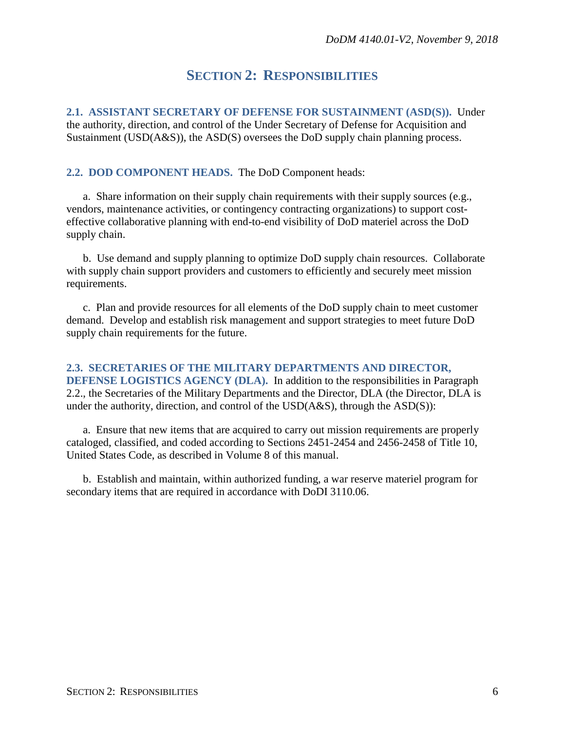# SECTION 2: RESPONSIBILITIES

**2.1. ASSISTANT SECRETARY OF DEFENSE FOR SUSTAINMENT (ASD(S)).** Under the authority, direction, and control of the Under Secretary of Defense for Acquisition and Sustainment (USD(A&S)), the ASD(S) oversees the DoD supply chain planning process.

**2.2. DOD COMPONENT HEADS.** The DoD Component heads:

a. Share information on their supply chain requirements with their supply sources (e.g., vendors, maintenance activities, or contingency contracting organizations) to support cost-effective collaborative planning with end-to-end visibility of DoD materiel across the DoD supply chain.

b. Use demand and supply planning to optimize DoD supply chain resources. Collaborate with supply chain support providers and customers to efficiently and securely meet mission requirements.

c. Plan and provide resources for all elements of the DoD supply chain to meet customer demand. Develop and establish risk management and support strategies to meet future DoD supply chain requirements for the future.

**2.3. SECRETARIES OF THE MILITARY DEPARTMENTS AND DIRECTOR, DEFENSE LOGISTICS AGENCY (DLA).** In addition to the responsibilities in Paragraph 2.2., the Secretaries of the Military Departments and the Director, DLA (the Director, DLA is under the authority, direction, and control of the USD(A&S), through the ASD(S)):

a. Ensure that new items that are acquired to carry out mission requirements are properly cataloged, classified, and coded according to Sections 2451-2454 and 2456-2458 of Title 10, United States Code, as described in Volume 8 of this manual.

b. Establish and maintain, within authorized funding, a war reserve materiel program for secondary items that are required in accordance with DoDI 3110.06.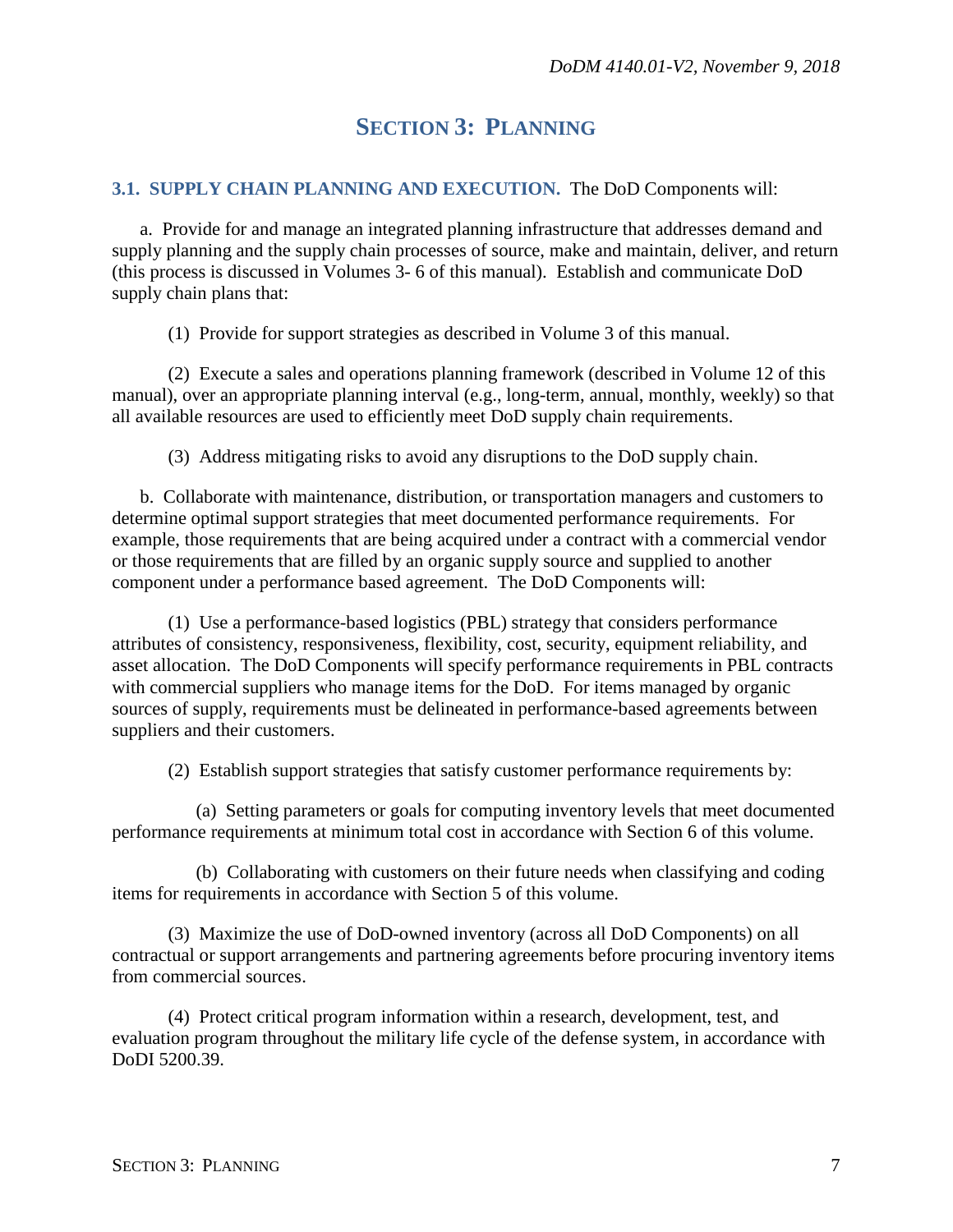# SECTION 3: PLANNING

**3.1. SUPPLY CHAIN PLANNING AND EXECUTION.** The DoD Components will:

a. Provide for and manage an integrated planning infrastructure that addresses demand and supply planning and the supply chain processes of source, make and maintain, deliver, and return (this process is discussed in Volumes 3- 6 of this manual). Establish and communicate DoD supply chain plans that:

(1) Provide for support strategies as described in Volume 3 of this manual.

(2) Execute a sales and operations planning framework (described in Volume 12 of this manual), over an appropriate planning interval (e.g., long-term, annual, monthly, weekly) so that all available resources are used to efficiently meet DoD supply chain requirements.

(3) Address mitigating risks to avoid any disruptions to the DoD supply chain.

b. Collaborate with maintenance, distribution, or transportation managers and customers to determine optimal support strategies that meet documented performance requirements. For example, those requirements that are being acquired under a contract with a commercial vendor or those requirements that are filled by an organic supply source and supplied to another component under a performance based agreement. The DoD Components will:

(1) Use a performance-based logistics (PBL) strategy that considers performance attributes of consistency, responsiveness, flexibility, cost, security, equipment reliability, and asset allocation. The DoD Components will specify performance requirements in PBL contracts with commercial suppliers who manage items for the DoD. For items managed by organic sources of supply, requirements must be delineated in performance-based agreements between suppliers and their customers.

(2) Establish support strategies that satisfy customer performance requirements by:

(a) Setting parameters or goals for computing inventory levels that meet documented performance requirements at minimum total cost in accordance with Section 6 of this volume.

(b) Collaborating with customers on their future needs when classifying and coding items for requirements in accordance with Section 5 of this volume.

(3) Maximize the use of DoD-owned inventory (across all DoD Components) on all contractual or support arrangements and partnering agreements before procuring inventory items from commercial sources.

(4) Protect critical program information within a research, development, test, and evaluation program throughout the military life cycle of the defense system, in accordance with DoDI 5200.39.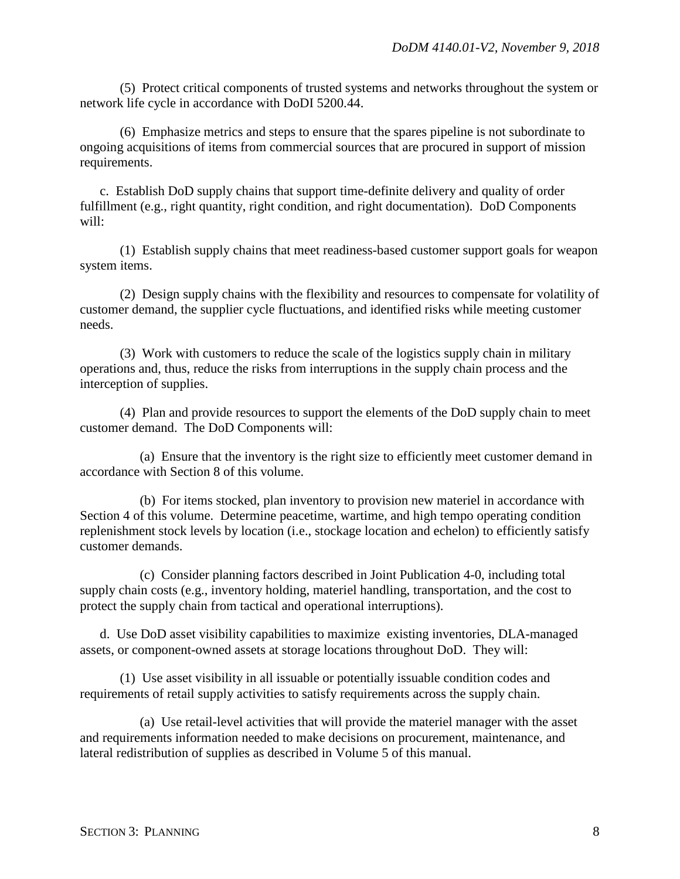(5) Protect critical components of trusted systems and networks throughout the system or network life cycle in accordance with DoDI 5200.44.

(6) Emphasize metrics and steps to ensure that the spares pipeline is not subordinate to ongoing acquisitions of items from commercial sources that are procured in support of mission requirements.

c. Establish DoD supply chains that support time-definite delivery and quality of order fulfillment (e.g., right quantity, right condition, and right documentation). DoD Components will:

(1) Establish supply chains that meet readiness-based customer support goals for weapon system items.

(2) Design supply chains with the flexibility and resources to compensate for volatility of customer demand, the supplier cycle fluctuations, and identified risks while meeting customer needs.

(3) Work with customers to reduce the scale of the logistics supply chain in military operations and, thus, reduce the risks from interruptions in the supply chain process and the interception of supplies.

(4) Plan and provide resources to support the elements of the DoD supply chain to meet customer demand. The DoD Components will:

(a) Ensure that the inventory is the right size to efficiently meet customer demand in accordance with Section 8 of this volume.

(b) For items stocked, plan inventory to provision new materiel in accordance with Section 4 of this volume. Determine peacetime, wartime, and high tempo operating condition replenishment stock levels by location (i.e., stockage location and echelon) to efficiently satisfy customer demands.

(c) Consider planning factors described in Joint Publication 4-0, including total supply chain costs (e.g., inventory holding, materiel handling, transportation, and the cost to protect the supply chain from tactical and operational interruptions).

d. Use DoD asset visibility capabilities to maximize existing inventories, DLA-managed assets, or component-owned assets at storage locations throughout DoD. They will:

(1) Use asset visibility in all issuable or potentially issuable condition codes and requirements of retail supply activities to satisfy requirements across the supply chain.

(a) Use retail-level activities that will provide the materiel manager with the asset and requirements information needed to make decisions on procurement, maintenance, and lateral redistribution of supplies as described in Volume 5 of this manual.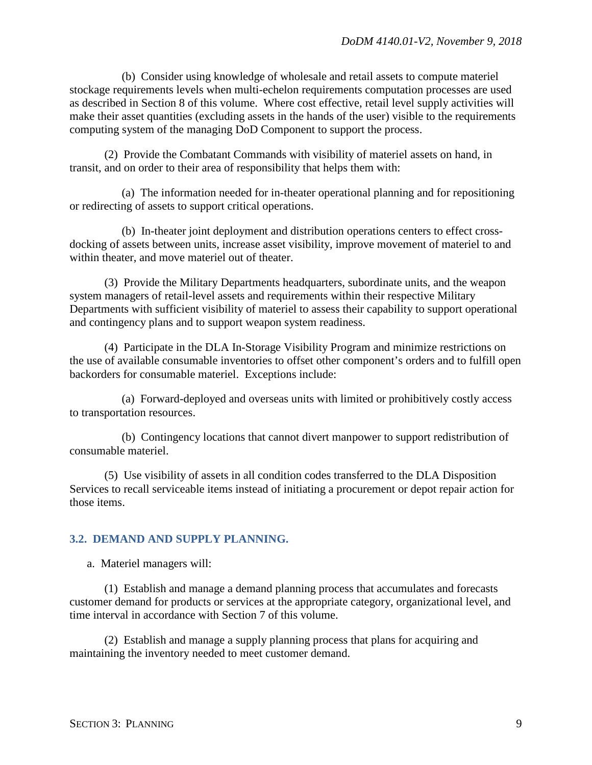(b) Consider using knowledge of wholesale and retail assets to compute materiel stockage requirements levels when multi-echelon requirements computation processes are used as described in Section 8 of this volume. Where cost effective, retail level supply activities will make their asset quantities (excluding assets in the hands of the user) visible to the requirements computing system of the managing DoD Component to support the process.

(2) Provide the Combatant Commands with visibility of materiel assets on hand, in transit, and on order to their area of responsibility that helps them with:

(a) The information needed for in-theater operational planning and for repositioning or redirecting of assets to support critical operations.

(b) In-theater joint deployment and distribution operations centers to effect cross-docking of assets between units, increase asset visibility, improve movement of materiel to and within theater, and move materiel out of theater.

(3) Provide the Military Departments headquarters, subordinate units, and the weapon system managers of retail-level assets and requirements within their respective Military Departments with sufficient visibility of materiel to assess their capability to support operational and contingency plans and to support weapon system readiness.

(4) Participate in the DLA In-Storage Visibility Program and minimize restrictions on the use of available consumable inventories to offset other component's orders and to fulfill open backorders for consumable materiel. Exceptions include:

(a) Forward-deployed and overseas units with limited or prohibitively costly access to transportation resources.

(b) Contingency locations that cannot divert manpower to support redistribution of consumable materiel.

(5) Use visibility of assets in all condition codes transferred to the DLA Disposition Services to recall serviceable items instead of initiating a procurement or depot repair action for those items.

## 3.2. DEMAND AND SUPPLY PLANNING.

a. Materiel managers will:

(1) Establish and manage a demand planning process that accumulates and forecasts customer demand for products or services at the appropriate category, organizational level, and time interval in accordance with Section 7 of this volume.

(2) Establish and manage a supply planning process that plans for acquiring and maintaining the inventory needed to meet customer demand.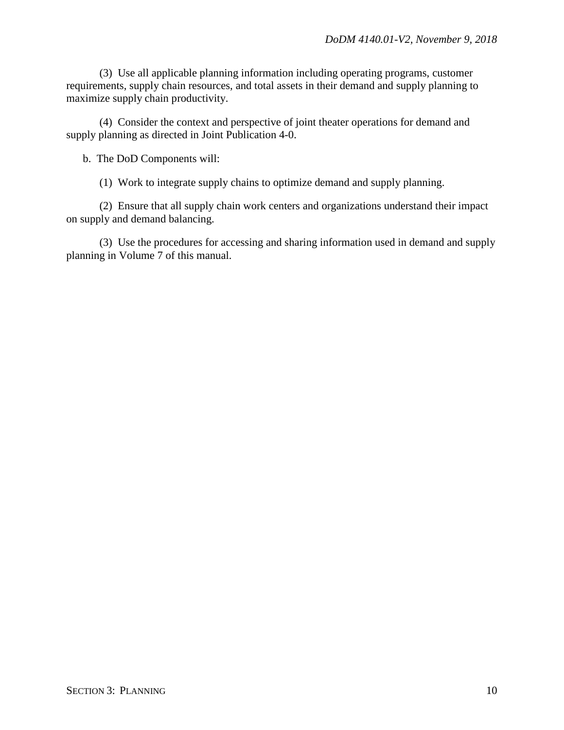(3) Use all applicable planning information including operating programs, customer requirements, supply chain resources, and total assets in their demand and supply planning to maximize supply chain productivity.

(4) Consider the context and perspective of joint theater operations for demand and supply planning as directed in Joint Publication 4-0.

b. The DoD Components will:

(1) Work to integrate supply chains to optimize demand and supply planning.

(2) Ensure that all supply chain work centers and organizations understand their impact on supply and demand balancing.

(3) Use the procedures for accessing and sharing information used in demand and supply planning in Volume 7 of this manual.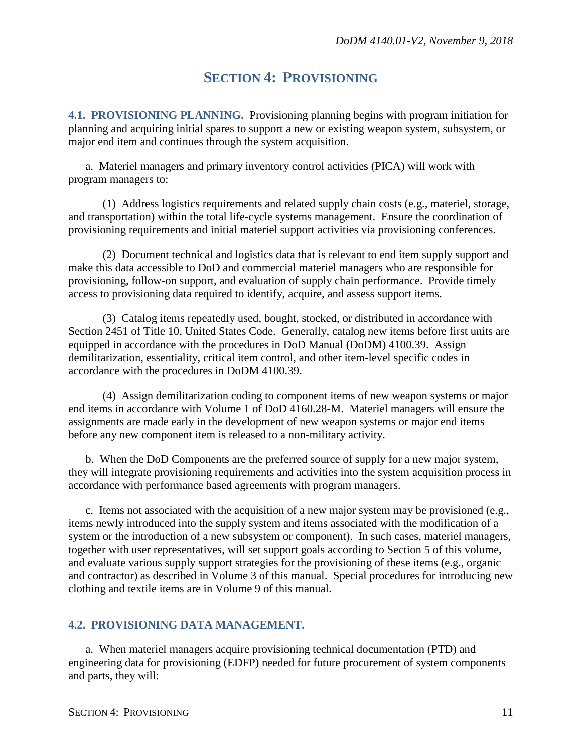# SECTION 4: PROVISIONING

**4.1. PROVISIONING PLANNING.** Provisioning planning begins with program initiation for planning and acquiring initial spares to support a new or existing weapon system, subsystem, or major end item and continues through the system acquisition.

a. Materiel managers and primary inventory control activities (PICA) will work with program managers to:

(1) Address logistics requirements and related supply chain costs (e.g., materiel, storage, and transportation) within the total life-cycle systems management. Ensure the coordination of provisioning requirements and initial materiel support activities via provisioning conferences.

(2) Document technical and logistics data that is relevant to end item supply support and make this data accessible to DoD and commercial materiel managers who are responsible for provisioning, follow-on support, and evaluation of supply chain performance. Provide timely access to provisioning data required to identify, acquire, and assess support items.

(3) Catalog items repeatedly used, bought, stocked, or distributed in accordance with Section 2451 of Title 10, United States Code. Generally, catalog new items before first units are equipped in accordance with the procedures in DoD Manual (DoDM) 4100.39. Assign demilitarization, essentiality, critical item control, and other item-level specific codes in accordance with the procedures in DoDM 4100.39.

(4) Assign demilitarization coding to component items of new weapon systems or major end items in accordance with Volume 1 of DoD 4160.28-M. Materiel managers will ensure the assignments are made early in the development of new weapon systems or major end items before any new component item is released to a non-military activity.

b. When the DoD Components are the preferred source of supply for a new major system, they will integrate provisioning requirements and activities into the system acquisition process in accordance with performance based agreements with program managers.

c. Items not associated with the acquisition of a new major system may be provisioned (e.g., items newly introduced into the supply system and items associated with the modification of a system or the introduction of a new subsystem or component). In such cases, materiel managers, together with user representatives, will set support goals according to Section 5 of this volume, and evaluate various supply support strategies for the provisioning of these items (e.g., organic and contractor) as described in Volume 3 of this manual. Special procedures for introducing new clothing and textile items are in Volume 9 of this manual.

**4.2. PROVISIONING DATA MANAGEMENT.**

a. When materiel managers acquire provisioning technical documentation (PTD) and engineering data for provisioning (EDFP) needed for future procurement of system components and parts, they will: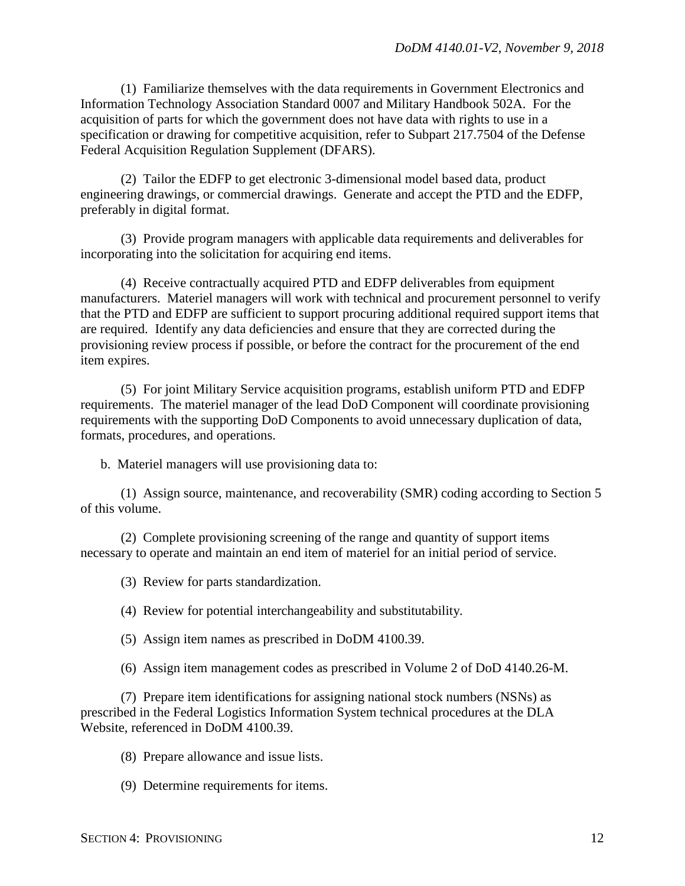(1) Familiarize themselves with the data requirements in Government Electronics and Information Technology Association Standard 0007 and Military Handbook 502A. For the acquisition of parts for which the government does not have data with rights to use in a specification or drawing for competitive acquisition, refer to Subpart 217.7504 of the Defense Federal Acquisition Regulation Supplement (DFARS).

(2) Tailor the EDFP to get electronic 3-dimensional model based data, product engineering drawings, or commercial drawings. Generate and accept the PTD and the EDFP, preferably in digital format.

(3) Provide program managers with applicable data requirements and deliverables for incorporating into the solicitation for acquiring end items.

(4) Receive contractually acquired PTD and EDFP deliverables from equipment manufacturers. Materiel managers will work with technical and procurement personnel to verify that the PTD and EDFP are sufficient to support procuring additional required support items that are required. Identify any data deficiencies and ensure that they are corrected during the provisioning review process if possible, or before the contract for the procurement of the end item expires.

(5) For joint Military Service acquisition programs, establish uniform PTD and EDFP requirements. The materiel manager of the lead DoD Component will coordinate provisioning requirements with the supporting DoD Components to avoid unnecessary duplication of data, formats, procedures, and operations.

b. Materiel managers will use provisioning data to:

(1) Assign source, maintenance, and recoverability (SMR) coding according to Section 5 of this volume.

(2) Complete provisioning screening of the range and quantity of support items necessary to operate and maintain an end item of materiel for an initial period of service.

(3) Review for parts standardization.

(4) Review for potential interchangeability and substitutability.

(5) Assign item names as prescribed in DoDM 4100.39.

(6) Assign item management codes as prescribed in Volume 2 of DoD 4140.26-M.

(7) Prepare item identifications for assigning national stock numbers (NSNs) as prescribed in the Federal Logistics Information System technical procedures at the DLA Website, referenced in DoDM 4100.39.

(8) Prepare allowance and issue lists.

(9) Determine requirements for items.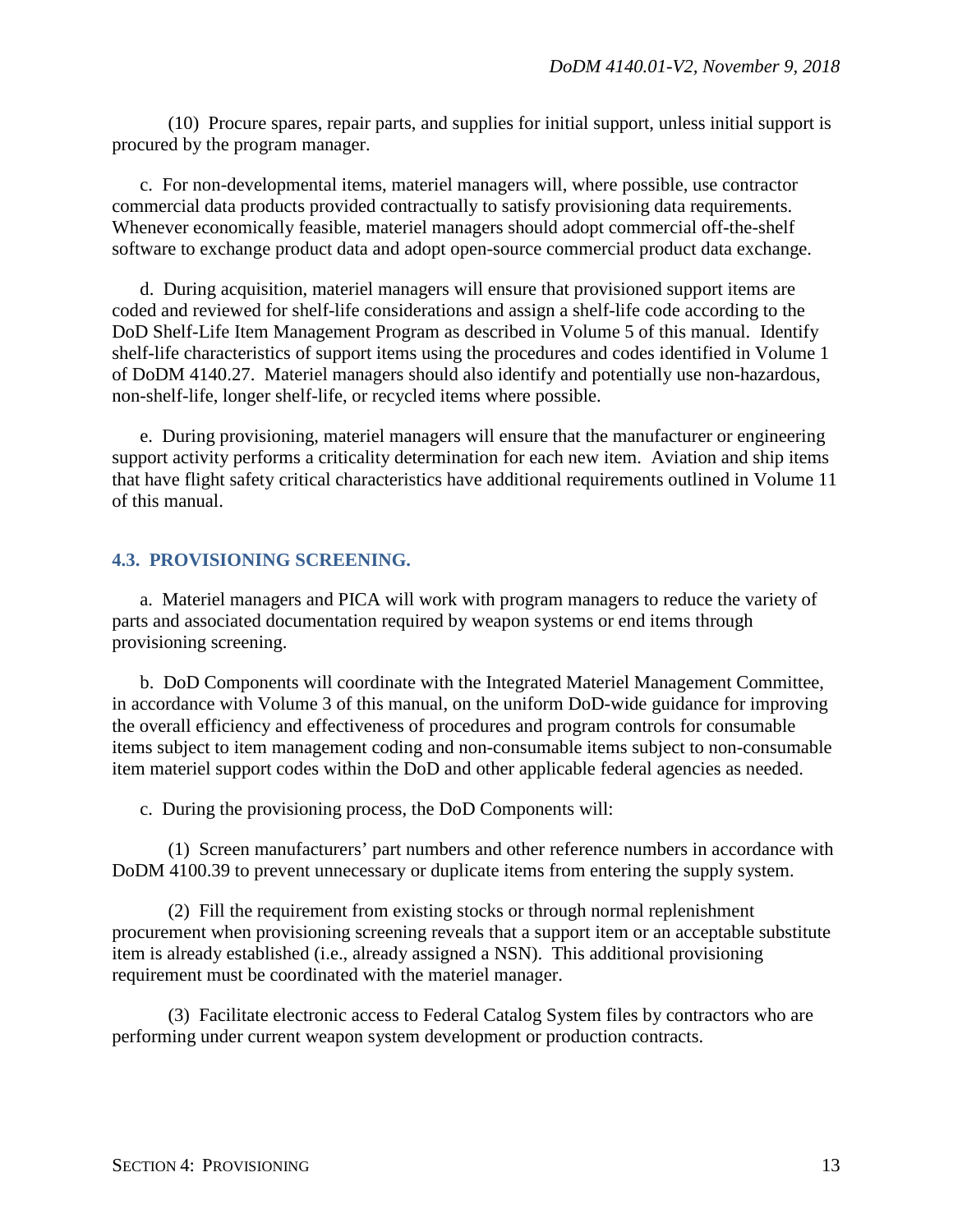(10) Procure spares, repair parts, and supplies for initial support, unless initial support is procured by the program manager.

c. For non-developmental items, materiel managers will, where possible, use contractor commercial data products provided contractually to satisfy provisioning data requirements. Whenever economically feasible, materiel managers should adopt commercial off-the-shelf software to exchange product data and adopt open-source commercial product data exchange.

d. During acquisition, materiel managers will ensure that provisioned support items are coded and reviewed for shelf-life considerations and assign a shelf-life code according to the DoD Shelf-Life Item Management Program as described in Volume 5 of this manual. Identify shelf-life characteristics of support items using the procedures and codes identified in Volume 1 of DoDM 4140.27. Materiel managers should also identify and potentially use non-hazardous, non-shelf-life, longer shelf-life, or recycled items where possible.

e. During provisioning, materiel managers will ensure that the manufacturer or engineering support activity performs a criticality determination for each new item. Aviation and ship items that have flight safety critical characteristics have additional requirements outlined in Volume 11 of this manual.

## 4.3. PROVISIONING SCREENING.

a. Materiel managers and PICA will work with program managers to reduce the variety of parts and associated documentation required by weapon systems or end items through provisioning screening.

b. DoD Components will coordinate with the Integrated Materiel Management Committee, in accordance with Volume 3 of this manual, on the uniform DoD-wide guidance for improving the overall efficiency and effectiveness of procedures and program controls for consumable items subject to item management coding and non-consumable items subject to non-consumable item materiel support codes within the DoD and other applicable federal agencies as needed.

c. During the provisioning process, the DoD Components will:

(1) Screen manufacturers' part numbers and other reference numbers in accordance with DoDM 4100.39 to prevent unnecessary or duplicate items from entering the supply system.

(2) Fill the requirement from existing stocks or through normal replenishment procurement when provisioning screening reveals that a support item or an acceptable substitute item is already established (i.e., already assigned a NSN). This additional provisioning requirement must be coordinated with the materiel manager.

(3) Facilitate electronic access to Federal Catalog System files by contractors who are performing under current weapon system development or production contracts.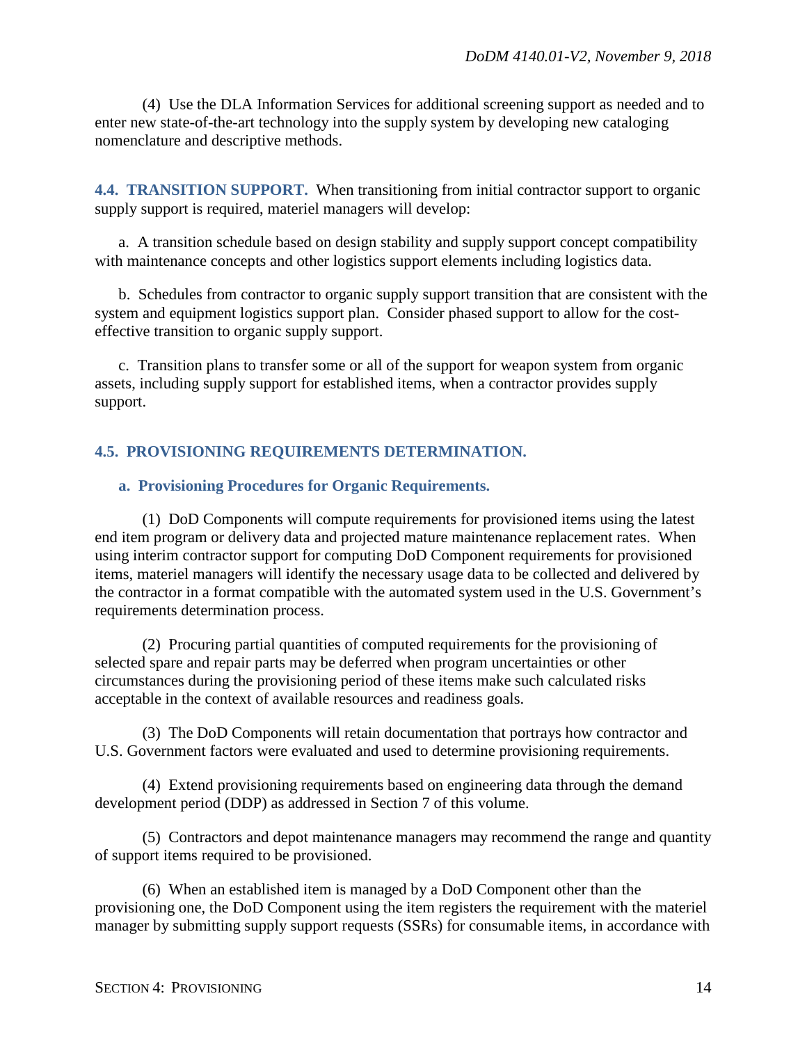(4) Use the DLA Information Services for additional screening support as needed and to enter new state-of-the-art technology into the supply system by developing new cataloging nomenclature and descriptive methods.

## 4.4. TRANSITION SUPPORT.

**4.4. TRANSITION SUPPORT.** When transitioning from initial contractor support to organic supply support is required, materiel managers will develop:

a. A transition schedule based on design stability and supply support concept compatibility with maintenance concepts and other logistics support elements including logistics data.

b. Schedules from contractor to organic supply support transition that are consistent with the system and equipment logistics support plan. Consider phased support to allow for the cost-effective transition to organic supply support.

c. Transition plans to transfer some or all of the support for weapon system from organic assets, including supply support for established items, when a contractor provides supply support.

## 4.5. PROVISIONING REQUIREMENTS DETERMINATION.

### a. Provisioning Procedures for Organic Requirements.

(1) DoD Components will compute requirements for provisioned items using the latest end item program or delivery data and projected mature maintenance replacement rates. When using interim contractor support for computing DoD Component requirements for provisioned items, materiel managers will identify the necessary usage data to be collected and delivered by the contractor in a format compatible with the automated system used in the U.S. Government's requirements determination process.

(2) Procuring partial quantities of computed requirements for the provisioning of selected spare and repair parts may be deferred when program uncertainties or other circumstances during the provisioning period of these items make such calculated risks acceptable in the context of available resources and readiness goals.

(3) The DoD Components will retain documentation that portrays how contractor and U.S. Government factors were evaluated and used to determine provisioning requirements.

(4) Extend provisioning requirements based on engineering data through the demand development period (DDP) as addressed in Section 7 of this volume.

(5) Contractors and depot maintenance managers may recommend the range and quantity of support items required to be provisioned.

(6) When an established item is managed by a DoD Component other than the provisioning one, the DoD Component using the item registers the requirement with the materiel manager by submitting supply support requests (SSRs) for consumable items, in accordance with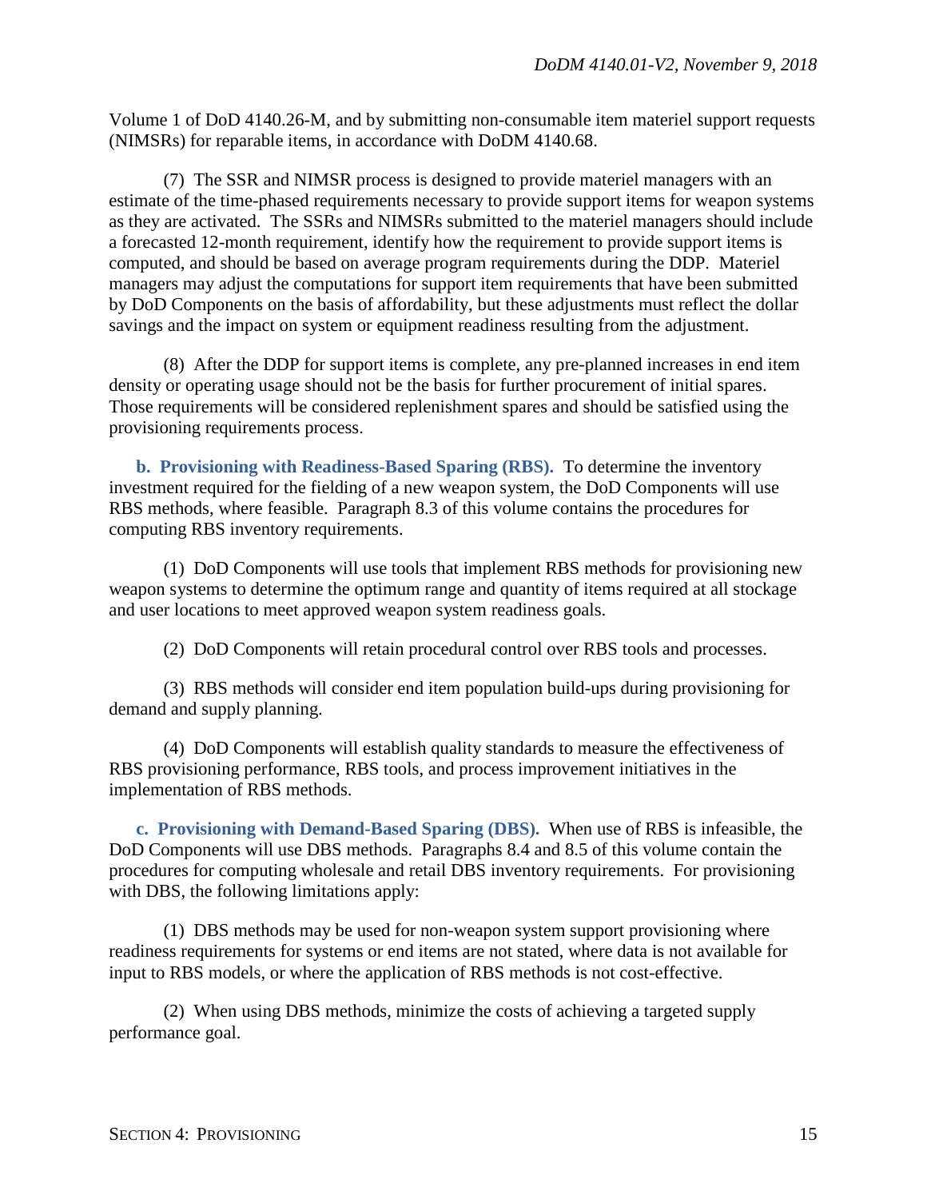Volume 1 of DoD 4140.26-M, and by submitting non-consumable item materiel support requests (NIMSRs) for reparable items, in accordance with DoDM 4140.68.

(7) The SSR and NIMSR process is designed to provide materiel managers with an estimate of the time-phased requirements necessary to provide support items for weapon systems as they are activated. The SSRs and NIMSRs submitted to the materiel managers should include a forecasted 12-month requirement, identify how the requirement to provide support items is computed, and should be based on average program requirements during the DDP. Materiel managers may adjust the computations for support item requirements that have been submitted by DoD Components on the basis of affordability, but these adjustments must reflect the dollar savings and the impact on system or equipment readiness resulting from the adjustment.

(8) After the DDP for support items is complete, any pre-planned increases in end item density or operating usage should not be the basis for further procurement of initial spares. Those requirements will be considered replenishment spares and should be satisfied using the provisioning requirements process.

**b. Provisioning with Readiness-Based Sparing (RBS).** To determine the inventory investment required for the fielding of a new weapon system, the DoD Components will use RBS methods, where feasible. Paragraph 8.3 of this volume contains the procedures for computing RBS inventory requirements.

(1) DoD Components will use tools that implement RBS methods for provisioning new weapon systems to determine the optimum range and quantity of items required at all stockage and user locations to meet approved weapon system readiness goals.

(2) DoD Components will retain procedural control over RBS tools and processes.

(3) RBS methods will consider end item population build-ups during provisioning for demand and supply planning.

(4) DoD Components will establish quality standards to measure the effectiveness of RBS provisioning performance, RBS tools, and process improvement initiatives in the implementation of RBS methods.

**c. Provisioning with Demand-Based Sparing (DBS).** When use of RBS is infeasible, the DoD Components will use DBS methods. Paragraphs 8.4 and 8.5 of this volume contain the procedures for computing wholesale and retail DBS inventory requirements. For provisioning with DBS, the following limitations apply:

(1) DBS methods may be used for non-weapon system support provisioning where readiness requirements for systems or end items are not stated, where data is not available for input to RBS models, or where the application of RBS methods is not cost-effective.

(2) When using DBS methods, minimize the costs of achieving a targeted supply performance goal.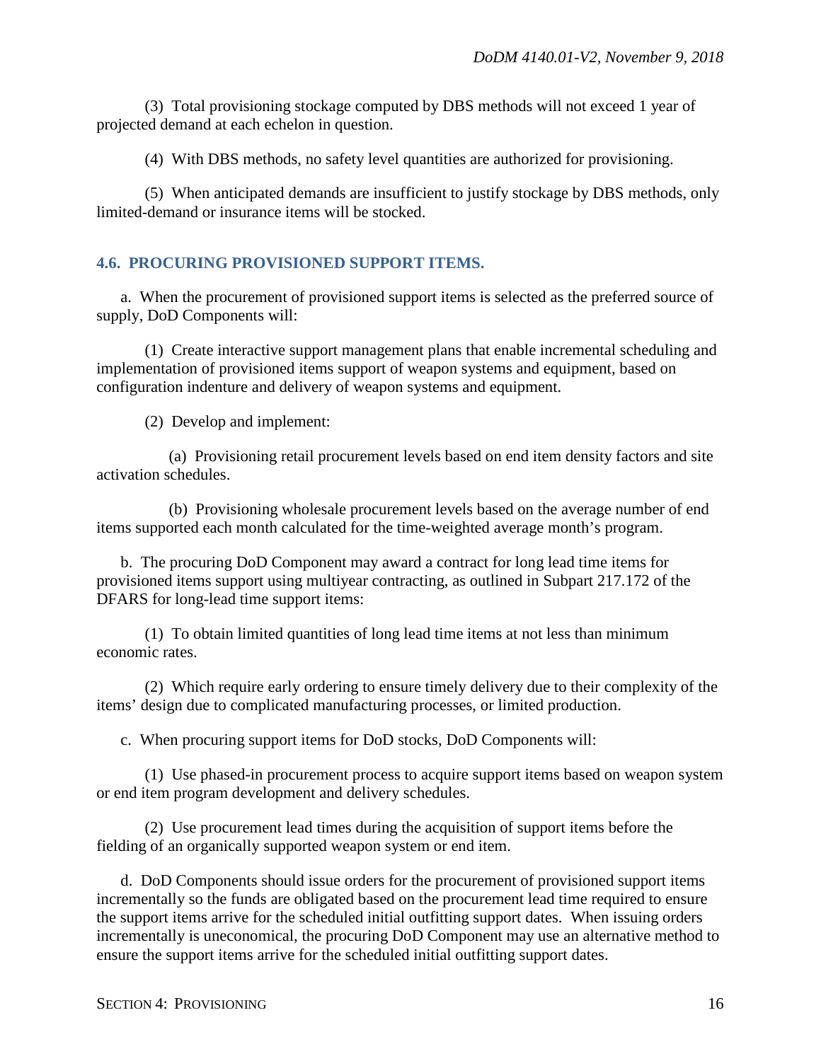(3) Total provisioning stockage computed by DBS methods will not exceed 1 year of projected demand at each echelon in question.

(4) With DBS methods, no safety level quantities are authorized for provisioning.

(5) When anticipated demands are insufficient to justify stockage by DBS methods, only limited-demand or insurance items will be stocked.

## 4.6. PROCURING PROVISIONED SUPPORT ITEMS.

a. When the procurement of provisioned support items is selected as the preferred source of supply, DoD Components will:

(1) Create interactive support management plans that enable incremental scheduling and implementation of provisioned items support of weapon systems and equipment, based on configuration indenture and delivery of weapon systems and equipment.

(2) Develop and implement:

(a) Provisioning retail procurement levels based on end item density factors and site activation schedules.

(b) Provisioning wholesale procurement levels based on the average number of end items supported each month calculated for the time-weighted average month's program.

b. The procuring DoD Component may award a contract for long lead time items for provisioned items support using multiyear contracting, as outlined in Subpart 217.172 of the DFARS for long-lead time support items:

(1) To obtain limited quantities of long lead time items at not less than minimum economic rates.

(2) Which require early ordering to ensure timely delivery due to their complexity of the items' design due to complicated manufacturing processes, or limited production.

c. When procuring support items for DoD stocks, DoD Components will:

(1) Use phased-in procurement process to acquire support items based on weapon system or end item program development and delivery schedules.

(2) Use procurement lead times during the acquisition of support items before the fielding of an organically supported weapon system or end item.

d. DoD Components should issue orders for the procurement of provisioned support items incrementally so the funds are obligated based on the procurement lead time required to ensure the support items arrive for the scheduled initial outfitting support dates. When issuing orders incrementally is uneconomical, the procuring DoD Component may use an alternative method to ensure the support items arrive for the scheduled initial outfitting support dates.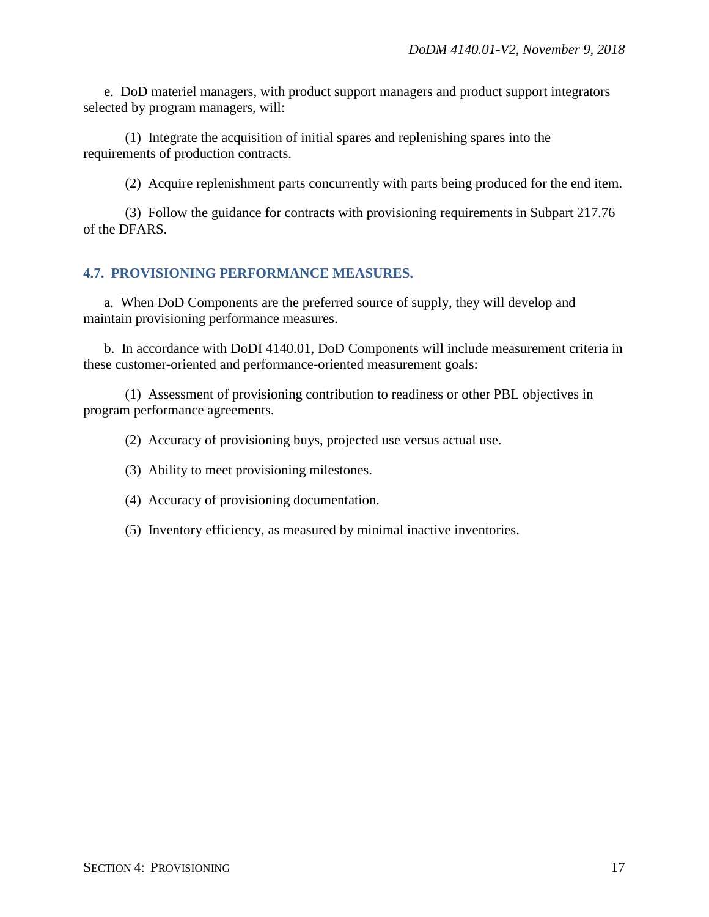e. DoD materiel managers, with product support managers and product support integrators selected by program managers, will:

(1) Integrate the acquisition of initial spares and replenishing spares into the requirements of production contracts.

(2) Acquire replenishment parts concurrently with parts being produced for the end item.

(3) Follow the guidance for contracts with provisioning requirements in Subpart 217.76 of the DFARS.

## 4.7. PROVISIONING PERFORMANCE MEASURES.

a. When DoD Components are the preferred source of supply, they will develop and maintain provisioning performance measures.

b. In accordance with DoDI 4140.01, DoD Components will include measurement criteria in these customer-oriented and performance-oriented measurement goals:

(1) Assessment of provisioning contribution to readiness or other PBL objectives in program performance agreements.

(2) Accuracy of provisioning buys, projected use versus actual use.

(3) Ability to meet provisioning milestones.

(4) Accuracy of provisioning documentation.

(5) Inventory efficiency, as measured by minimal inactive inventories.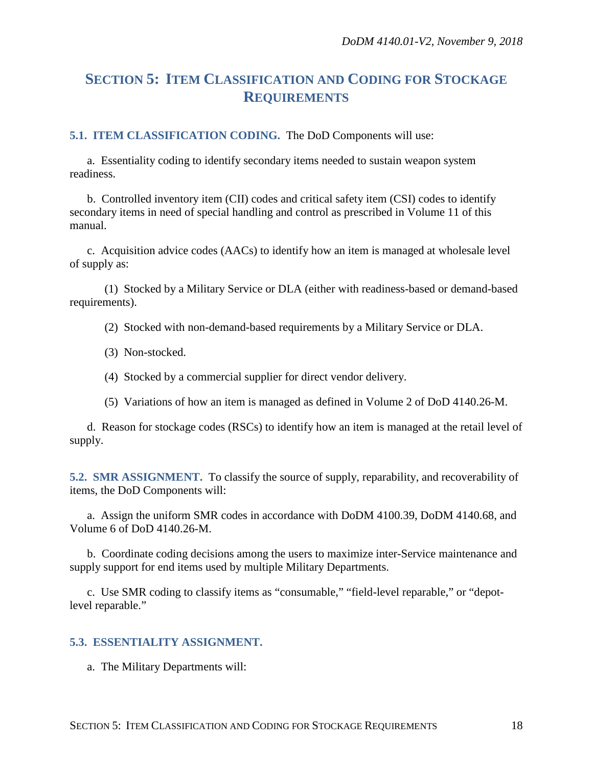# SECTION 5: ITEM CLASSIFICATION AND CODING FOR STOCKAGE REQUIREMENTS

**5.1. ITEM CLASSIFICATION CODING.** The DoD Components will use:

a. Essentiality coding to identify secondary items needed to sustain weapon system readiness.

b. Controlled inventory item (CII) codes and critical safety item (CSI) codes to identify secondary items in need of special handling and control as prescribed in Volume 11 of this manual.

c. Acquisition advice codes (AACs) to identify how an item is managed at wholesale level of supply as:

(1) Stocked by a Military Service or DLA (either with readiness-based or demand-based requirements).

(2) Stocked with non-demand-based requirements by a Military Service or DLA.

(3) Non-stocked.

(4) Stocked by a commercial supplier for direct vendor delivery.

(5) Variations of how an item is managed as defined in Volume 2 of DoD 4140.26-M.

d. Reason for stockage codes (RSCs) to identify how an item is managed at the retail level of supply.

**5.2. SMR ASSIGNMENT.** To classify the source of supply, reparability, and recoverability of items, the DoD Components will:

a. Assign the uniform SMR codes in accordance with DoDM 4100.39, DoDM 4140.68, and Volume 6 of DoD 4140.26-M.

b. Coordinate coding decisions among the users to maximize inter-Service maintenance and supply support for end items used by multiple Military Departments.

c. Use SMR coding to classify items as "consumable," "field-level reparable," or "depot-level reparable."

**5.3. ESSENTIALITY ASSIGNMENT.**

a. The Military Departments will: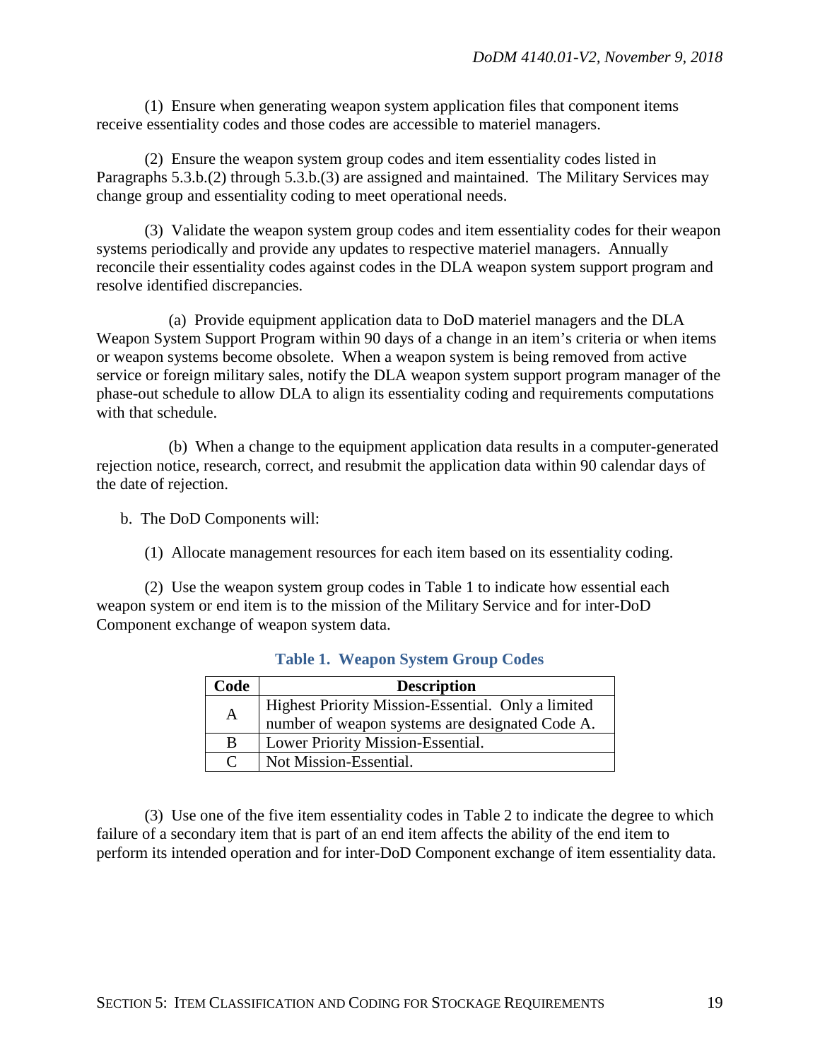(1) Ensure when generating weapon system application files that component items receive essentiality codes and those codes are accessible to materiel managers.

(2) Ensure the weapon system group codes and item essentiality codes listed in Paragraphs 5.3.b.(2) through 5.3.b.(3) are assigned and maintained. The Military Services may change group and essentiality coding to meet operational needs.

(3) Validate the weapon system group codes and item essentiality codes for their weapon systems periodically and provide any updates to respective materiel managers. Annually reconcile their essentiality codes against codes in the DLA weapon system support program and resolve identified discrepancies.

(a) Provide equipment application data to DoD materiel managers and the DLA Weapon System Support Program within 90 days of a change in an item's criteria or when items or weapon systems become obsolete. When a weapon system is being removed from active service or foreign military sales, notify the DLA weapon system support program manager of the phase-out schedule to allow DLA to align its essentiality coding and requirements computations with that schedule.

(b) When a change to the equipment application data results in a computer-generated rejection notice, research, correct, and resubmit the application data within 90 calendar days of the date of rejection.

b. The DoD Components will:

(1) Allocate management resources for each item based on its essentiality coding.

(2) Use the weapon system group codes in Table 1 to indicate how essential each weapon system or end item is to the mission of the Military Service and for inter-DoD Component exchange of weapon system data.

**Table 1. Weapon System Group Codes**

| Code | Description |
| --- | --- |
| A | Highest Priority Mission-Essential. Only a limited number of weapon systems are designated Code A. |
| B | Lower Priority Mission-Essential. |
| C | Not Mission-Essential. |

(3) Use one of the five item essentiality codes in Table 2 to indicate the degree to which failure of a secondary item that is part of an end item affects the ability of the end item to perform its intended operation and for inter-DoD Component exchange of item essentiality data.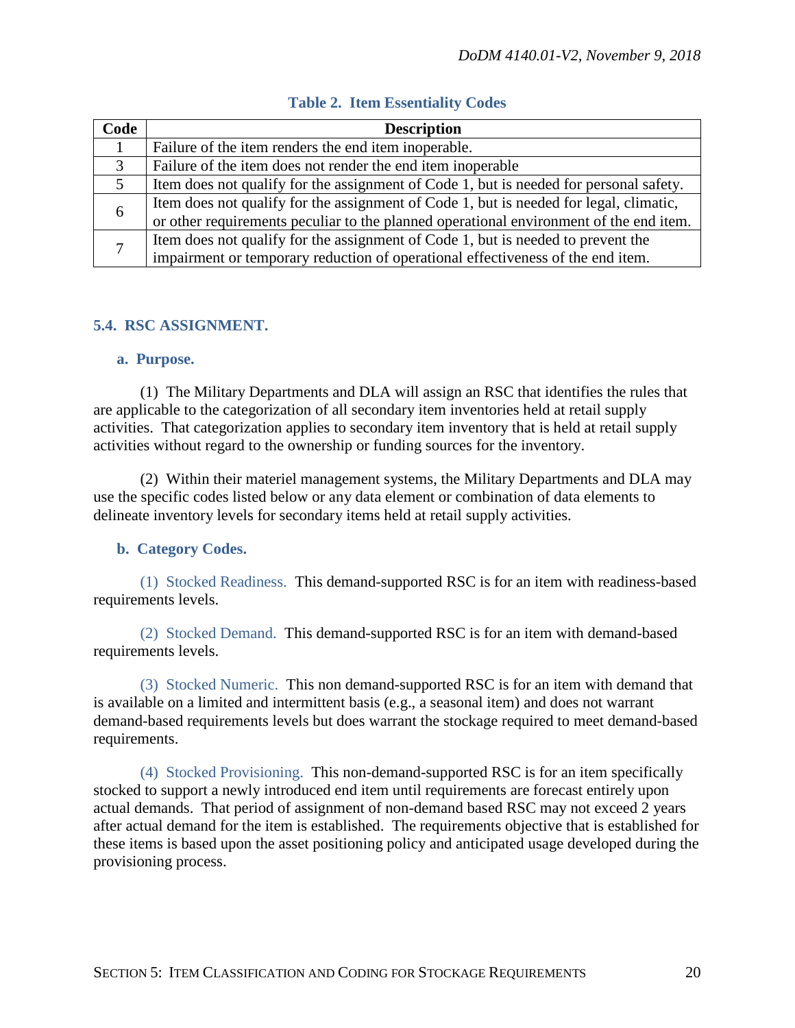**Table 2. Item Essentiality Codes**

| Code | Description |
|---|---|
| 1 | Failure of the item renders the end item inoperable. |
| 3 | Failure of the item does not render the end item inoperable |
| 5 | Item does not qualify for the assignment of Code 1, but is needed for personal safety. |
| 6 | Item does not qualify for the assignment of Code 1, but is needed for legal, climatic, or other requirements peculiar to the planned operational environment of the end item. |
| 7 | Item does not qualify for the assignment of Code 1, but is needed to prevent the impairment or temporary reduction of operational effectiveness of the end item. |

## 5.4. RSC ASSIGNMENT.

### a. Purpose.

(1) The Military Departments and DLA will assign an RSC that identifies the rules that are applicable to the categorization of all secondary item inventories held at retail supply activities. That categorization applies to secondary item inventory that is held at retail supply activities without regard to the ownership or funding sources for the inventory.

(2) Within their materiel management systems, the Military Departments and DLA may use the specific codes listed below or any data element or combination of data elements to delineate inventory levels for secondary items held at retail supply activities.

### b. Category Codes.

(1) Stocked Readiness. This demand-supported RSC is for an item with readiness-based requirements levels.

(2) Stocked Demand. This demand-supported RSC is for an item with demand-based requirements levels.

(3) Stocked Numeric. This non demand-supported RSC is for an item with demand that is available on a limited and intermittent basis (e.g., a seasonal item) and does not warrant demand-based requirements levels but does warrant the stockage required to meet demand-based requirements.

(4) Stocked Provisioning. This non-demand-supported RSC is for an item specifically stocked to support a newly introduced end item until requirements are forecast entirely upon actual demands. That period of assignment of non-demand based RSC may not exceed 2 years after actual demand for the item is established. The requirements objective that is established for these items is based upon the asset positioning policy and anticipated usage developed during the provisioning process.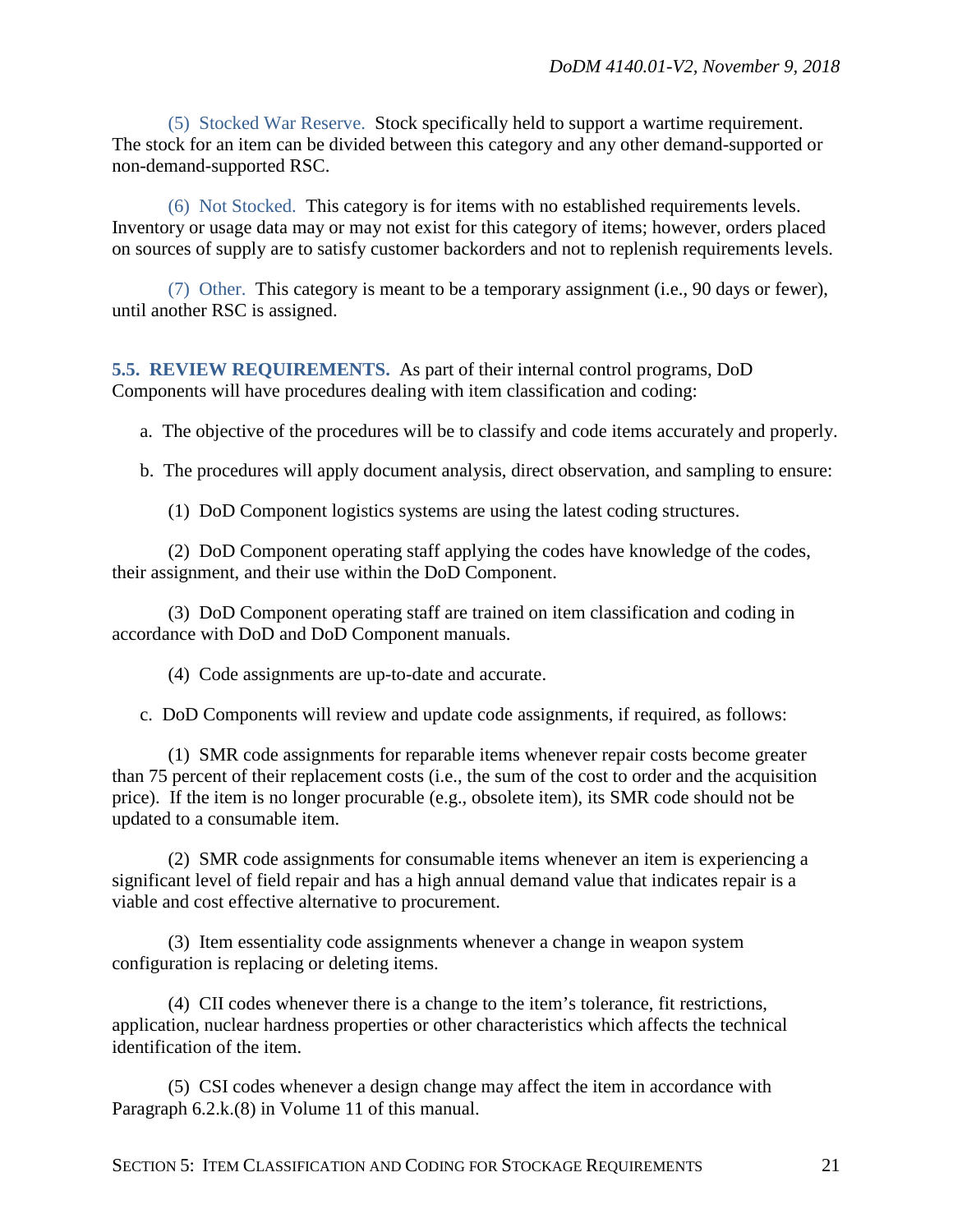(5) Stocked War Reserve. Stock specifically held to support a wartime requirement. The stock for an item can be divided between this category and any other demand-supported or non-demand-supported RSC.

(6) Not Stocked. This category is for items with no established requirements levels. Inventory or usage data may or may not exist for this category of items; however, orders placed on sources of supply are to satisfy customer backorders and not to replenish requirements levels.

(7) Other. This category is meant to be a temporary assignment (i.e., 90 days or fewer), until another RSC is assigned.

**5.5. REVIEW REQUIREMENTS.** As part of their internal control programs, DoD Components will have procedures dealing with item classification and coding:

a. The objective of the procedures will be to classify and code items accurately and properly.

b. The procedures will apply document analysis, direct observation, and sampling to ensure:

(1) DoD Component logistics systems are using the latest coding structures.

(2) DoD Component operating staff applying the codes have knowledge of the codes, their assignment, and their use within the DoD Component.

(3) DoD Component operating staff are trained on item classification and coding in accordance with DoD and DoD Component manuals.

(4) Code assignments are up-to-date and accurate.

c. DoD Components will review and update code assignments, if required, as follows:

(1) SMR code assignments for reparable items whenever repair costs become greater than 75 percent of their replacement costs (i.e., the sum of the cost to order and the acquisition price). If the item is no longer procurable (e.g., obsolete item), its SMR code should not be updated to a consumable item.

(2) SMR code assignments for consumable items whenever an item is experiencing a significant level of field repair and has a high annual demand value that indicates repair is a viable and cost effective alternative to procurement.

(3) Item essentiality code assignments whenever a change in weapon system configuration is replacing or deleting items.

(4) CII codes whenever there is a change to the item's tolerance, fit restrictions, application, nuclear hardness properties or other characteristics which affects the technical identification of the item.

(5) CSI codes whenever a design change may affect the item in accordance with Paragraph 6.2.k.(8) in Volume 11 of this manual.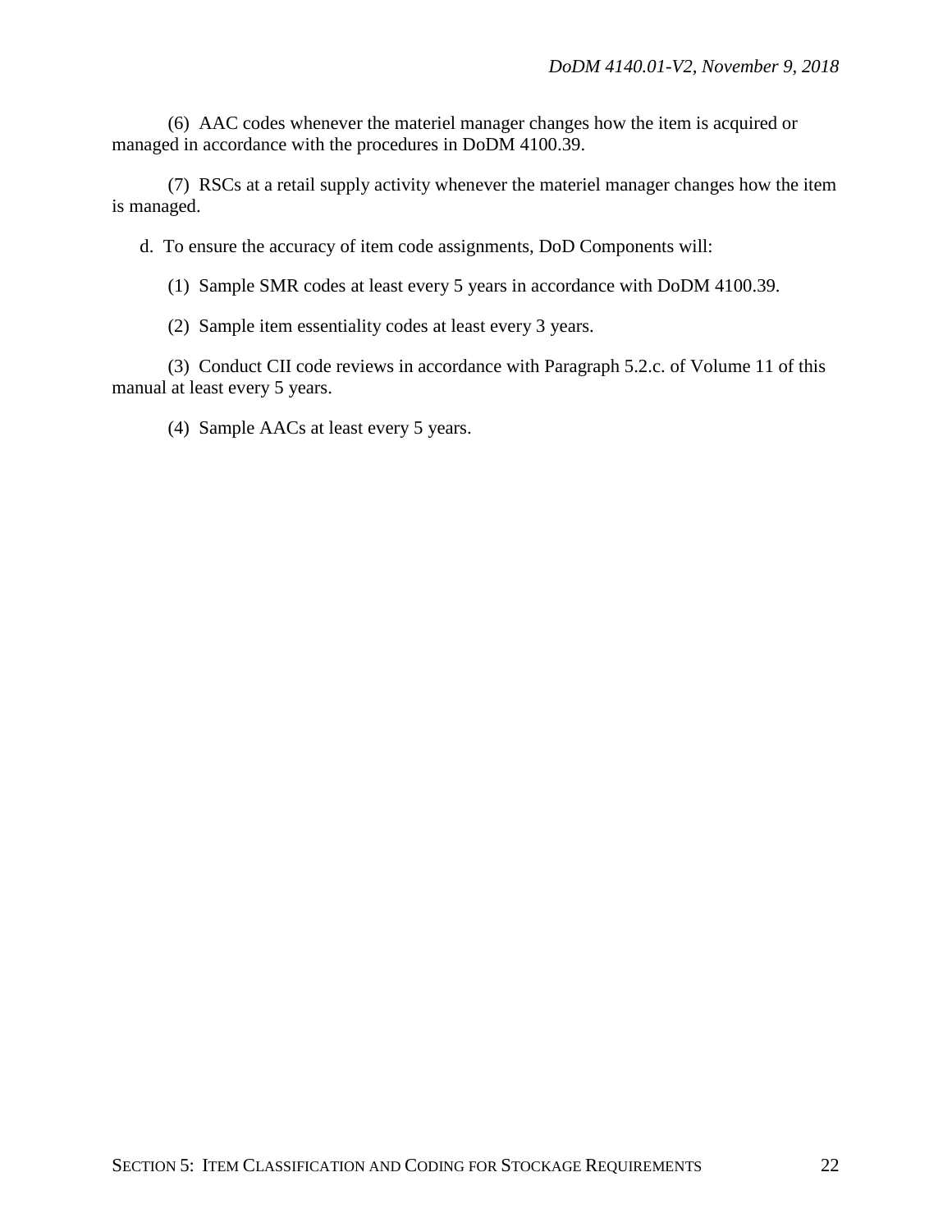(6) AAC codes whenever the materiel manager changes how the item is acquired or managed in accordance with the procedures in DoDM 4100.39.

(7) RSCs at a retail supply activity whenever the materiel manager changes how the item is managed.

d. To ensure the accuracy of item code assignments, DoD Components will:

(1) Sample SMR codes at least every 5 years in accordance with DoDM 4100.39.

(2) Sample item essentiality codes at least every 3 years.

(3) Conduct CII code reviews in accordance with Paragraph 5.2.c. of Volume 11 of this manual at least every 5 years.

(4) Sample AACs at least every 5 years.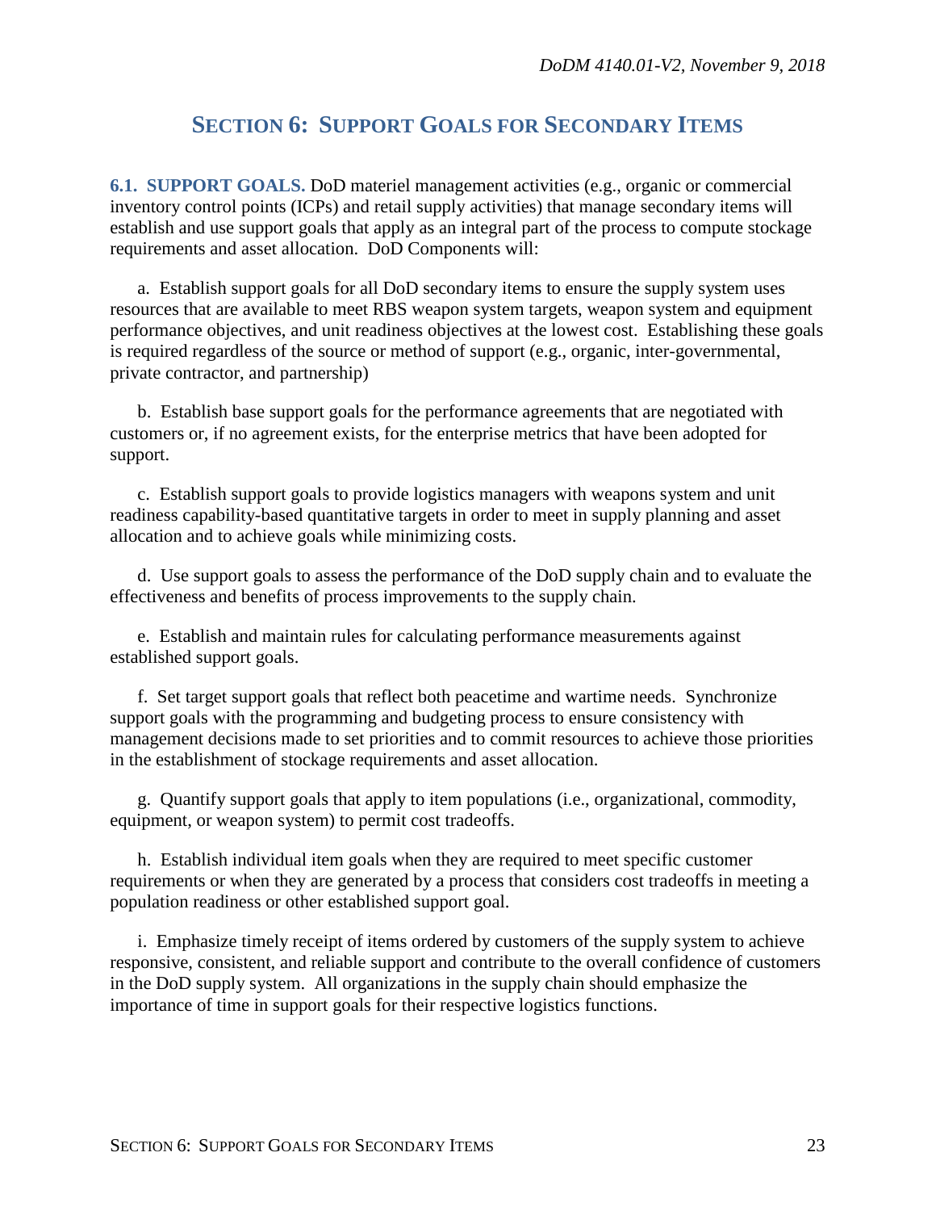## SECTION 6: SUPPORT GOALS FOR SECONDARY ITEMS

**6.1. SUPPORT GOALS.** DoD materiel management activities (e.g., organic or commercial inventory control points (ICPs) and retail supply activities) that manage secondary items will establish and use support goals that apply as an integral part of the process to compute stockage requirements and asset allocation. DoD Components will:

a. Establish support goals for all DoD secondary items to ensure the supply system uses resources that are available to meet RBS weapon system targets, weapon system and equipment performance objectives, and unit readiness objectives at the lowest cost. Establishing these goals is required regardless of the source or method of support (e.g., organic, inter-governmental, private contractor, and partnership)

b. Establish base support goals for the performance agreements that are negotiated with customers or, if no agreement exists, for the enterprise metrics that have been adopted for support.

c. Establish support goals to provide logistics managers with weapons system and unit readiness capability-based quantitative targets in order to meet in supply planning and asset allocation and to achieve goals while minimizing costs.

d. Use support goals to assess the performance of the DoD supply chain and to evaluate the effectiveness and benefits of process improvements to the supply chain.

e. Establish and maintain rules for calculating performance measurements against established support goals.

f. Set target support goals that reflect both peacetime and wartime needs. Synchronize support goals with the programming and budgeting process to ensure consistency with management decisions made to set priorities and to commit resources to achieve those priorities in the establishment of stockage requirements and asset allocation.

g. Quantify support goals that apply to item populations (i.e., organizational, commodity, equipment, or weapon system) to permit cost tradeoffs.

h. Establish individual item goals when they are required to meet specific customer requirements or when they are generated by a process that considers cost tradeoffs in meeting a population readiness or other established support goal.

i. Emphasize timely receipt of items ordered by customers of the supply system to achieve responsive, consistent, and reliable support and contribute to the overall confidence of customers in the DoD supply system. All organizations in the supply chain should emphasize the importance of time in support goals for their respective logistics functions.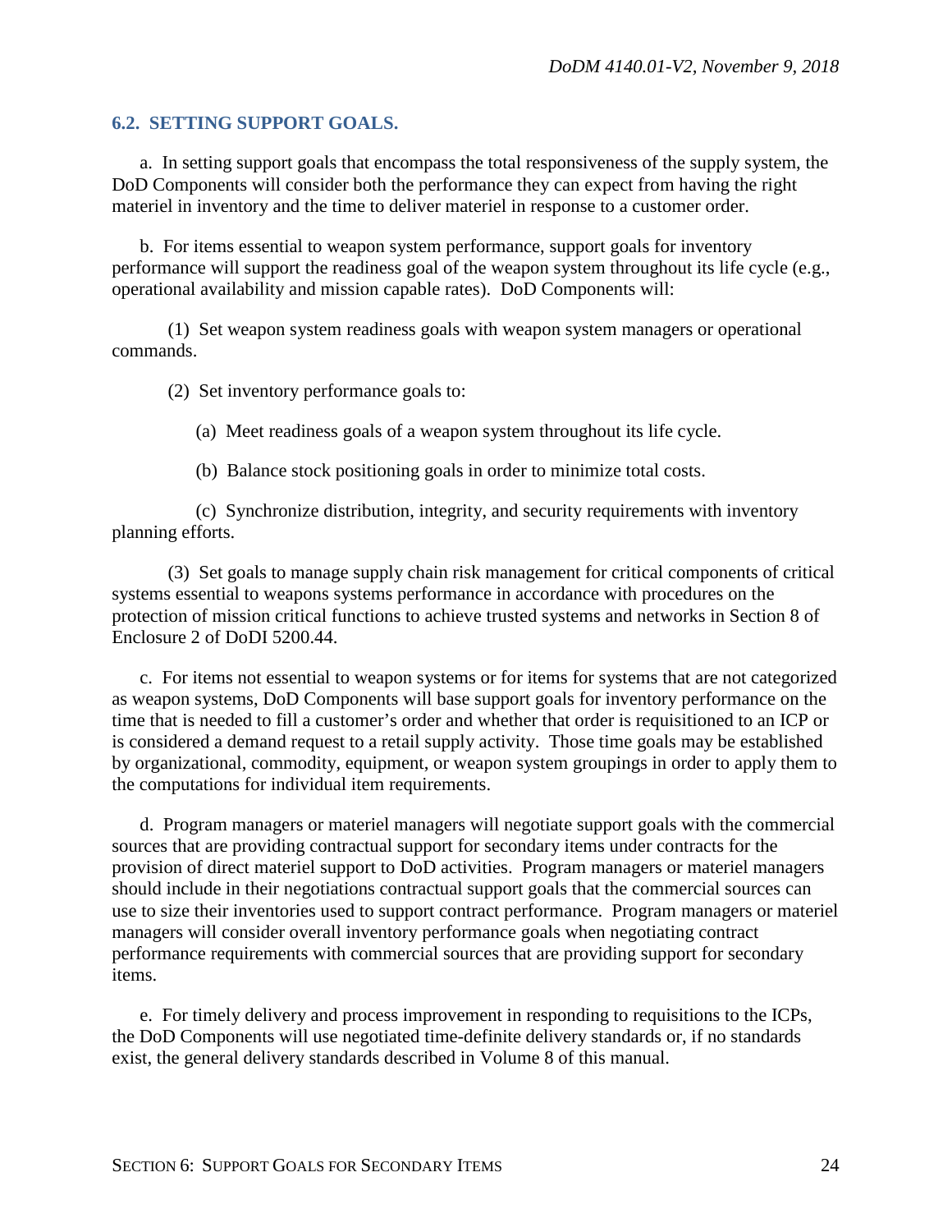### 6.2. SETTING SUPPORT GOALS.

a. In setting support goals that encompass the total responsiveness of the supply system, the DoD Components will consider both the performance they can expect from having the right materiel in inventory and the time to deliver materiel in response to a customer order.

b. For items essential to weapon system performance, support goals for inventory performance will support the readiness goal of the weapon system throughout its life cycle (e.g., operational availability and mission capable rates). DoD Components will:

(1) Set weapon system readiness goals with weapon system managers or operational commands.

(2) Set inventory performance goals to:

(a) Meet readiness goals of a weapon system throughout its life cycle.

(b) Balance stock positioning goals in order to minimize total costs.

(c) Synchronize distribution, integrity, and security requirements with inventory planning efforts.

(3) Set goals to manage supply chain risk management for critical components of critical systems essential to weapons systems performance in accordance with procedures on the protection of mission critical functions to achieve trusted systems and networks in Section 8 of Enclosure 2 of DoDI 5200.44.

c. For items not essential to weapon systems or for items for systems that are not categorized as weapon systems, DoD Components will base support goals for inventory performance on the time that is needed to fill a customer's order and whether that order is requisitioned to an ICP or is considered a demand request to a retail supply activity. Those time goals may be established by organizational, commodity, equipment, or weapon system groupings in order to apply them to the computations for individual item requirements.

d. Program managers or materiel managers will negotiate support goals with the commercial sources that are providing contractual support for secondary items under contracts for the provision of direct materiel support to DoD activities. Program managers or materiel managers should include in their negotiations contractual support goals that the commercial sources can use to size their inventories used to support contract performance. Program managers or materiel managers will consider overall inventory performance goals when negotiating contract performance requirements with commercial sources that are providing support for secondary items.

e. For timely delivery and process improvement in responding to requisitions to the ICPs, the DoD Components will use negotiated time-definite delivery standards or, if no standards exist, the general delivery standards described in Volume 8 of this manual.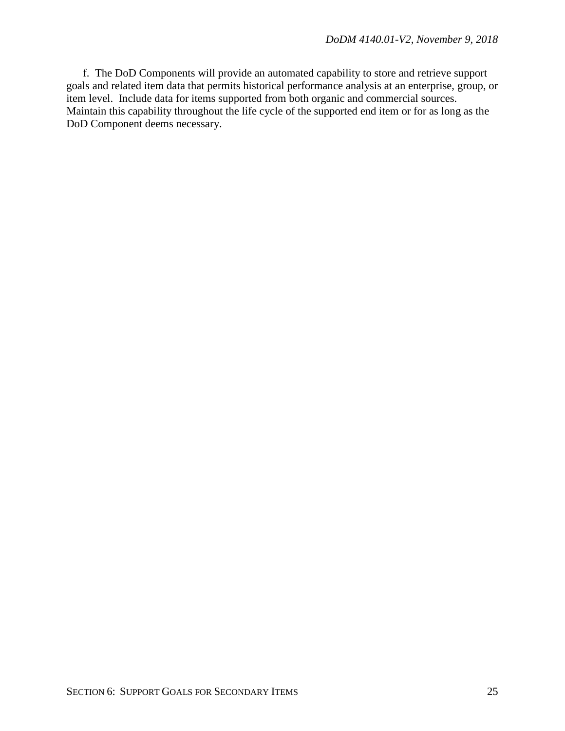f. The DoD Components will provide an automated capability to store and retrieve support goals and related item data that permits historical performance analysis at an enterprise, group, or item level. Include data for items supported from both organic and commercial sources. Maintain this capability throughout the life cycle of the supported end item or for as long as the DoD Component deems necessary.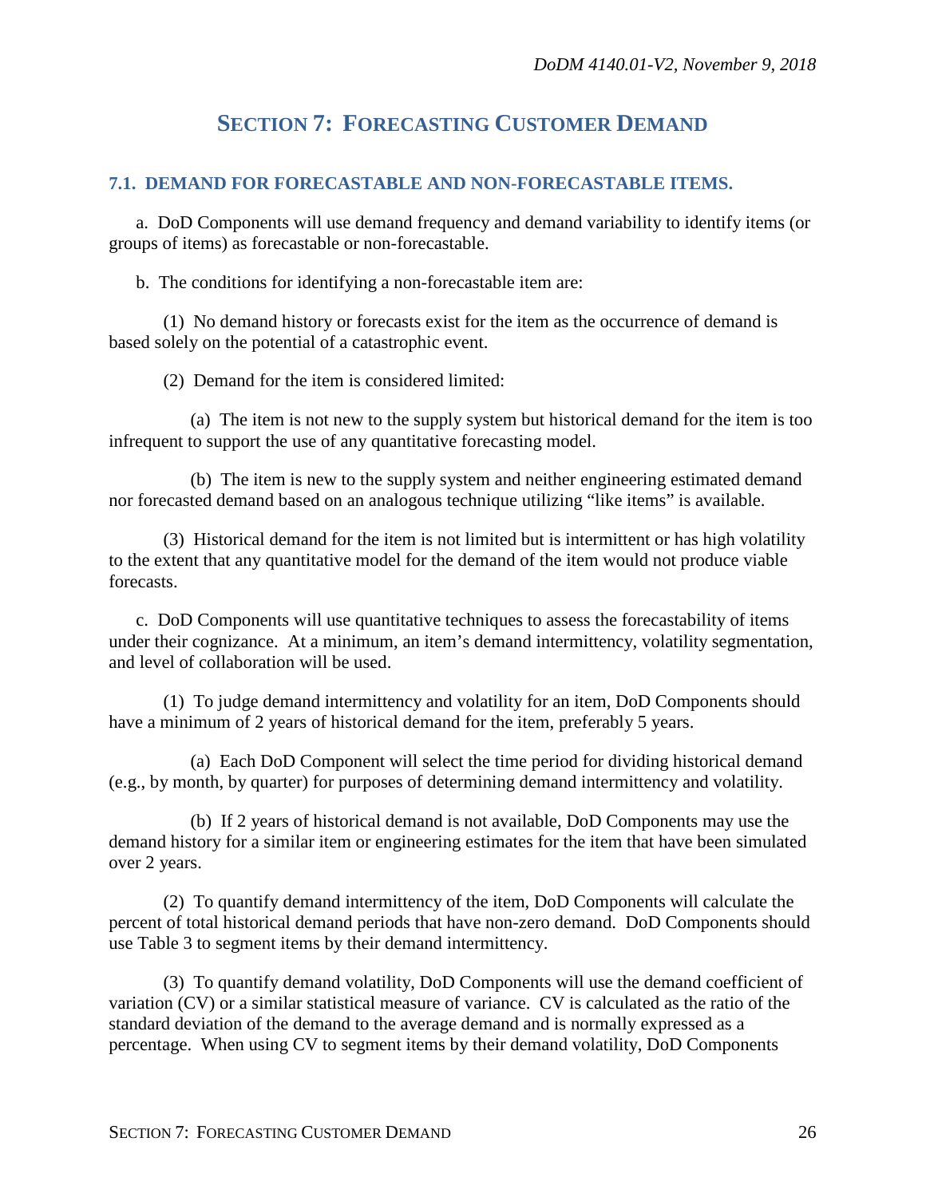# SECTION 7: FORECASTING CUSTOMER DEMAND

## 7.1. DEMAND FOR FORECASTABLE AND NON-FORECASTABLE ITEMS.

a. DoD Components will use demand frequency and demand variability to identify items (or groups of items) as forecastable or non-forecastable.

b. The conditions for identifying a non-forecastable item are:

(1) No demand history or forecasts exist for the item as the occurrence of demand is based solely on the potential of a catastrophic event.

(2) Demand for the item is considered limited:

(a) The item is not new to the supply system but historical demand for the item is too infrequent to support the use of any quantitative forecasting model.

(b) The item is new to the supply system and neither engineering estimated demand nor forecasted demand based on an analogous technique utilizing "like items" is available.

(3) Historical demand for the item is not limited but is intermittent or has high volatility to the extent that any quantitative model for the demand of the item would not produce viable forecasts.

c. DoD Components will use quantitative techniques to assess the forecastability of items under their cognizance. At a minimum, an item's demand intermittency, volatility segmentation, and level of collaboration will be used.

(1) To judge demand intermittency and volatility for an item, DoD Components should have a minimum of 2 years of historical demand for the item, preferably 5 years.

(a) Each DoD Component will select the time period for dividing historical demand (e.g., by month, by quarter) for purposes of determining demand intermittency and volatility.

(b) If 2 years of historical demand is not available, DoD Components may use the demand history for a similar item or engineering estimates for the item that have been simulated over 2 years.

(2) To quantify demand intermittency of the item, DoD Components will calculate the percent of total historical demand periods that have non-zero demand. DoD Components should use Table 3 to segment items by their demand intermittency.

(3) To quantify demand volatility, DoD Components will use the demand coefficient of variation (CV) or a similar statistical measure of variance. CV is calculated as the ratio of the standard deviation of the demand to the average demand and is normally expressed as a percentage. When using CV to segment items by their demand volatility, DoD Components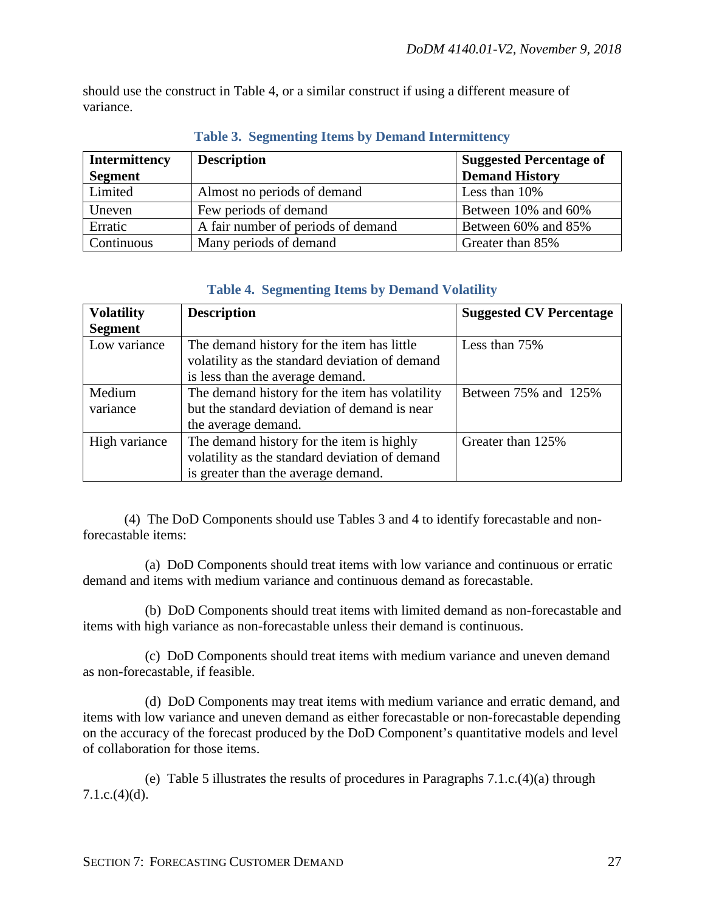should use the construct in Table 4, or a similar construct if using a different measure of variance.

**Table 3. Segmenting Items by Demand Intermittency**

| Intermittency Segment | Description | Suggested Percentage of Demand History |
|---|---|---|
| Limited | Almost no periods of demand | Less than 10% |
| Uneven | Few periods of demand | Between 10% and 60% |
| Erratic | A fair number of periods of demand | Between 60% and 85% |
| Continuous | Many periods of demand | Greater than 85% |

**Table 4. Segmenting Items by Demand Volatility**

| Volatility Segment | Description | Suggested CV Percentage |
|---|---|---|
| Low variance | The demand history for the item has little volatility as the standard deviation of demand is less than the average demand. | Less than 75% |
| Medium variance | The demand history for the item has volatility but the standard deviation of demand is near the average demand. | Between 75% and 125% |
| High variance | The demand history for the item is highly volatility as the standard deviation of demand is greater than the average demand. | Greater than 125% |

(4) The DoD Components should use Tables 3 and 4 to identify forecastable and non-forecastable items:

(a) DoD Components should treat items with low variance and continuous or erratic demand and items with medium variance and continuous demand as forecastable.

(b) DoD Components should treat items with limited demand as non-forecastable and items with high variance as non-forecastable unless their demand is continuous.

(c) DoD Components should treat items with medium variance and uneven demand as non-forecastable, if feasible.

(d) DoD Components may treat items with medium variance and erratic demand, and items with low variance and uneven demand as either forecastable or non-forecastable depending on the accuracy of the forecast produced by the DoD Component's quantitative models and level of collaboration for those items.

(e) Table 5 illustrates the results of procedures in Paragraphs 7.1.c.(4)(a) through 7.1.c.(4)(d).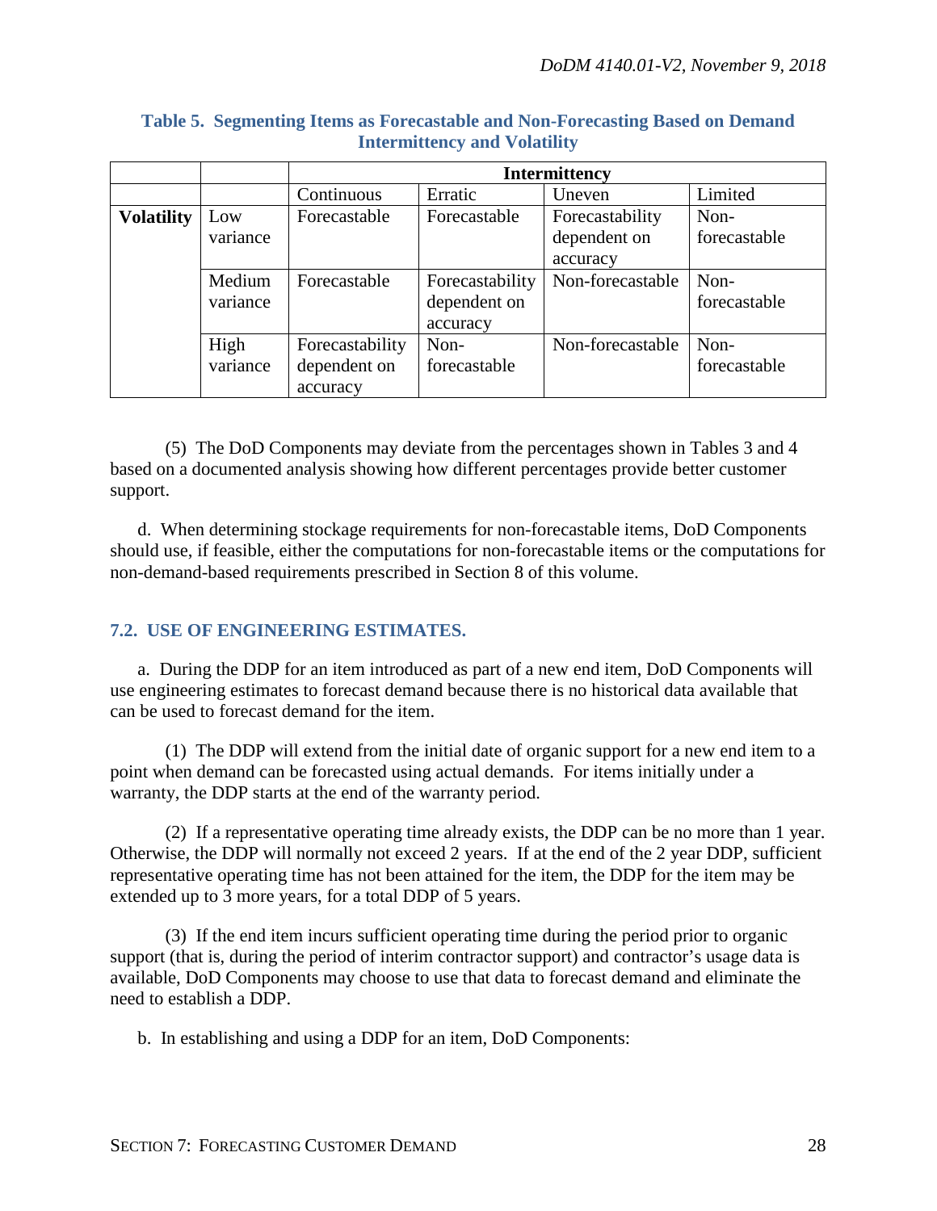**Table 5. Segmenting Items as Forecastable and Non-Forecasting Based on Demand Intermittency and Volatility**

| | | Intermittency | | | |
|---|---|---|---|---|---|
| | | Continuous | Erratic | Uneven | Limited |
| **Volatility** | Low variance | Forecastable | Forecastable | Forecastability dependent on accuracy | Non-forecastable |
| | Medium variance | Forecastable | Forecastability dependent on accuracy | Non-forecastable | Non-forecastable |
| | High variance | Forecastability dependent on accuracy | Non-forecastable | Non-forecastable | Non-forecastable |

(5) The DoD Components may deviate from the percentages shown in Tables 3 and 4 based on a documented analysis showing how different percentages provide better customer support.

d. When determining stockage requirements for non-forecastable items, DoD Components should use, if feasible, either the computations for non-forecastable items or the computations for non-demand-based requirements prescribed in Section 8 of this volume.

## 7.2. USE OF ENGINEERING ESTIMATES.

a. During the DDP for an item introduced as part of a new end item, DoD Components will use engineering estimates to forecast demand because there is no historical data available that can be used to forecast demand for the item.

(1) The DDP will extend from the initial date of organic support for a new end item to a point when demand can be forecasted using actual demands. For items initially under a warranty, the DDP starts at the end of the warranty period.

(2) If a representative operating time already exists, the DDP can be no more than 1 year. Otherwise, the DDP will normally not exceed 2 years. If at the end of the 2 year DDP, sufficient representative operating time has not been attained for the item, the DDP for the item may be extended up to 3 more years, for a total DDP of 5 years.

(3) If the end item incurs sufficient operating time during the period prior to organic support (that is, during the period of interim contractor support) and contractor's usage data is available, DoD Components may choose to use that data to forecast demand and eliminate the need to establish a DDP.

b. In establishing and using a DDP for an item, DoD Components: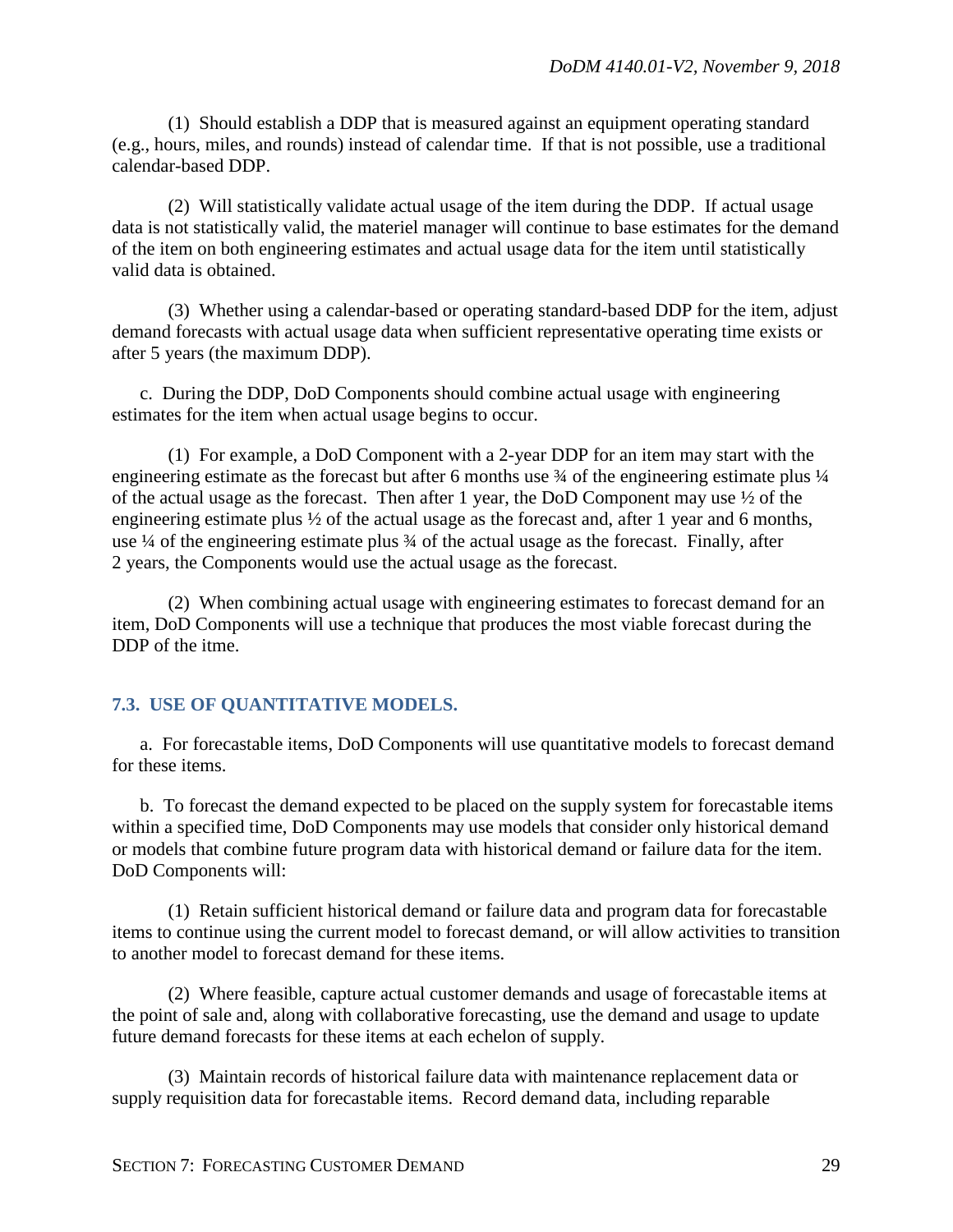(1) Should establish a DDP that is measured against an equipment operating standard (e.g., hours, miles, and rounds) instead of calendar time. If that is not possible, use a traditional calendar-based DDP.

(2) Will statistically validate actual usage of the item during the DDP. If actual usage data is not statistically valid, the materiel manager will continue to base estimates for the demand of the item on both engineering estimates and actual usage data for the item until statistically valid data is obtained.

(3) Whether using a calendar-based or operating standard-based DDP for the item, adjust demand forecasts with actual usage data when sufficient representative operating time exists or after 5 years (the maximum DDP).

c. During the DDP, DoD Components should combine actual usage with engineering estimates for the item when actual usage begins to occur.

(1) For example, a DoD Component with a 2-year DDP for an item may start with the engineering estimate as the forecast but after 6 months use ¾ of the engineering estimate plus ¼ of the actual usage as the forecast. Then after 1 year, the DoD Component may use ½ of the engineering estimate plus ½ of the actual usage as the forecast and, after 1 year and 6 months, use ¼ of the engineering estimate plus ¾ of the actual usage as the forecast. Finally, after 2 years, the Components would use the actual usage as the forecast.

(2) When combining actual usage with engineering estimates to forecast demand for an item, DoD Components will use a technique that produces the most viable forecast during the DDP of the itme.

## 7.3. USE OF QUANTITATIVE MODELS.

a. For forecastable items, DoD Components will use quantitative models to forecast demand for these items.

b. To forecast the demand expected to be placed on the supply system for forecastable items within a specified time, DoD Components may use models that consider only historical demand or models that combine future program data with historical demand or failure data for the item. DoD Components will:

(1) Retain sufficient historical demand or failure data and program data for forecastable items to continue using the current model to forecast demand, or will allow activities to transition to another model to forecast demand for these items.

(2) Where feasible, capture actual customer demands and usage of forecastable items at the point of sale and, along with collaborative forecasting, use the demand and usage to update future demand forecasts for these items at each echelon of supply.

(3) Maintain records of historical failure data with maintenance replacement data or supply requisition data for forecastable items. Record demand data, including reparable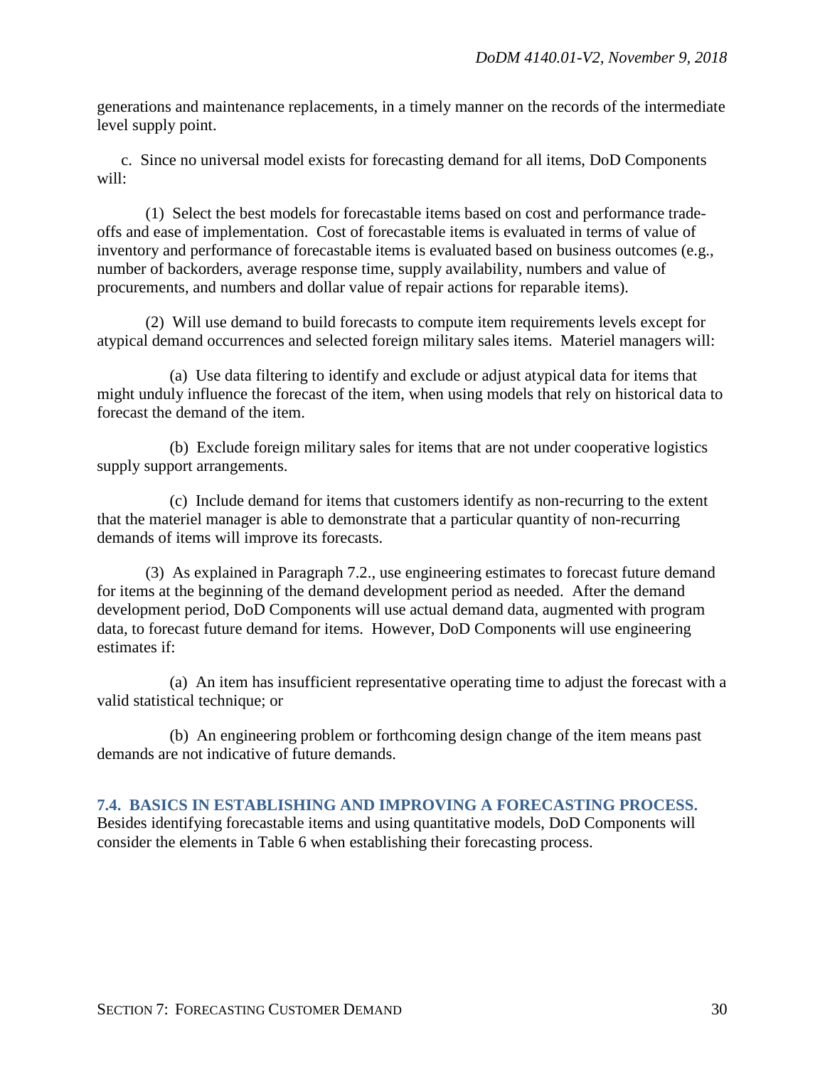generations and maintenance replacements, in a timely manner on the records of the intermediate level supply point.

c. Since no universal model exists for forecasting demand for all items, DoD Components will:

(1) Select the best models for forecastable items based on cost and performance trade-offs and ease of implementation. Cost of forecastable items is evaluated in terms of value of inventory and performance of forecastable items is evaluated based on business outcomes (e.g., number of backorders, average response time, supply availability, numbers and value of procurements, and numbers and dollar value of repair actions for reparable items).

(2) Will use demand to build forecasts to compute item requirements levels except for atypical demand occurrences and selected foreign military sales items. Materiel managers will:

(a) Use data filtering to identify and exclude or adjust atypical data for items that might unduly influence the forecast of the item, when using models that rely on historical data to forecast the demand of the item.

(b) Exclude foreign military sales for items that are not under cooperative logistics supply support arrangements.

(c) Include demand for items that customers identify as non-recurring to the extent that the materiel manager is able to demonstrate that a particular quantity of non-recurring demands of items will improve its forecasts.

(3) As explained in Paragraph 7.2., use engineering estimates to forecast future demand for items at the beginning of the demand development period as needed. After the demand development period, DoD Components will use actual demand data, augmented with program data, to forecast future demand for items. However, DoD Components will use engineering estimates if:

(a) An item has insufficient representative operating time to adjust the forecast with a valid statistical technique; or

(b) An engineering problem or forthcoming design change of the item means past demands are not indicative of future demands.

## 7.4. BASICS IN ESTABLISHING AND IMPROVING A FORECASTING PROCESS.

Besides identifying forecastable items and using quantitative models, DoD Components will consider the elements in Table 6 when establishing their forecasting process.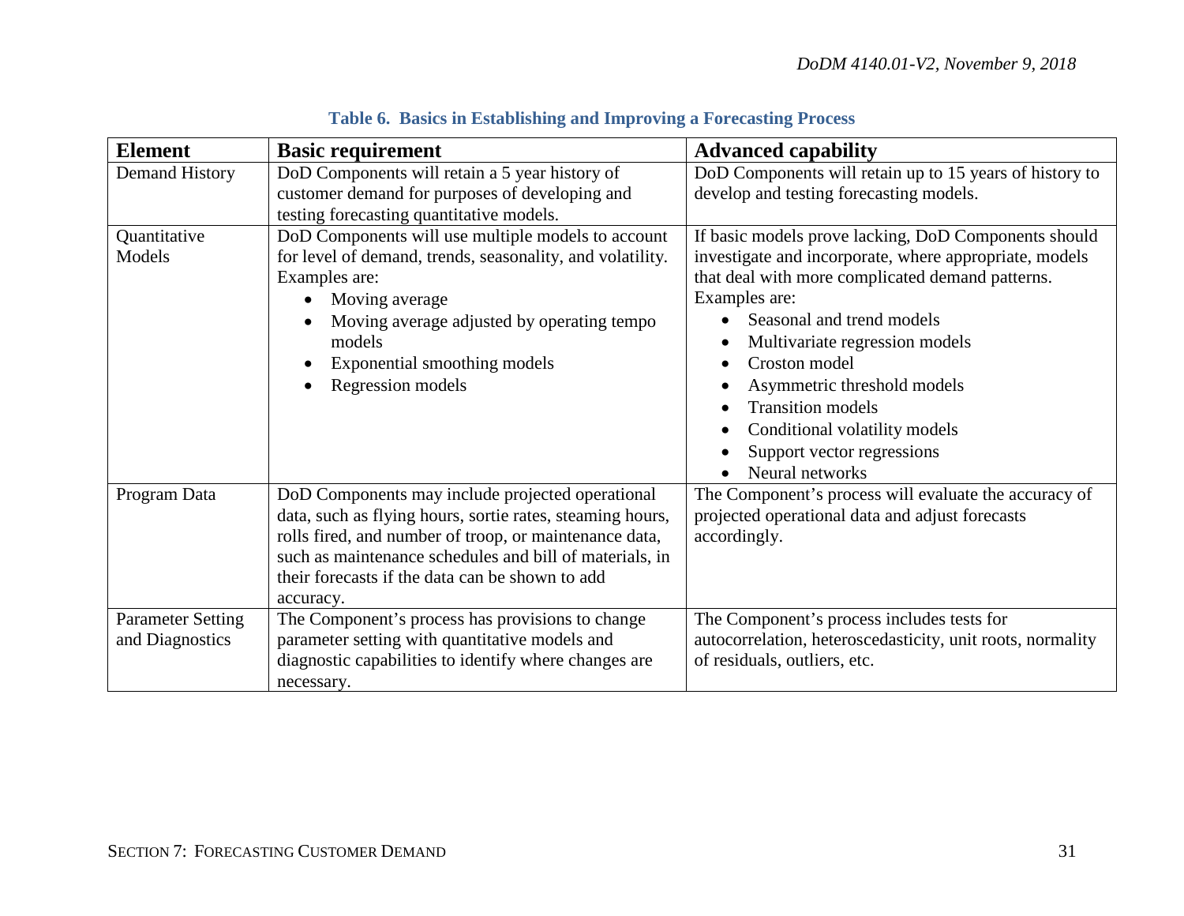**Table 6. Basics in Establishing and Improving a Forecasting Process**

| Element | Basic requirement | Advanced capability |
| --- | --- | --- |
| Demand History | DoD Components will retain a 5 year history of customer demand for purposes of developing and testing forecasting quantitative models. | DoD Components will retain up to 15 years of history to develop and testing forecasting models. |
| Quantitative Models | DoD Components will use multiple models to account for level of demand, trends, seasonality, and volatility. Examples are: <br>• Moving average <br>• Moving average adjusted by operating tempo models <br>• Exponential smoothing models <br>• Regression models | If basic models prove lacking, DoD Components should investigate and incorporate, where appropriate, models that deal with more complicated demand patterns. Examples are: <br>• Seasonal and trend models <br>• Multivariate regression models <br>• Croston model <br>• Asymmetric threshold models <br>• Transition models <br>• Conditional volatility models <br>• Support vector regressions <br>• Neural networks |
| Program Data | DoD Components may include projected operational data, such as flying hours, sortie rates, steaming hours, rolls fired, and number of troop, or maintenance data, such as maintenance schedules and bill of materials, in their forecasts if the data can be shown to add accuracy. | The Component's process will evaluate the accuracy of projected operational data and adjust forecasts accordingly. |
| Parameter Setting and Diagnostics | The Component's process has provisions to change parameter setting with quantitative models and diagnostic capabilities to identify where changes are necessary. | The Component's process includes tests for autocorrelation, heteroscedasticity, unit roots, normality of residuals, outliers, etc. |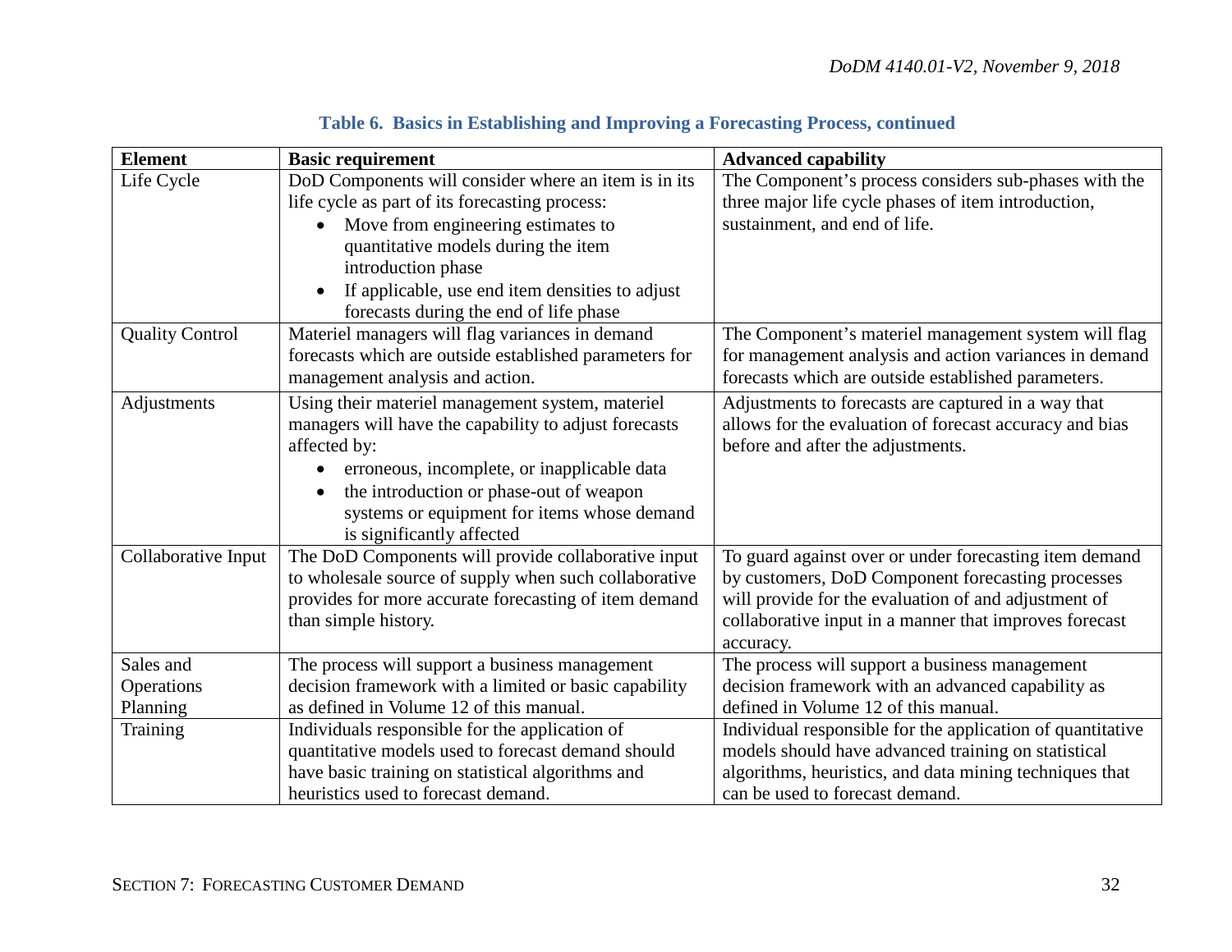**Table 6. Basics in Establishing and Improving a Forecasting Process, continued**

| Element | Basic requirement | Advanced capability |
|---|---|---|
| Life Cycle | DoD Components will consider where an item is in its life cycle as part of its forecasting process:<br>• Move from engineering estimates to quantitative models during the item introduction phase<br>• If applicable, use end item densities to adjust forecasts during the end of life phase | The Component's process considers sub-phases with the three major life cycle phases of item introduction, sustainment, and end of life. |
| Quality Control | Materiel managers will flag variances in demand forecasts which are outside established parameters for management analysis and action. | The Component's materiel management system will flag for management analysis and action variances in demand forecasts which are outside established parameters. |
| Adjustments | Using their materiel management system, materiel managers will have the capability to adjust forecasts affected by:<br>• erroneous, incomplete, or inapplicable data<br>• the introduction or phase-out of weapon systems or equipment for items whose demand is significantly affected | Adjustments to forecasts are captured in a way that allows for the evaluation of forecast accuracy and bias before and after the adjustments. |
| Collaborative Input | The DoD Components will provide collaborative input to wholesale source of supply when such collaborative provides for more accurate forecasting of item demand than simple history. | To guard against over or under forecasting item demand by customers, DoD Component forecasting processes will provide for the evaluation of and adjustment of collaborative input in a manner that improves forecast accuracy. |
| Sales and Operations Planning | The process will support a business management decision framework with a limited or basic capability as defined in Volume 12 of this manual. | The process will support a business management decision framework with an advanced capability as defined in Volume 12 of this manual. |
| Training | Individuals responsible for the application of quantitative models used to forecast demand should have basic training on statistical algorithms and heuristics used to forecast demand. | Individual responsible for the application of quantitative models should have advanced training on statistical algorithms, heuristics, and data mining techniques that can be used to forecast demand. |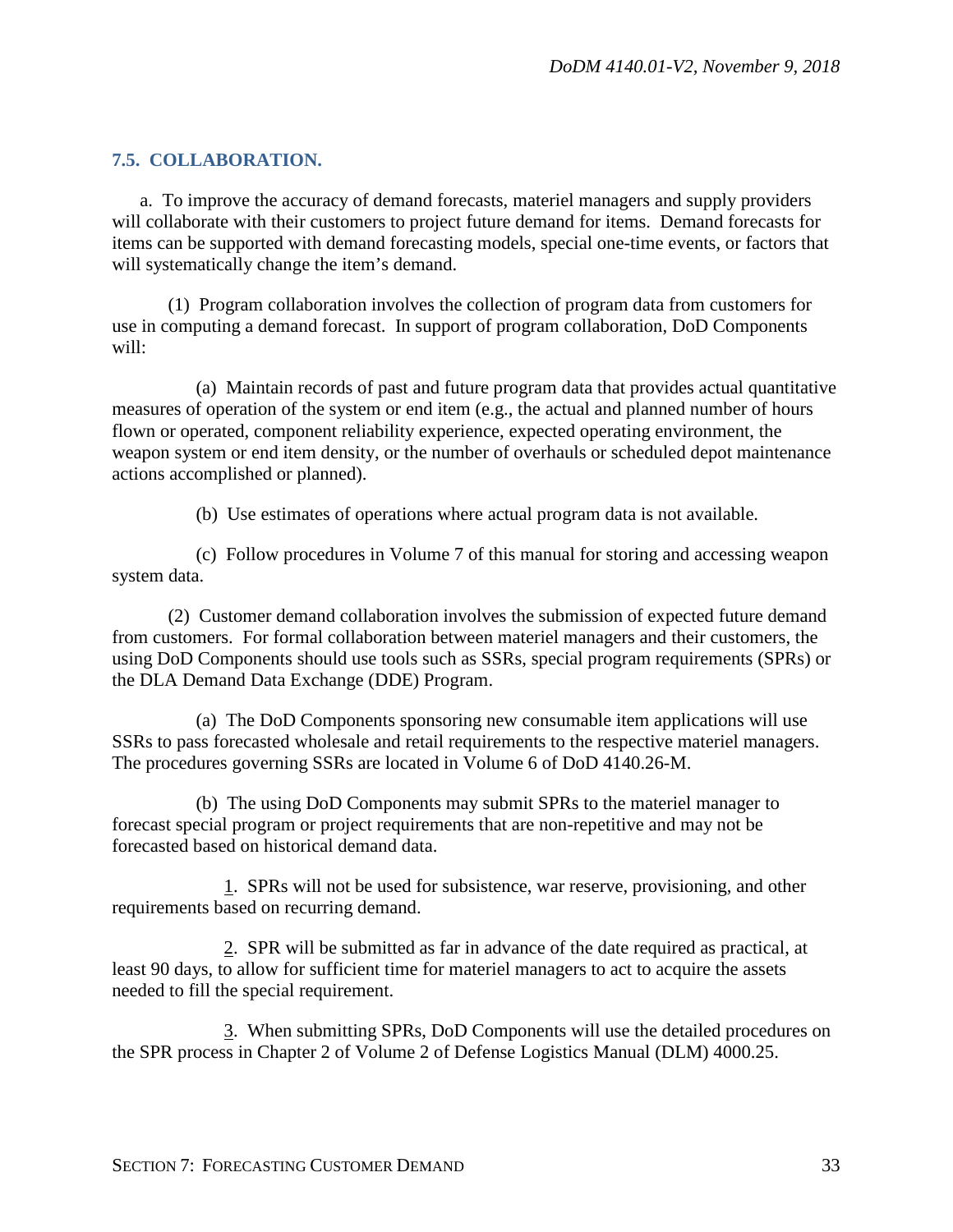### 7.5. COLLABORATION.

a. To improve the accuracy of demand forecasts, materiel managers and supply providers will collaborate with their customers to project future demand for items. Demand forecasts for items can be supported with demand forecasting models, special one-time events, or factors that will systematically change the item's demand.

(1) Program collaboration involves the collection of program data from customers for use in computing a demand forecast. In support of program collaboration, DoD Components will:

(a) Maintain records of past and future program data that provides actual quantitative measures of operation of the system or end item (e.g., the actual and planned number of hours flown or operated, component reliability experience, expected operating environment, the weapon system or end item density, or the number of overhauls or scheduled depot maintenance actions accomplished or planned).

(b) Use estimates of operations where actual program data is not available.

(c) Follow procedures in Volume 7 of this manual for storing and accessing weapon system data.

(2) Customer demand collaboration involves the submission of expected future demand from customers. For formal collaboration between materiel managers and their customers, the using DoD Components should use tools such as SSRs, special program requirements (SPRs) or the DLA Demand Data Exchange (DDE) Program.

(a) The DoD Components sponsoring new consumable item applications will use SSRs to pass forecasted wholesale and retail requirements to the respective materiel managers. The procedures governing SSRs are located in Volume 6 of DoD 4140.26-M.

(b) The using DoD Components may submit SPRs to the materiel manager to forecast special program or project requirements that are non-repetitive and may not be forecasted based on historical demand data.

1. SPRs will not be used for subsistence, war reserve, provisioning, and other requirements based on recurring demand.

2. SPR will be submitted as far in advance of the date required as practical, at least 90 days, to allow for sufficient time for materiel managers to act to acquire the assets needed to fill the special requirement.

3. When submitting SPRs, DoD Components will use the detailed procedures on the SPR process in Chapter 2 of Volume 2 of Defense Logistics Manual (DLM) 4000.25.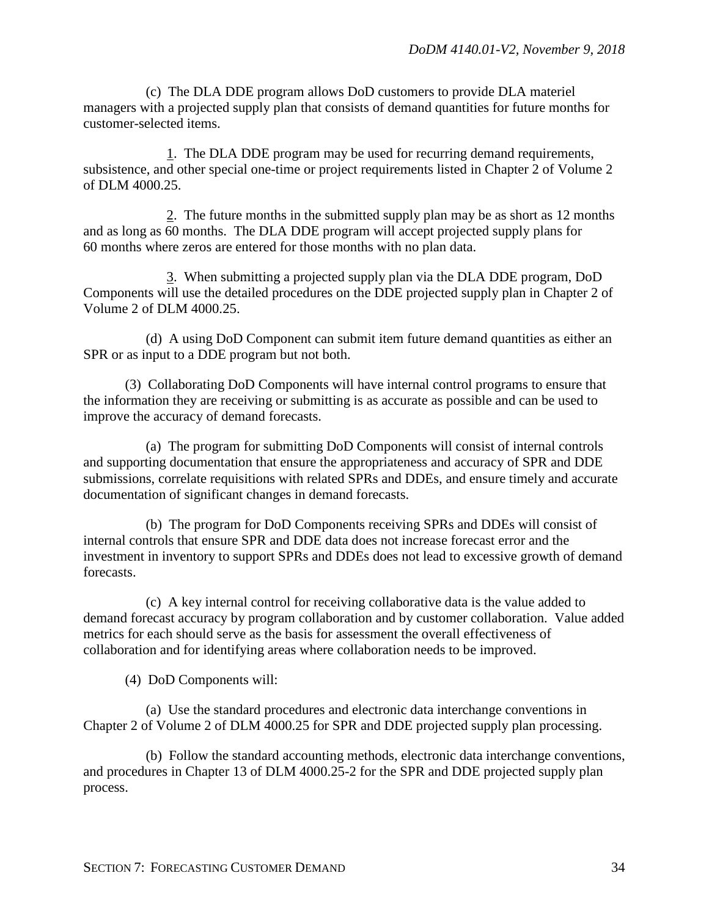(c) The DLA DDE program allows DoD customers to provide DLA materiel managers with a projected supply plan that consists of demand quantities for future months for customer-selected items.

1. The DLA DDE program may be used for recurring demand requirements, subsistence, and other special one-time or project requirements listed in Chapter 2 of Volume 2 of DLM 4000.25.

2. The future months in the submitted supply plan may be as short as 12 months and as long as 60 months. The DLA DDE program will accept projected supply plans for 60 months where zeros are entered for those months with no plan data.

3. When submitting a projected supply plan via the DLA DDE program, DoD Components will use the detailed procedures on the DDE projected supply plan in Chapter 2 of Volume 2 of DLM 4000.25.

(d) A using DoD Component can submit item future demand quantities as either an SPR or as input to a DDE program but not both.

(3) Collaborating DoD Components will have internal control programs to ensure that the information they are receiving or submitting is as accurate as possible and can be used to improve the accuracy of demand forecasts.

(a) The program for submitting DoD Components will consist of internal controls and supporting documentation that ensure the appropriateness and accuracy of SPR and DDE submissions, correlate requisitions with related SPRs and DDEs, and ensure timely and accurate documentation of significant changes in demand forecasts.

(b) The program for DoD Components receiving SPRs and DDEs will consist of internal controls that ensure SPR and DDE data does not increase forecast error and the investment in inventory to support SPRs and DDEs does not lead to excessive growth of demand forecasts.

(c) A key internal control for receiving collaborative data is the value added to demand forecast accuracy by program collaboration and by customer collaboration. Value added metrics for each should serve as the basis for assessment the overall effectiveness of collaboration and for identifying areas where collaboration needs to be improved.

(4) DoD Components will:

(a) Use the standard procedures and electronic data interchange conventions in Chapter 2 of Volume 2 of DLM 4000.25 for SPR and DDE projected supply plan processing.

(b) Follow the standard accounting methods, electronic data interchange conventions, and procedures in Chapter 13 of DLM 4000.25-2 for the SPR and DDE projected supply plan process.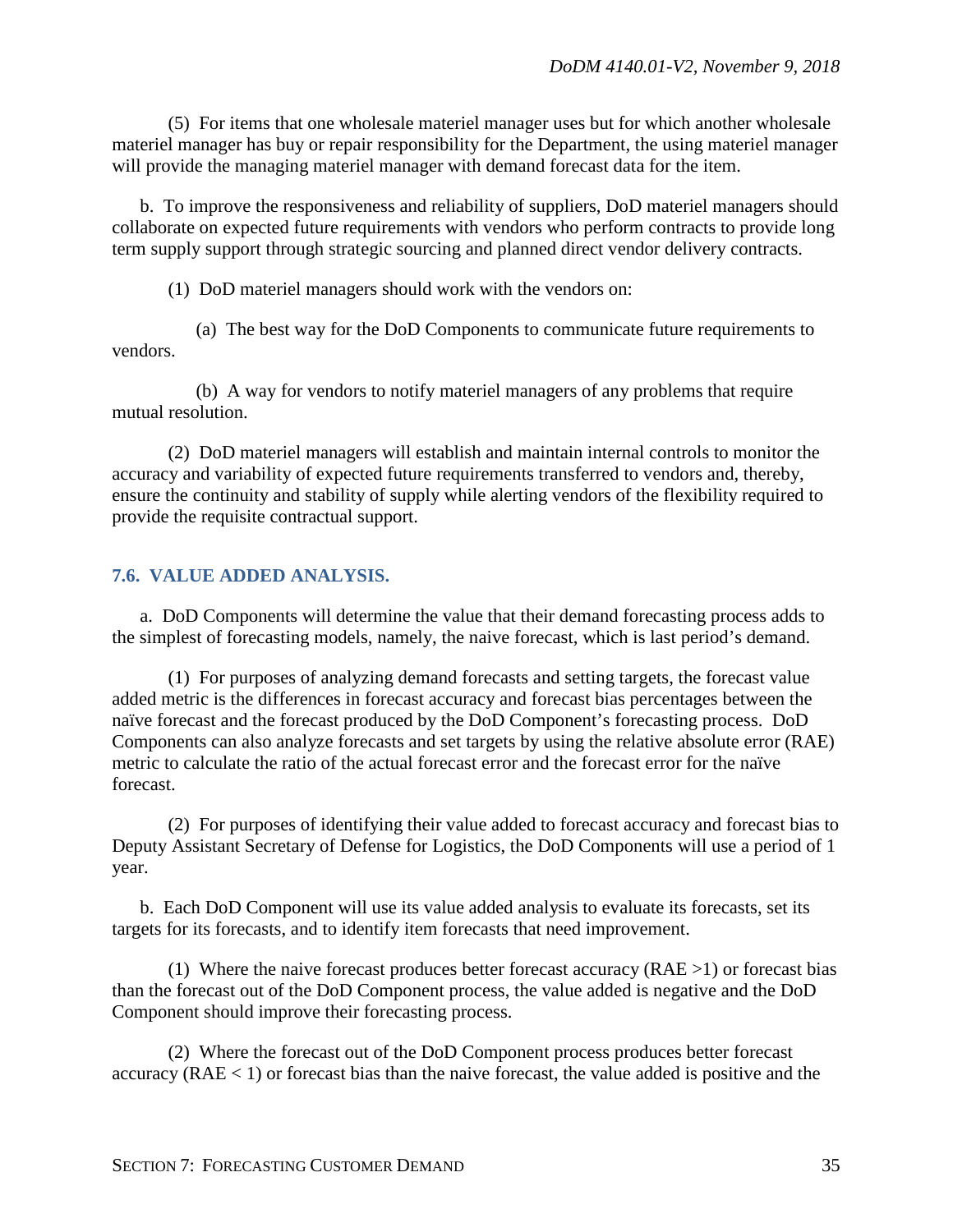(5) For items that one wholesale materiel manager uses but for which another wholesale materiel manager has buy or repair responsibility for the Department, the using materiel manager will provide the managing materiel manager with demand forecast data for the item.

b. To improve the responsiveness and reliability of suppliers, DoD materiel managers should collaborate on expected future requirements with vendors who perform contracts to provide long term supply support through strategic sourcing and planned direct vendor delivery contracts.

(1) DoD materiel managers should work with the vendors on:

(a) The best way for the DoD Components to communicate future requirements to vendors.

(b) A way for vendors to notify materiel managers of any problems that require mutual resolution.

(2) DoD materiel managers will establish and maintain internal controls to monitor the accuracy and variability of expected future requirements transferred to vendors and, thereby, ensure the continuity and stability of supply while alerting vendors of the flexibility required to provide the requisite contractual support.

## 7.6. VALUE ADDED ANALYSIS.

a. DoD Components will determine the value that their demand forecasting process adds to the simplest of forecasting models, namely, the naive forecast, which is last period's demand.

(1) For purposes of analyzing demand forecasts and setting targets, the forecast value added metric is the differences in forecast accuracy and forecast bias percentages between the naïve forecast and the forecast produced by the DoD Component's forecasting process. DoD Components can also analyze forecasts and set targets by using the relative absolute error (RAE) metric to calculate the ratio of the actual forecast error and the forecast error for the naïve forecast.

(2) For purposes of identifying their value added to forecast accuracy and forecast bias to Deputy Assistant Secretary of Defense for Logistics, the DoD Components will use a period of 1 year.

b. Each DoD Component will use its value added analysis to evaluate its forecasts, set its targets for its forecasts, and to identify item forecasts that need improvement.

(1) Where the naive forecast produces better forecast accuracy (RAE >1) or forecast bias than the forecast out of the DoD Component process, the value added is negative and the DoD Component should improve their forecasting process.

(2) Where the forecast out of the DoD Component process produces better forecast accuracy (RAE < 1) or forecast bias than the naive forecast, the value added is positive and the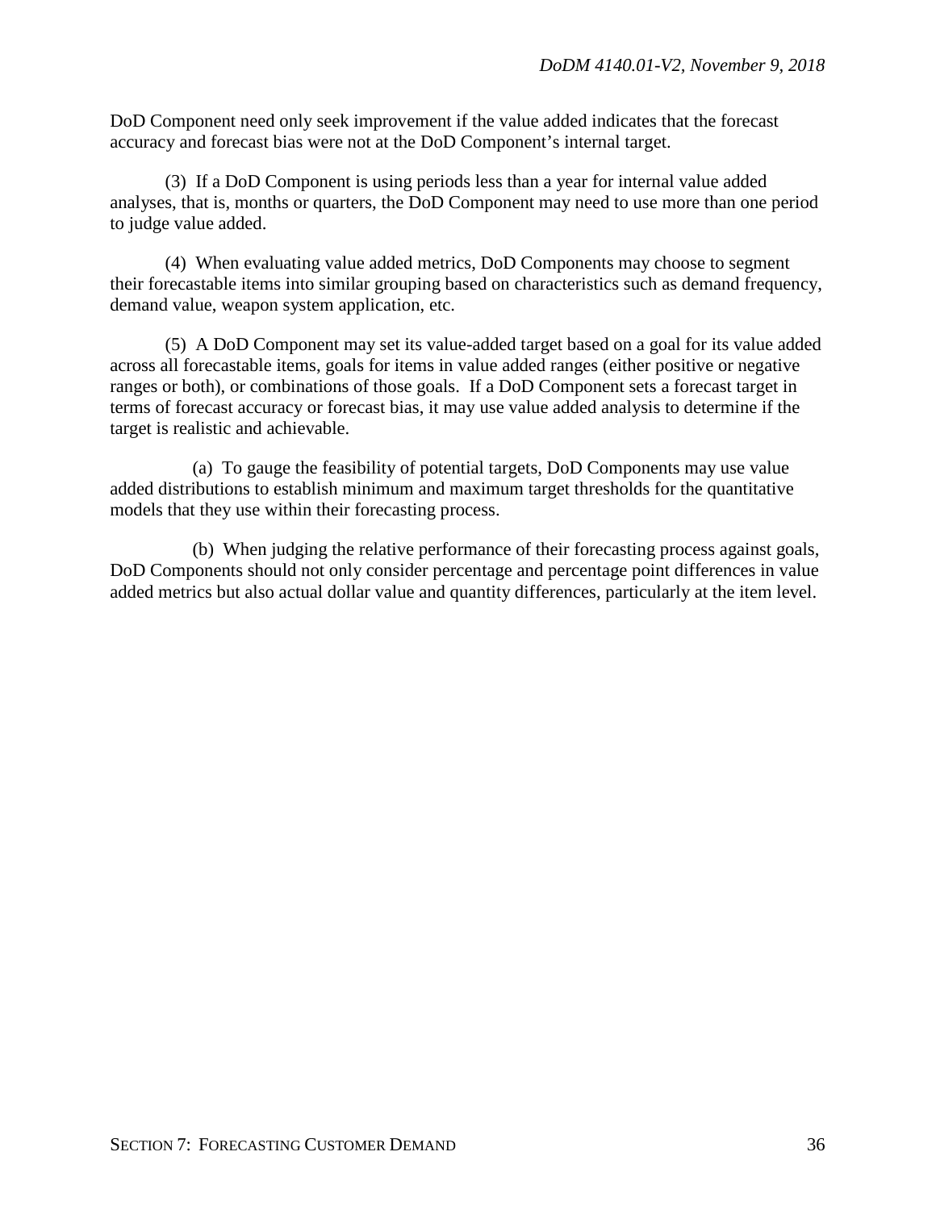DoD Component need only seek improvement if the value added indicates that the forecast accuracy and forecast bias were not at the DoD Component's internal target.

(3) If a DoD Component is using periods less than a year for internal value added analyses, that is, months or quarters, the DoD Component may need to use more than one period to judge value added.

(4) When evaluating value added metrics, DoD Components may choose to segment their forecastable items into similar grouping based on characteristics such as demand frequency, demand value, weapon system application, etc.

(5) A DoD Component may set its value-added target based on a goal for its value added across all forecastable items, goals for items in value added ranges (either positive or negative ranges or both), or combinations of those goals. If a DoD Component sets a forecast target in terms of forecast accuracy or forecast bias, it may use value added analysis to determine if the target is realistic and achievable.

(a) To gauge the feasibility of potential targets, DoD Components may use value added distributions to establish minimum and maximum target thresholds for the quantitative models that they use within their forecasting process.

(b) When judging the relative performance of their forecasting process against goals, DoD Components should not only consider percentage and percentage point differences in value added metrics but also actual dollar value and quantity differences, particularly at the item level.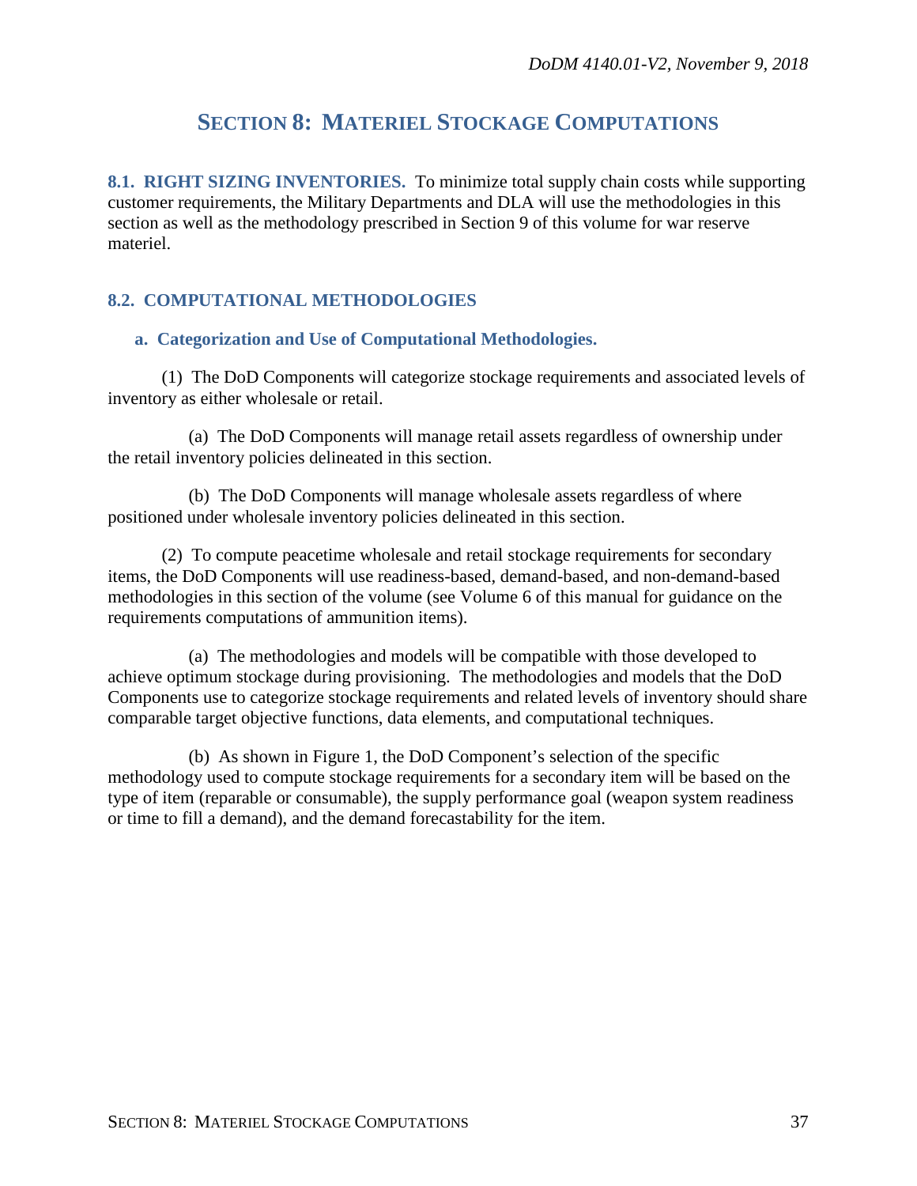# SECTION 8: MATERIEL STOCKAGE COMPUTATIONS

**8.1. RIGHT SIZING INVENTORIES.** To minimize total supply chain costs while supporting customer requirements, the Military Departments and DLA will use the methodologies in this section as well as the methodology prescribed in Section 9 of this volume for war reserve materiel.

## 8.2. COMPUTATIONAL METHODOLOGIES

### a. Categorization and Use of Computational Methodologies.

(1) The DoD Components will categorize stockage requirements and associated levels of inventory as either wholesale or retail.

(a) The DoD Components will manage retail assets regardless of ownership under the retail inventory policies delineated in this section.

(b) The DoD Components will manage wholesale assets regardless of where positioned under wholesale inventory policies delineated in this section.

(2) To compute peacetime wholesale and retail stockage requirements for secondary items, the DoD Components will use readiness-based, demand-based, and non-demand-based methodologies in this section of the volume (see Volume 6 of this manual for guidance on the requirements computations of ammunition items).

(a) The methodologies and models will be compatible with those developed to achieve optimum stockage during provisioning. The methodologies and models that the DoD Components use to categorize stockage requirements and related levels of inventory should share comparable target objective functions, data elements, and computational techniques.

(b) As shown in Figure 1, the DoD Component's selection of the specific methodology used to compute stockage requirements for a secondary item will be based on the type of item (reparable or consumable), the supply performance goal (weapon system readiness or time to fill a demand), and the demand forecastability for the item.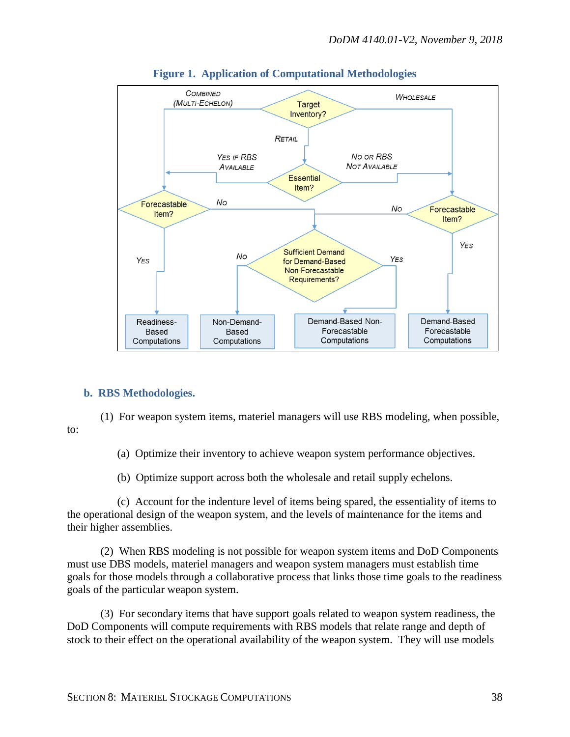**Figure 1. Application of Computational Methodologies**

## b. RBS Methodologies.

(1) For weapon system items, materiel managers will use RBS modeling, when possible, to:

(a) Optimize their inventory to achieve weapon system performance objectives.

(b) Optimize support across both the wholesale and retail supply echelons.

(c) Account for the indenture level of items being spared, the essentiality of items to the operational design of the weapon system, and the levels of maintenance for the items and their higher assemblies.

(2) When RBS modeling is not possible for weapon system items and DoD Components must use DBS models, materiel managers and weapon system managers must establish time goals for those models through a collaborative process that links those time goals to the readiness goals of the particular weapon system.

(3) For secondary items that have support goals related to weapon system readiness, the DoD Components will compute requirements with RBS models that relate range and depth of stock to their effect on the operational availability of the weapon system. They will use models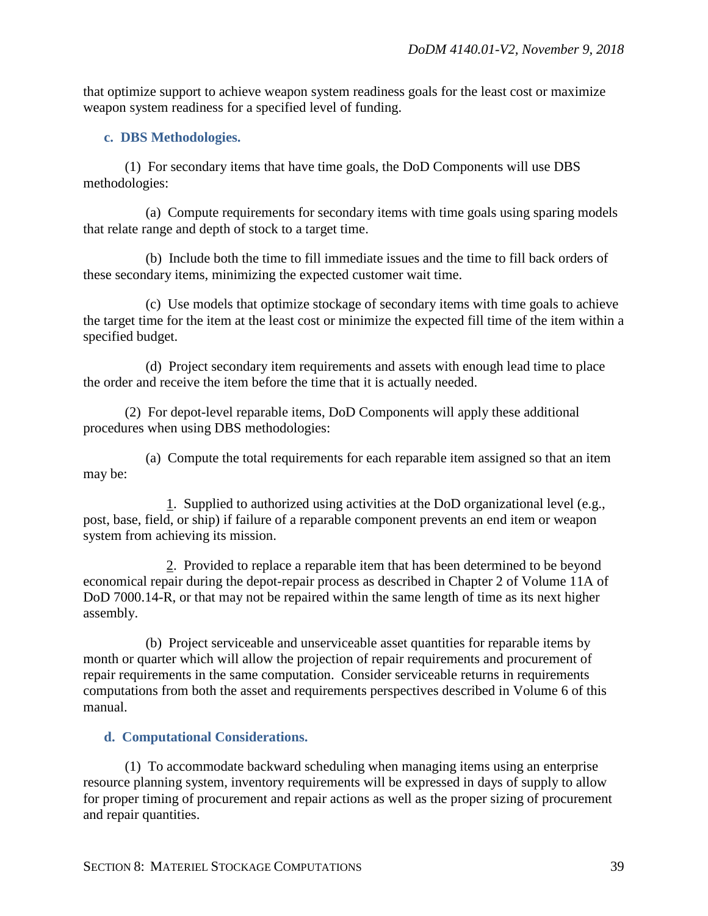that optimize support to achieve weapon system readiness goals for the least cost or maximize weapon system readiness for a specified level of funding.

### c. DBS Methodologies.

(1) For secondary items that have time goals, the DoD Components will use DBS methodologies:

(a) Compute requirements for secondary items with time goals using sparing models that relate range and depth of stock to a target time.

(b) Include both the time to fill immediate issues and the time to fill back orders of these secondary items, minimizing the expected customer wait time.

(c) Use models that optimize stockage of secondary items with time goals to achieve the target time for the item at the least cost or minimize the expected fill time of the item within a specified budget.

(d) Project secondary item requirements and assets with enough lead time to place the order and receive the item before the time that it is actually needed.

(2) For depot-level reparable items, DoD Components will apply these additional procedures when using DBS methodologies:

(a) Compute the total requirements for each reparable item assigned so that an item may be:

1. Supplied to authorized using activities at the DoD organizational level (e.g., post, base, field, or ship) if failure of a reparable component prevents an end item or weapon system from achieving its mission.

2. Provided to replace a reparable item that has been determined to be beyond economical repair during the depot-repair process as described in Chapter 2 of Volume 11A of DoD 7000.14-R, or that may not be repaired within the same length of time as its next higher assembly.

(b) Project serviceable and unserviceable asset quantities for reparable items by month or quarter which will allow the projection of repair requirements and procurement of repair requirements in the same computation. Consider serviceable returns in requirements computations from both the asset and requirements perspectives described in Volume 6 of this manual.

### d. Computational Considerations.

(1) To accommodate backward scheduling when managing items using an enterprise resource planning system, inventory requirements will be expressed in days of supply to allow for proper timing of procurement and repair actions as well as the proper sizing of procurement and repair quantities.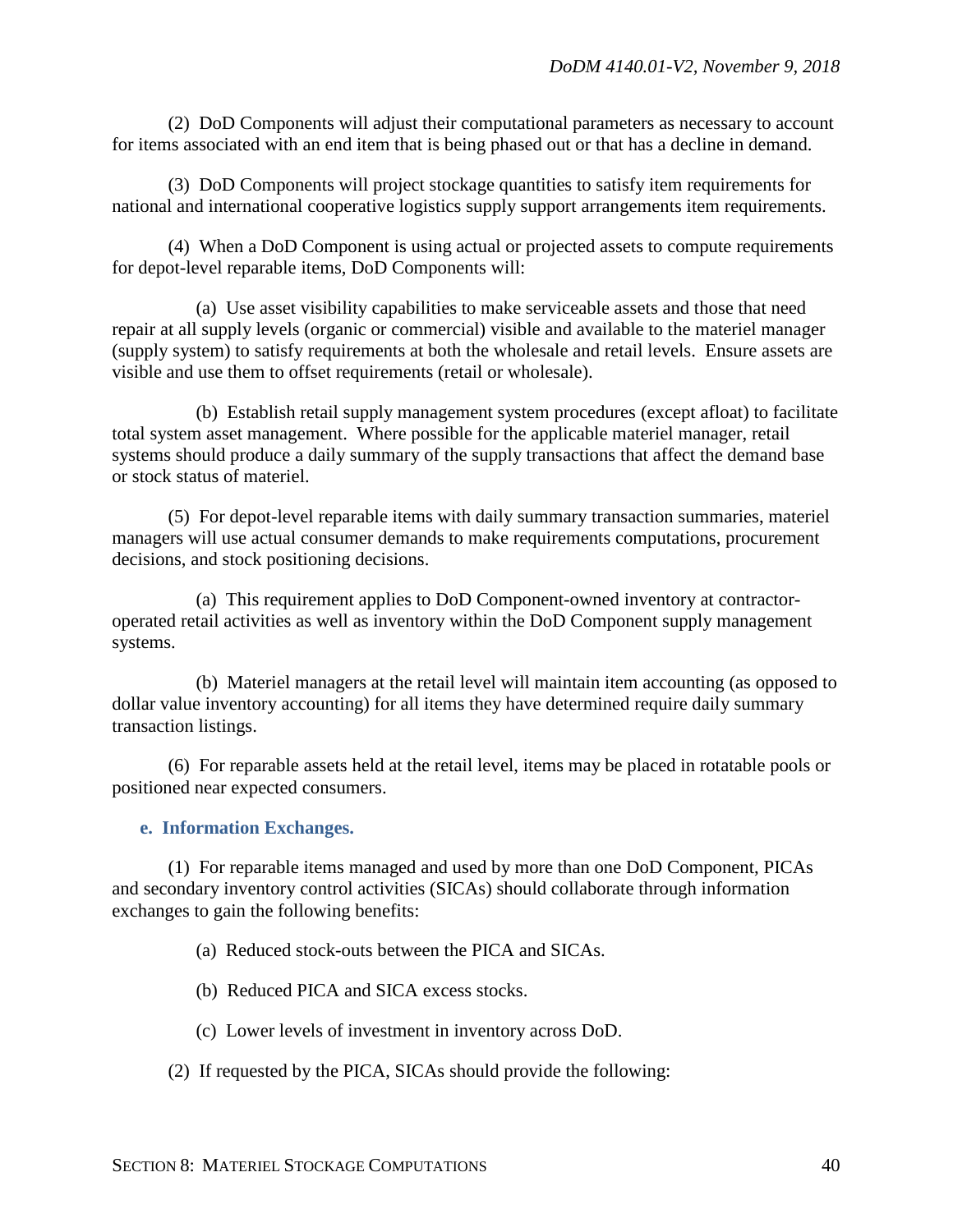(2) DoD Components will adjust their computational parameters as necessary to account for items associated with an end item that is being phased out or that has a decline in demand.

(3) DoD Components will project stockage quantities to satisfy item requirements for national and international cooperative logistics supply support arrangements item requirements.

(4) When a DoD Component is using actual or projected assets to compute requirements for depot-level reparable items, DoD Components will:

(a) Use asset visibility capabilities to make serviceable assets and those that need repair at all supply levels (organic or commercial) visible and available to the materiel manager (supply system) to satisfy requirements at both the wholesale and retail levels. Ensure assets are visible and use them to offset requirements (retail or wholesale).

(b) Establish retail supply management system procedures (except afloat) to facilitate total system asset management. Where possible for the applicable materiel manager, retail systems should produce a daily summary of the supply transactions that affect the demand base or stock status of materiel.

(5) For depot-level reparable items with daily summary transaction summaries, materiel managers will use actual consumer demands to make requirements computations, procurement decisions, and stock positioning decisions.

(a) This requirement applies to DoD Component-owned inventory at contractor-operated retail activities as well as inventory within the DoD Component supply management systems.

(b) Materiel managers at the retail level will maintain item accounting (as opposed to dollar value inventory accounting) for all items they have determined require daily summary transaction listings.

(6) For reparable assets held at the retail level, items may be placed in rotatable pools or positioned near expected consumers.

**e. Information Exchanges.**

(1) For reparable items managed and used by more than one DoD Component, PICAs and secondary inventory control activities (SICAs) should collaborate through information exchanges to gain the following benefits:

(a) Reduced stock-outs between the PICA and SICAs.

(b) Reduced PICA and SICA excess stocks.

(c) Lower levels of investment in inventory across DoD.

(2) If requested by the PICA, SICAs should provide the following: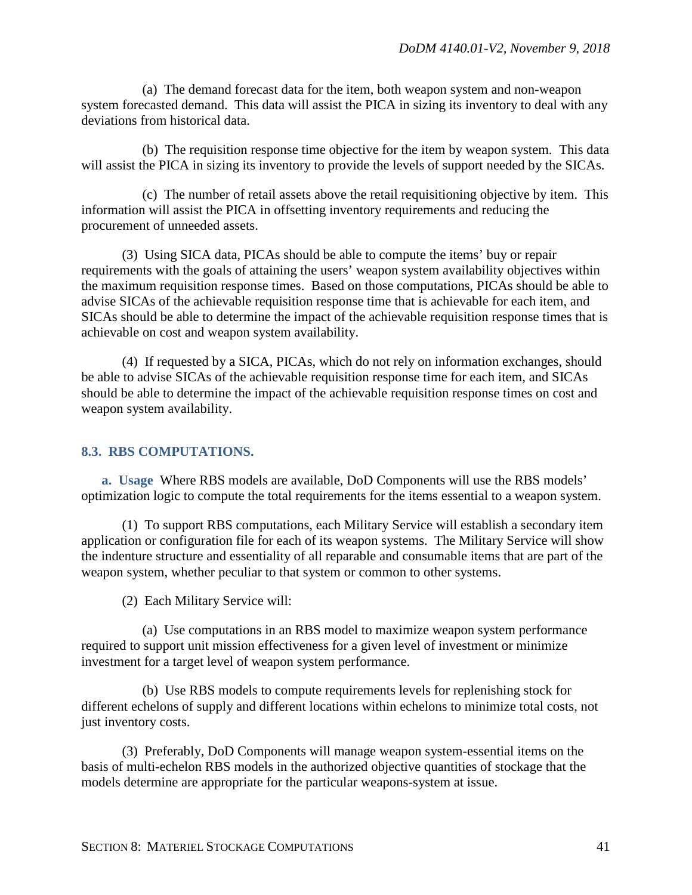(a) The demand forecast data for the item, both weapon system and non-weapon system forecasted demand. This data will assist the PICA in sizing its inventory to deal with any deviations from historical data.

(b) The requisition response time objective for the item by weapon system. This data will assist the PICA in sizing its inventory to provide the levels of support needed by the SICAs.

(c) The number of retail assets above the retail requisitioning objective by item. This information will assist the PICA in offsetting inventory requirements and reducing the procurement of unneeded assets.

(3) Using SICA data, PICAs should be able to compute the items' buy or repair requirements with the goals of attaining the users' weapon system availability objectives within the maximum requisition response times. Based on those computations, PICAs should be able to advise SICAs of the achievable requisition response time that is achievable for each item, and SICAs should be able to determine the impact of the achievable requisition response times that is achievable on cost and weapon system availability.

(4) If requested by a SICA, PICAs, which do not rely on information exchanges, should be able to advise SICAs of the achievable requisition response time for each item, and SICAs should be able to determine the impact of the achievable requisition response times on cost and weapon system availability.

## 8.3. RBS COMPUTATIONS.

**a. Usage** Where RBS models are available, DoD Components will use the RBS models' optimization logic to compute the total requirements for the items essential to a weapon system.

(1) To support RBS computations, each Military Service will establish a secondary item application or configuration file for each of its weapon systems. The Military Service will show the indenture structure and essentiality of all reparable and consumable items that are part of the weapon system, whether peculiar to that system or common to other systems.

(2) Each Military Service will:

(a) Use computations in an RBS model to maximize weapon system performance required to support unit mission effectiveness for a given level of investment or minimize investment for a target level of weapon system performance.

(b) Use RBS models to compute requirements levels for replenishing stock for different echelons of supply and different locations within echelons to minimize total costs, not just inventory costs.

(3) Preferably, DoD Components will manage weapon system-essential items on the basis of multi-echelon RBS models in the authorized objective quantities of stockage that the models determine are appropriate for the particular weapons-system at issue.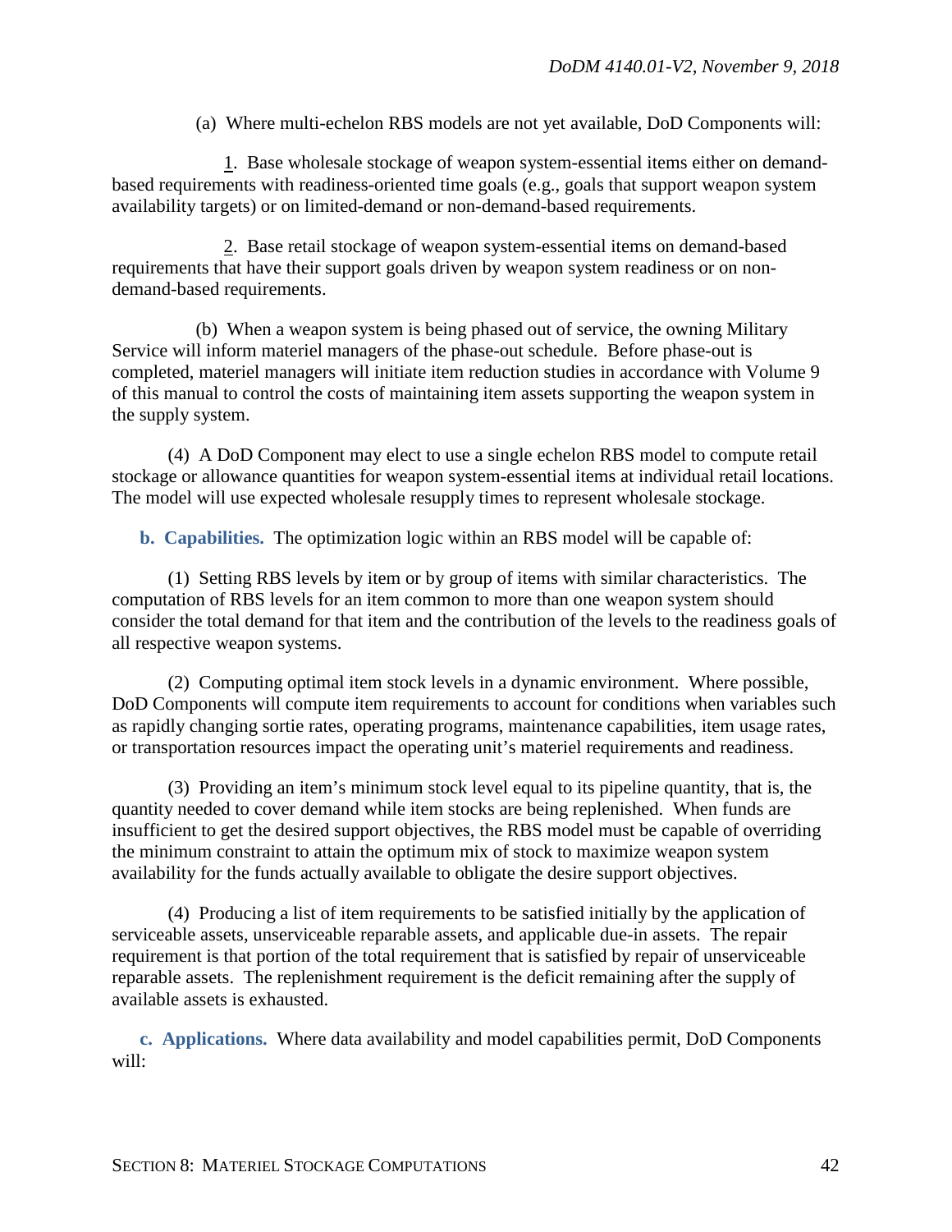(a) Where multi-echelon RBS models are not yet available, DoD Components will:

1. Base wholesale stockage of weapon system-essential items either on demand-based requirements with readiness-oriented time goals (e.g., goals that support weapon system availability targets) or on limited-demand or non-demand-based requirements.

2. Base retail stockage of weapon system-essential items on demand-based requirements that have their support goals driven by weapon system readiness or on non-demand-based requirements.

(b) When a weapon system is being phased out of service, the owning Military Service will inform materiel managers of the phase-out schedule. Before phase-out is completed, materiel managers will initiate item reduction studies in accordance with Volume 9 of this manual to control the costs of maintaining item assets supporting the weapon system in the supply system.

(4) A DoD Component may elect to use a single echelon RBS model to compute retail stockage or allowance quantities for weapon system-essential items at individual retail locations. The model will use expected wholesale resupply times to represent wholesale stockage.

**b. Capabilities.** The optimization logic within an RBS model will be capable of:

(1) Setting RBS levels by item or by group of items with similar characteristics. The computation of RBS levels for an item common to more than one weapon system should consider the total demand for that item and the contribution of the levels to the readiness goals of all respective weapon systems.

(2) Computing optimal item stock levels in a dynamic environment. Where possible, DoD Components will compute item requirements to account for conditions when variables such as rapidly changing sortie rates, operating programs, maintenance capabilities, item usage rates, or transportation resources impact the operating unit's materiel requirements and readiness.

(3) Providing an item's minimum stock level equal to its pipeline quantity, that is, the quantity needed to cover demand while item stocks are being replenished. When funds are insufficient to get the desired support objectives, the RBS model must be capable of overriding the minimum constraint to attain the optimum mix of stock to maximize weapon system availability for the funds actually available to obligate the desire support objectives.

(4) Producing a list of item requirements to be satisfied initially by the application of serviceable assets, unserviceable reparable assets, and applicable due-in assets. The repair requirement is that portion of the total requirement that is satisfied by repair of unserviceable reparable assets. The replenishment requirement is the deficit remaining after the supply of available assets is exhausted.

**c. Applications.** Where data availability and model capabilities permit, DoD Components will: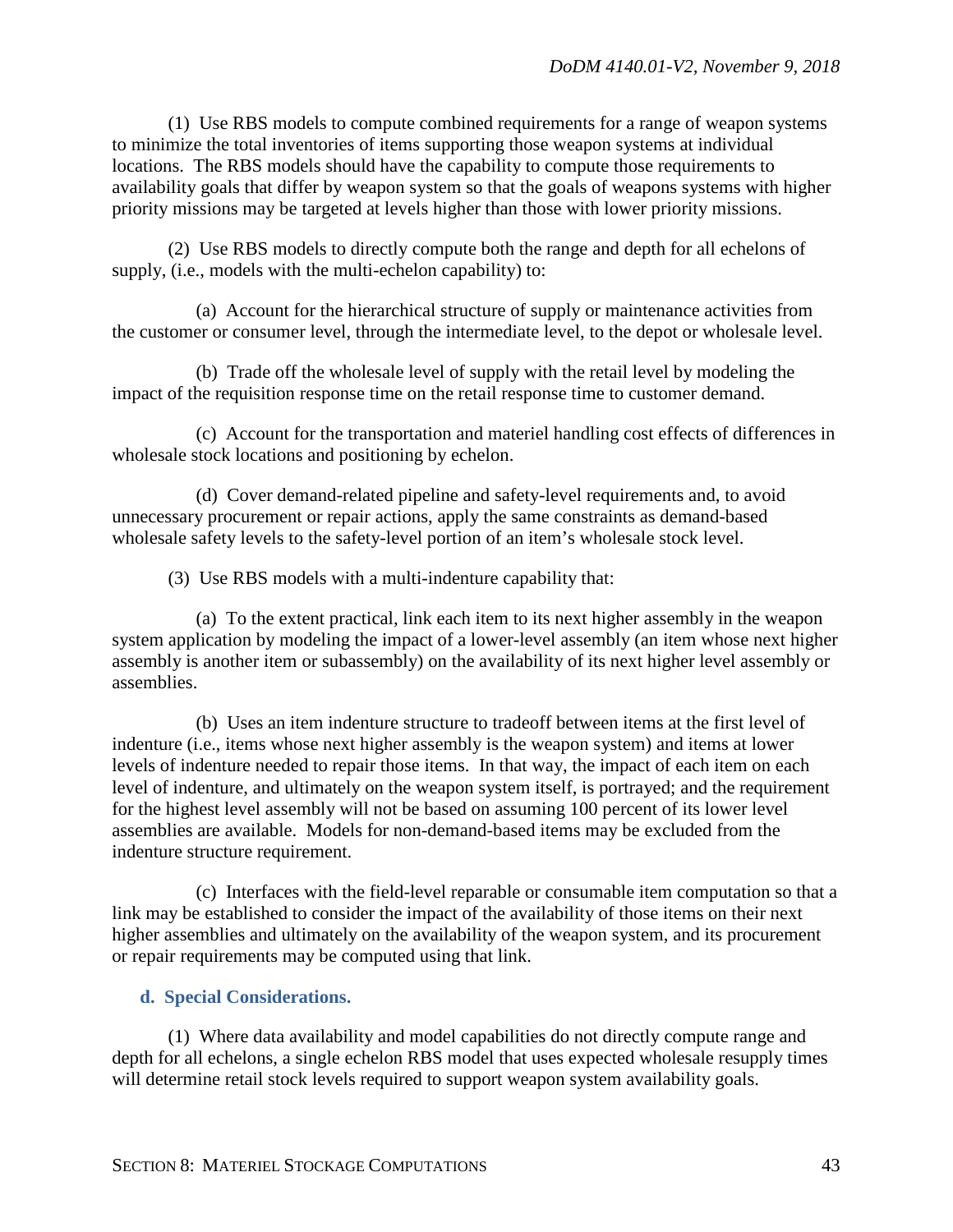(1) Use RBS models to compute combined requirements for a range of weapon systems to minimize the total inventories of items supporting those weapon systems at individual locations. The RBS models should have the capability to compute those requirements to availability goals that differ by weapon system so that the goals of weapons systems with higher priority missions may be targeted at levels higher than those with lower priority missions.

(2) Use RBS models to directly compute both the range and depth for all echelons of supply, (i.e., models with the multi-echelon capability) to:

(a) Account for the hierarchical structure of supply or maintenance activities from the customer or consumer level, through the intermediate level, to the depot or wholesale level.

(b) Trade off the wholesale level of supply with the retail level by modeling the impact of the requisition response time on the retail response time to customer demand.

(c) Account for the transportation and materiel handling cost effects of differences in wholesale stock locations and positioning by echelon.

(d) Cover demand-related pipeline and safety-level requirements and, to avoid unnecessary procurement or repair actions, apply the same constraints as demand-based wholesale safety levels to the safety-level portion of an item's wholesale stock level.

(3) Use RBS models with a multi-indenture capability that:

(a) To the extent practical, link each item to its next higher assembly in the weapon system application by modeling the impact of a lower-level assembly (an item whose next higher assembly is another item or subassembly) on the availability of its next higher level assembly or assemblies.

(b) Uses an item indenture structure to tradeoff between items at the first level of indenture (i.e., items whose next higher assembly is the weapon system) and items at lower levels of indenture needed to repair those items. In that way, the impact of each item on each level of indenture, and ultimately on the weapon system itself, is portrayed; and the requirement for the highest level assembly will not be based on assuming 100 percent of its lower level assemblies are available. Models for non-demand-based items may be excluded from the indenture structure requirement.

(c) Interfaces with the field-level reparable or consumable item computation so that a link may be established to consider the impact of the availability of those items on their next higher assemblies and ultimately on the availability of the weapon system, and its procurement or repair requirements may be computed using that link.

**d. Special Considerations.**

(1) Where data availability and model capabilities do not directly compute range and depth for all echelons, a single echelon RBS model that uses expected wholesale resupply times will determine retail stock levels required to support weapon system availability goals.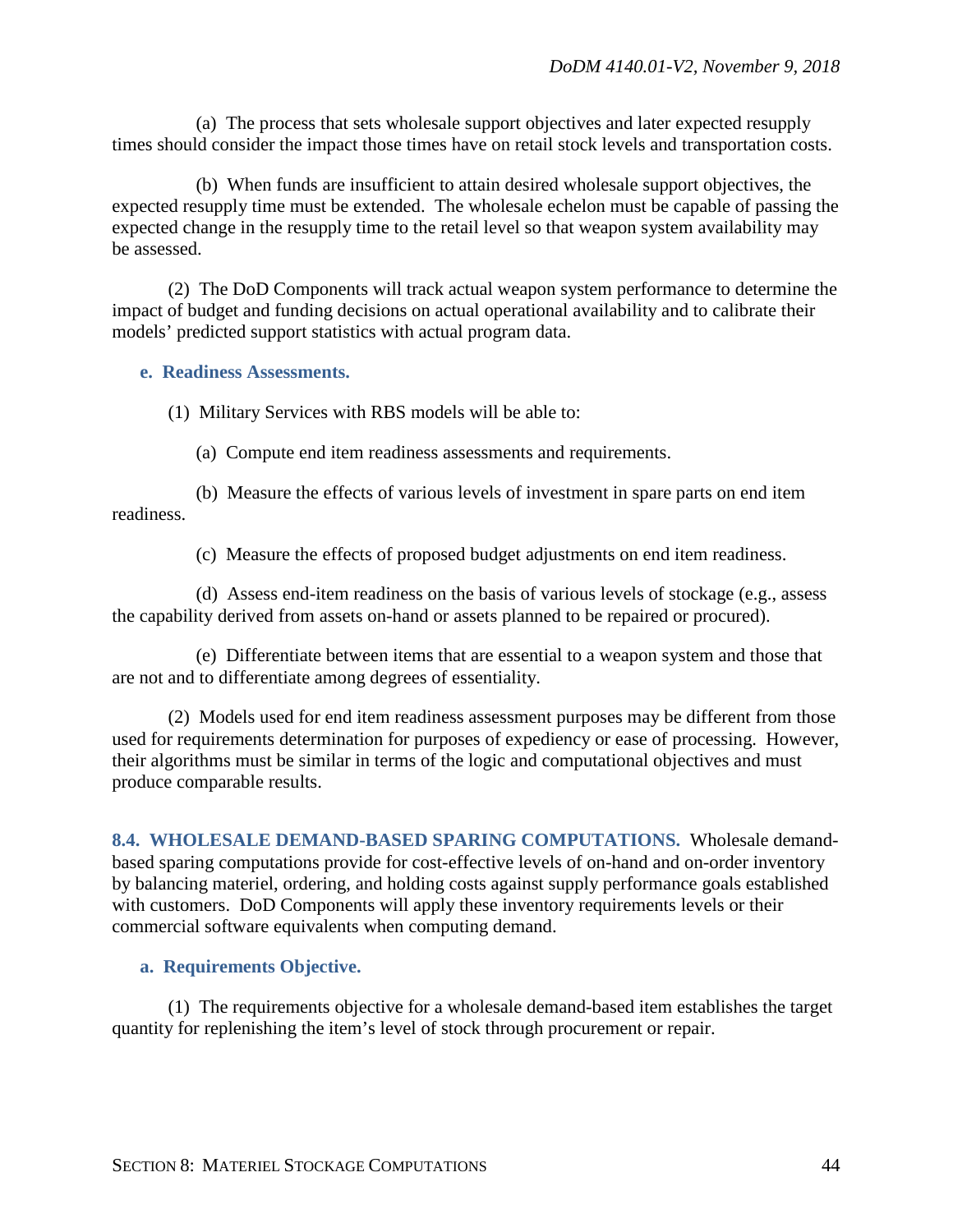(a) The process that sets wholesale support objectives and later expected resupply times should consider the impact those times have on retail stock levels and transportation costs.

(b) When funds are insufficient to attain desired wholesale support objectives, the expected resupply time must be extended. The wholesale echelon must be capable of passing the expected change in the resupply time to the retail level so that weapon system availability may be assessed.

(2) The DoD Components will track actual weapon system performance to determine the impact of budget and funding decisions on actual operational availability and to calibrate their models' predicted support statistics with actual program data.

**e. Readiness Assessments.**

(1) Military Services with RBS models will be able to:

(a) Compute end item readiness assessments and requirements.

(b) Measure the effects of various levels of investment in spare parts on end item readiness.

(c) Measure the effects of proposed budget adjustments on end item readiness.

(d) Assess end-item readiness on the basis of various levels of stockage (e.g., assess the capability derived from assets on-hand or assets planned to be repaired or procured).

(e) Differentiate between items that are essential to a weapon system and those that are not and to differentiate among degrees of essentiality.

(2) Models used for end item readiness assessment purposes may be different from those used for requirements determination for purposes of expediency or ease of processing. However, their algorithms must be similar in terms of the logic and computational objectives and must produce comparable results.

## 8.4. WHOLESALE DEMAND-BASED SPARING COMPUTATIONS.

Wholesale demand-based sparing computations provide for cost-effective levels of on-hand and on-order inventory by balancing materiel, ordering, and holding costs against supply performance goals established with customers. DoD Components will apply these inventory requirements levels or their commercial software equivalents when computing demand.

**a. Requirements Objective.**

(1) The requirements objective for a wholesale demand-based item establishes the target quantity for replenishing the item's level of stock through procurement or repair.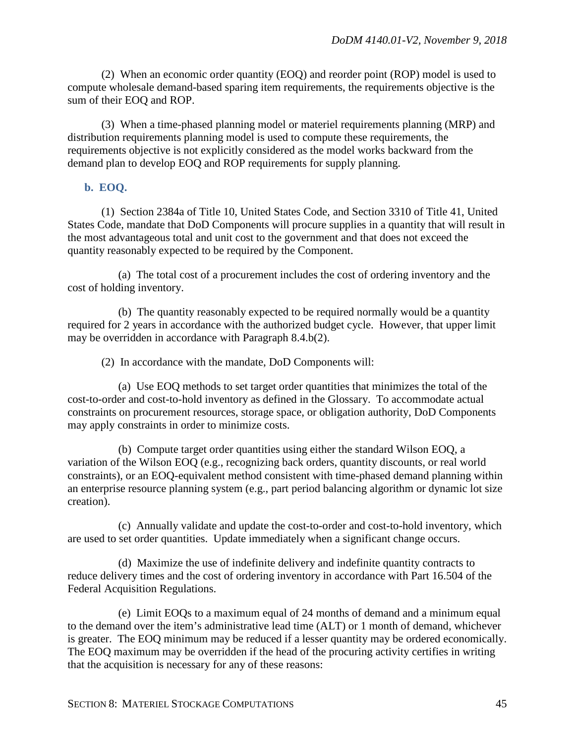(2) When an economic order quantity (EOQ) and reorder point (ROP) model is used to compute wholesale demand-based sparing item requirements, the requirements objective is the sum of their EOQ and ROP.

(3) When a time-phased planning model or materiel requirements planning (MRP) and distribution requirements planning model is used to compute these requirements, the requirements objective is not explicitly considered as the model works backward from the demand plan to develop EOQ and ROP requirements for supply planning.

**b. EOQ.**

(1) Section 2384a of Title 10, United States Code, and Section 3310 of Title 41, United States Code, mandate that DoD Components will procure supplies in a quantity that will result in the most advantageous total and unit cost to the government and that does not exceed the quantity reasonably expected to be required by the Component.

(a) The total cost of a procurement includes the cost of ordering inventory and the cost of holding inventory.

(b) The quantity reasonably expected to be required normally would be a quantity required for 2 years in accordance with the authorized budget cycle. However, that upper limit may be overridden in accordance with Paragraph 8.4.b(2).

(2) In accordance with the mandate, DoD Components will:

(a) Use EOQ methods to set target order quantities that minimizes the total of the cost-to-order and cost-to-hold inventory as defined in the Glossary. To accommodate actual constraints on procurement resources, storage space, or obligation authority, DoD Components may apply constraints in order to minimize costs.

(b) Compute target order quantities using either the standard Wilson EOQ, a variation of the Wilson EOQ (e.g., recognizing back orders, quantity discounts, or real world constraints), or an EOQ-equivalent method consistent with time-phased demand planning within an enterprise resource planning system (e.g., part period balancing algorithm or dynamic lot size creation).

(c) Annually validate and update the cost-to-order and cost-to-hold inventory, which are used to set order quantities. Update immediately when a significant change occurs.

(d) Maximize the use of indefinite delivery and indefinite quantity contracts to reduce delivery times and the cost of ordering inventory in accordance with Part 16.504 of the Federal Acquisition Regulations.

(e) Limit EOQs to a maximum equal of 24 months of demand and a minimum equal to the demand over the item's administrative lead time (ALT) or 1 month of demand, whichever is greater. The EOQ minimum may be reduced if a lesser quantity may be ordered economically. The EOQ maximum may be overridden if the head of the procuring activity certifies in writing that the acquisition is necessary for any of these reasons: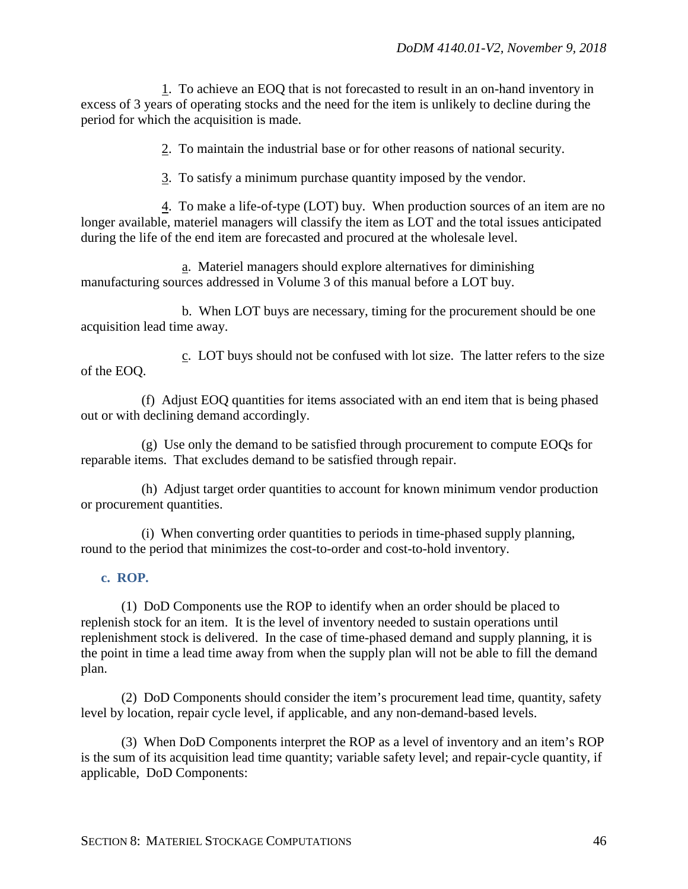1. To achieve an EOQ that is not forecasted to result in an on-hand inventory in excess of 3 years of operating stocks and the need for the item is unlikely to decline during the period for which the acquisition is made.

2. To maintain the industrial base or for other reasons of national security.

3. To satisfy a minimum purchase quantity imposed by the vendor.

4. To make a life-of-type (LOT) buy. When production sources of an item are no longer available, materiel managers will classify the item as LOT and the total issues anticipated during the life of the end item are forecasted and procured at the wholesale level.

a. Materiel managers should explore alternatives for diminishing manufacturing sources addressed in Volume 3 of this manual before a LOT buy.

b. When LOT buys are necessary, timing for the procurement should be one acquisition lead time away.

c. LOT buys should not be confused with lot size. The latter refers to the size of the EOQ.

(f) Adjust EOQ quantities for items associated with an end item that is being phased out or with declining demand accordingly.

(g) Use only the demand to be satisfied through procurement to compute EOQs for reparable items. That excludes demand to be satisfied through repair.

(h) Adjust target order quantities to account for known minimum vendor production or procurement quantities.

(i) When converting order quantities to periods in time-phased supply planning, round to the period that minimizes the cost-to-order and cost-to-hold inventory.

**c. ROP.**

(1) DoD Components use the ROP to identify when an order should be placed to replenish stock for an item. It is the level of inventory needed to sustain operations until replenishment stock is delivered. In the case of time-phased demand and supply planning, it is the point in time a lead time away from when the supply plan will not be able to fill the demand plan.

(2) DoD Components should consider the item's procurement lead time, quantity, safety level by location, repair cycle level, if applicable, and any non-demand-based levels.

(3) When DoD Components interpret the ROP as a level of inventory and an item's ROP is the sum of its acquisition lead time quantity; variable safety level; and repair-cycle quantity, if applicable, DoD Components: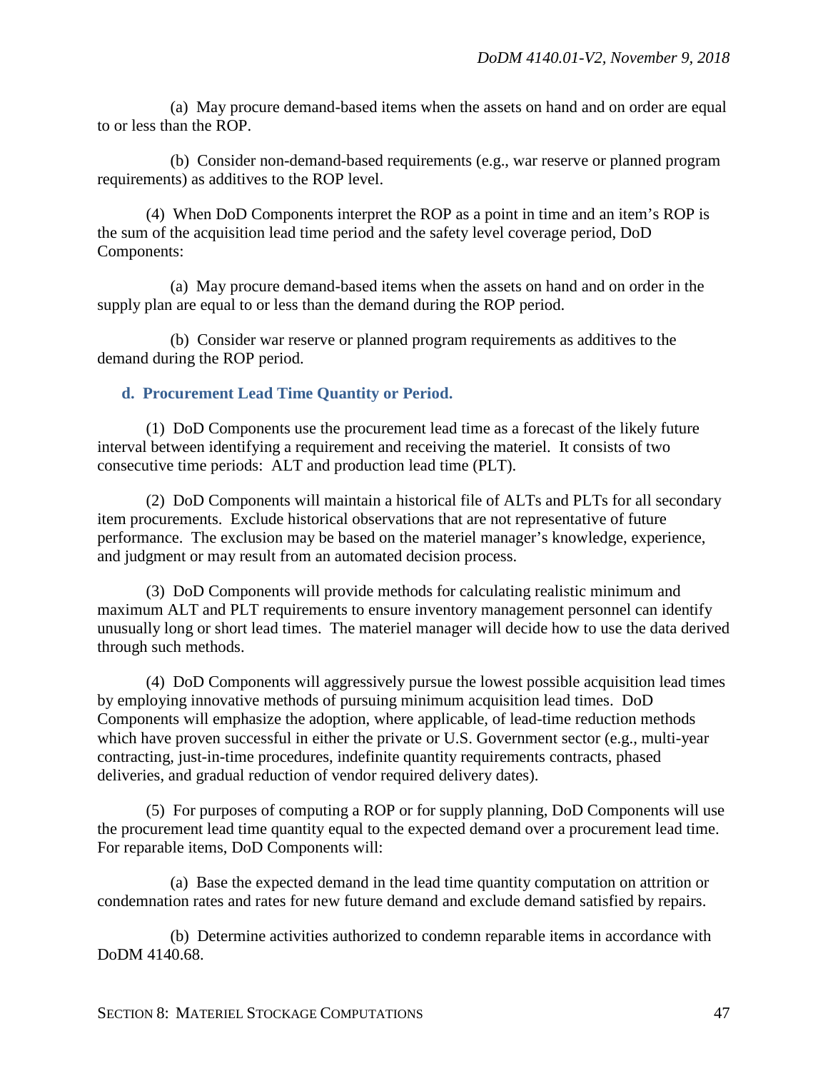(a) May procure demand-based items when the assets on hand and on order are equal to or less than the ROP.

(b) Consider non-demand-based requirements (e.g., war reserve or planned program requirements) as additives to the ROP level.

(4) When DoD Components interpret the ROP as a point in time and an item's ROP is the sum of the acquisition lead time period and the safety level coverage period, DoD Components:

(a) May procure demand-based items when the assets on hand and on order in the supply plan are equal to or less than the demand during the ROP period.

(b) Consider war reserve or planned program requirements as additives to the demand during the ROP period.

**d. Procurement Lead Time Quantity or Period.**

(1) DoD Components use the procurement lead time as a forecast of the likely future interval between identifying a requirement and receiving the materiel. It consists of two consecutive time periods: ALT and production lead time (PLT).

(2) DoD Components will maintain a historical file of ALTs and PLTs for all secondary item procurements. Exclude historical observations that are not representative of future performance. The exclusion may be based on the materiel manager's knowledge, experience, and judgment or may result from an automated decision process.

(3) DoD Components will provide methods for calculating realistic minimum and maximum ALT and PLT requirements to ensure inventory management personnel can identify unusually long or short lead times. The materiel manager will decide how to use the data derived through such methods.

(4) DoD Components will aggressively pursue the lowest possible acquisition lead times by employing innovative methods of pursuing minimum acquisition lead times. DoD Components will emphasize the adoption, where applicable, of lead-time reduction methods which have proven successful in either the private or U.S. Government sector (e.g., multi-year contracting, just-in-time procedures, indefinite quantity requirements contracts, phased deliveries, and gradual reduction of vendor required delivery dates).

(5) For purposes of computing a ROP or for supply planning, DoD Components will use the procurement lead time quantity equal to the expected demand over a procurement lead time. For reparable items, DoD Components will:

(a) Base the expected demand in the lead time quantity computation on attrition or condemnation rates and rates for new future demand and exclude demand satisfied by repairs.

(b) Determine activities authorized to condemn reparable items in accordance with DoDM 4140.68.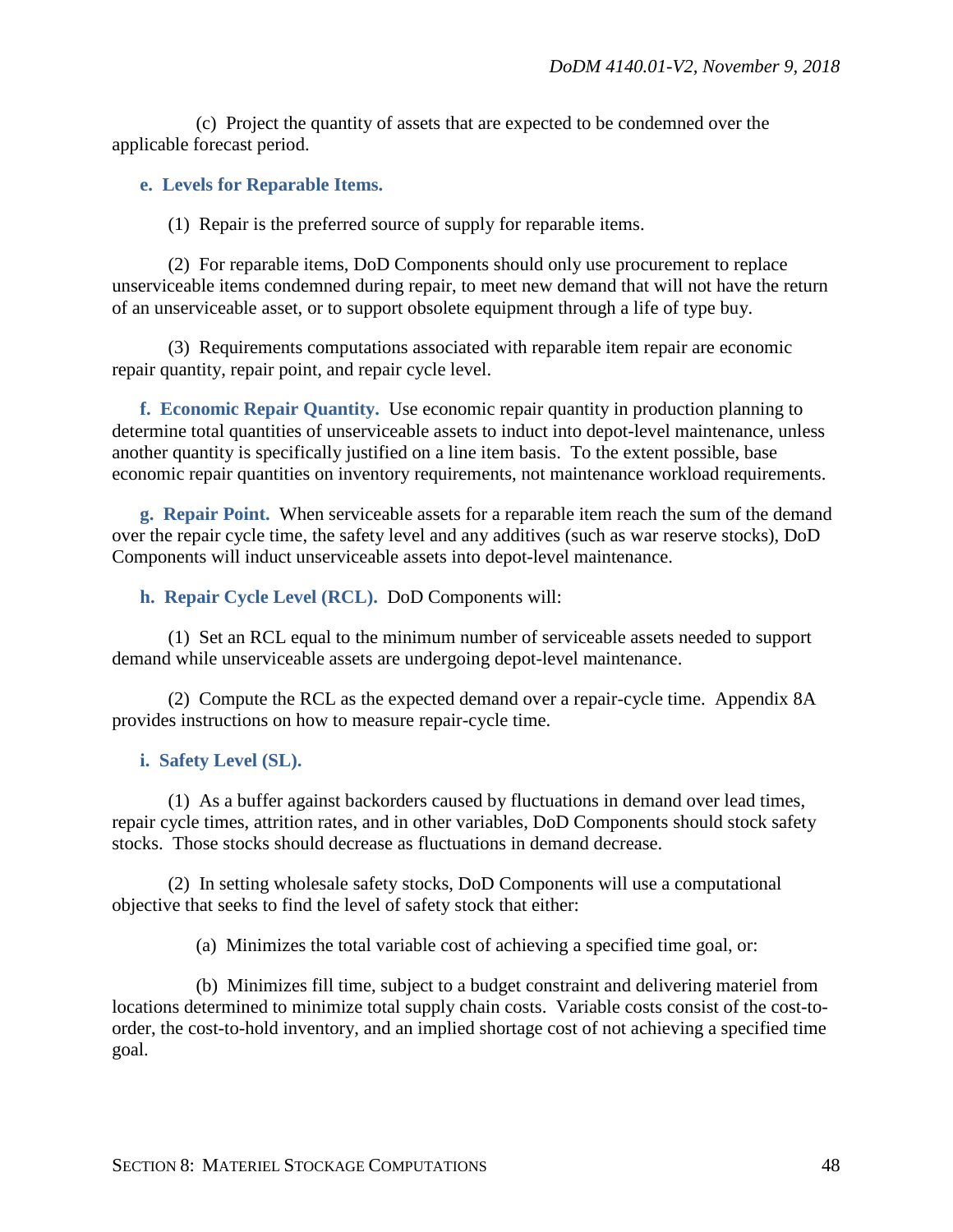(c) Project the quantity of assets that are expected to be condemned over the applicable forecast period.

**e. Levels for Reparable Items.**

(1) Repair is the preferred source of supply for reparable items.

(2) For reparable items, DoD Components should only use procurement to replace unserviceable items condemned during repair, to meet new demand that will not have the return of an unserviceable asset, or to support obsolete equipment through a life of type buy.

(3) Requirements computations associated with reparable item repair are economic repair quantity, repair point, and repair cycle level.

**f. Economic Repair Quantity.** Use economic repair quantity in production planning to determine total quantities of unserviceable assets to induct into depot-level maintenance, unless another quantity is specifically justified on a line item basis. To the extent possible, base economic repair quantities on inventory requirements, not maintenance workload requirements.

**g. Repair Point.** When serviceable assets for a reparable item reach the sum of the demand over the repair cycle time, the safety level and any additives (such as war reserve stocks), DoD Components will induct unserviceable assets into depot-level maintenance.

**h. Repair Cycle Level (RCL).** DoD Components will:

(1) Set an RCL equal to the minimum number of serviceable assets needed to support demand while unserviceable assets are undergoing depot-level maintenance.

(2) Compute the RCL as the expected demand over a repair-cycle time. Appendix 8A provides instructions on how to measure repair-cycle time.

**i. Safety Level (SL).**

(1) As a buffer against backorders caused by fluctuations in demand over lead times, repair cycle times, attrition rates, and in other variables, DoD Components should stock safety stocks. Those stocks should decrease as fluctuations in demand decrease.

(2) In setting wholesale safety stocks, DoD Components will use a computational objective that seeks to find the level of safety stock that either:

(a) Minimizes the total variable cost of achieving a specified time goal, or:

(b) Minimizes fill time, subject to a budget constraint and delivering materiel from locations determined to minimize total supply chain costs. Variable costs consist of the cost-to-order, the cost-to-hold inventory, and an implied shortage cost of not achieving a specified time goal.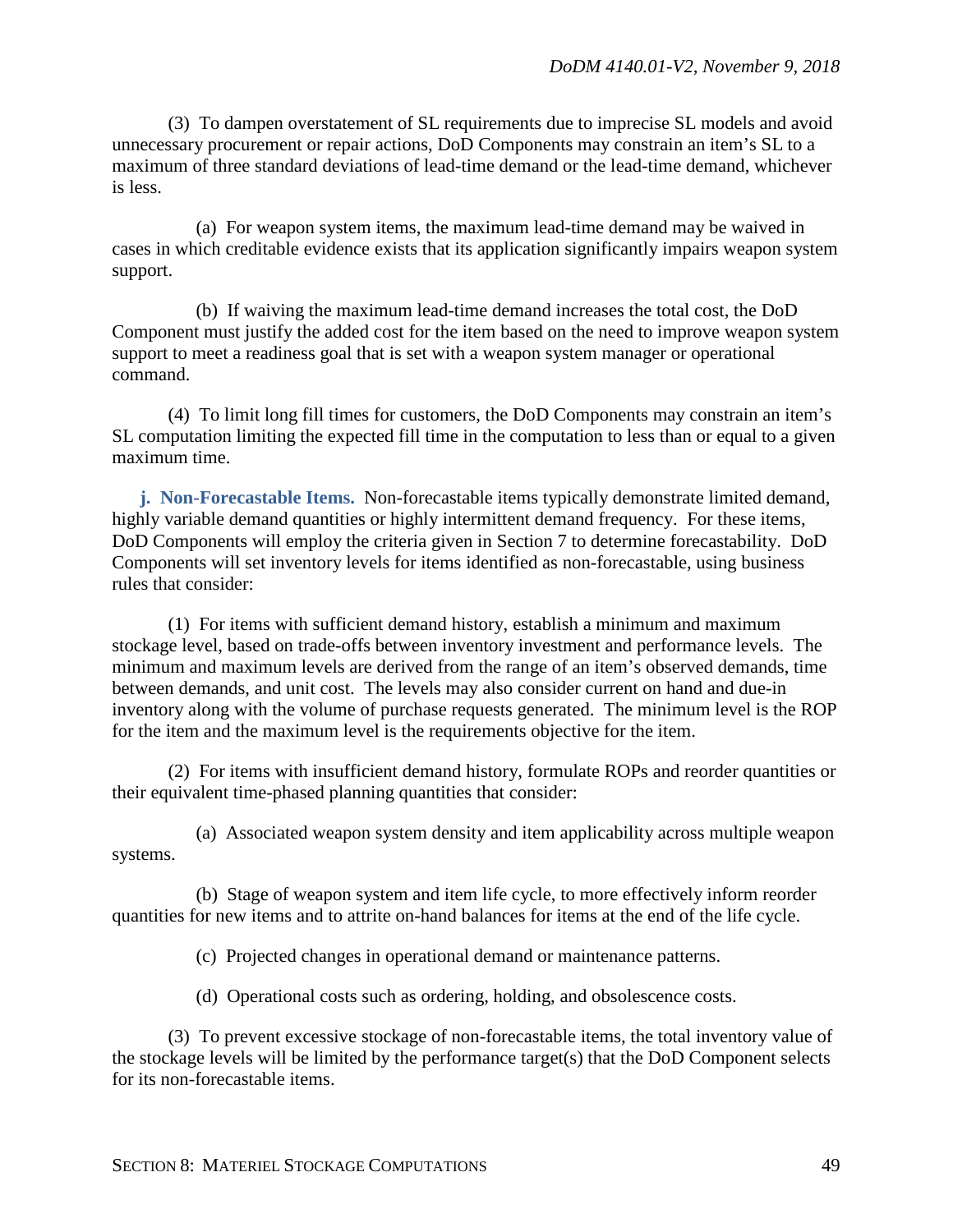(3) To dampen overstatement of SL requirements due to imprecise SL models and avoid unnecessary procurement or repair actions, DoD Components may constrain an item's SL to a maximum of three standard deviations of lead-time demand or the lead-time demand, whichever is less.

(a) For weapon system items, the maximum lead-time demand may be waived in cases in which creditable evidence exists that its application significantly impairs weapon system support.

(b) If waiving the maximum lead-time demand increases the total cost, the DoD Component must justify the added cost for the item based on the need to improve weapon system support to meet a readiness goal that is set with a weapon system manager or operational command.

(4) To limit long fill times for customers, the DoD Components may constrain an item's SL computation limiting the expected fill time in the computation to less than or equal to a given maximum time.

**j. Non-Forecastable Items.** Non-forecastable items typically demonstrate limited demand, highly variable demand quantities or highly intermittent demand frequency. For these items, DoD Components will employ the criteria given in Section 7 to determine forecastability. DoD Components will set inventory levels for items identified as non-forecastable, using business rules that consider:

(1) For items with sufficient demand history, establish a minimum and maximum stockage level, based on trade-offs between inventory investment and performance levels. The minimum and maximum levels are derived from the range of an item's observed demands, time between demands, and unit cost. The levels may also consider current on hand and due-in inventory along with the volume of purchase requests generated. The minimum level is the ROP for the item and the maximum level is the requirements objective for the item.

(2) For items with insufficient demand history, formulate ROPs and reorder quantities or their equivalent time-phased planning quantities that consider:

(a) Associated weapon system density and item applicability across multiple weapon systems.

(b) Stage of weapon system and item life cycle, to more effectively inform reorder quantities for new items and to attrite on-hand balances for items at the end of the life cycle.

(c) Projected changes in operational demand or maintenance patterns.

(d) Operational costs such as ordering, holding, and obsolescence costs.

(3) To prevent excessive stockage of non-forecastable items, the total inventory value of the stockage levels will be limited by the performance target(s) that the DoD Component selects for its non-forecastable items.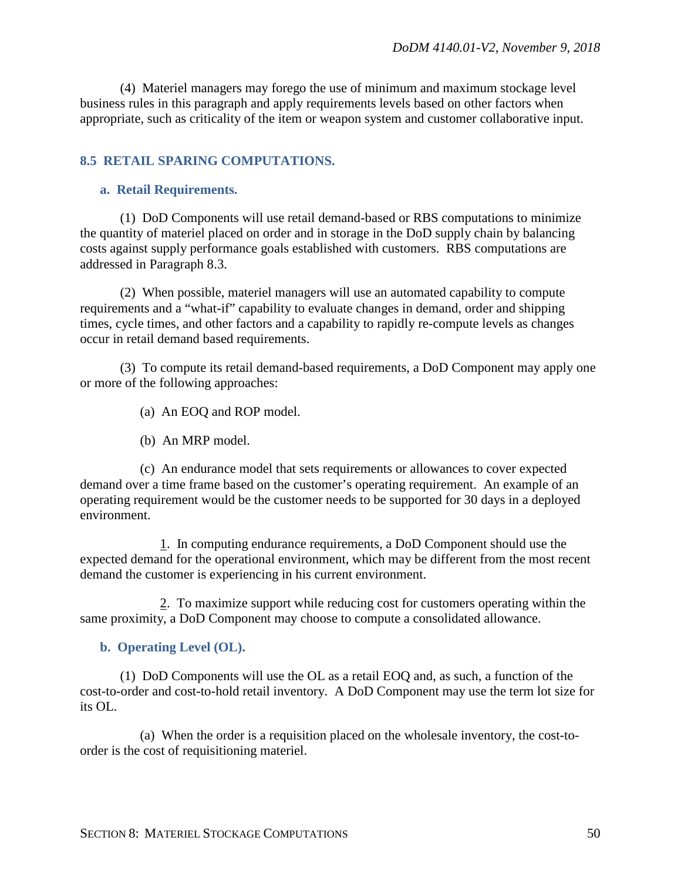(4) Materiel managers may forego the use of minimum and maximum stockage level business rules in this paragraph and apply requirements levels based on other factors when appropriate, such as criticality of the item or weapon system and customer collaborative input.

## 8.5 RETAIL SPARING COMPUTATIONS.

### a. Retail Requirements.

(1) DoD Components will use retail demand-based or RBS computations to minimize the quantity of materiel placed on order and in storage in the DoD supply chain by balancing costs against supply performance goals established with customers. RBS computations are addressed in Paragraph 8.3.

(2) When possible, materiel managers will use an automated capability to compute requirements and a "what-if" capability to evaluate changes in demand, order and shipping times, cycle times, and other factors and a capability to rapidly re-compute levels as changes occur in retail demand based requirements.

(3) To compute its retail demand-based requirements, a DoD Component may apply one or more of the following approaches:

(a) An EOQ and ROP model.

(b) An MRP model.

(c) An endurance model that sets requirements or allowances to cover expected demand over a time frame based on the customer's operating requirement. An example of an operating requirement would be the customer needs to be supported for 30 days in a deployed environment.

1. In computing endurance requirements, a DoD Component should use the expected demand for the operational environment, which may be different from the most recent demand the customer is experiencing in his current environment.

2. To maximize support while reducing cost for customers operating within the same proximity, a DoD Component may choose to compute a consolidated allowance.

### b. Operating Level (OL).

(1) DoD Components will use the OL as a retail EOQ and, as such, a function of the cost-to-order and cost-to-hold retail inventory. A DoD Component may use the term lot size for its OL.

(a) When the order is a requisition placed on the wholesale inventory, the cost-to-order is the cost of requisitioning materiel.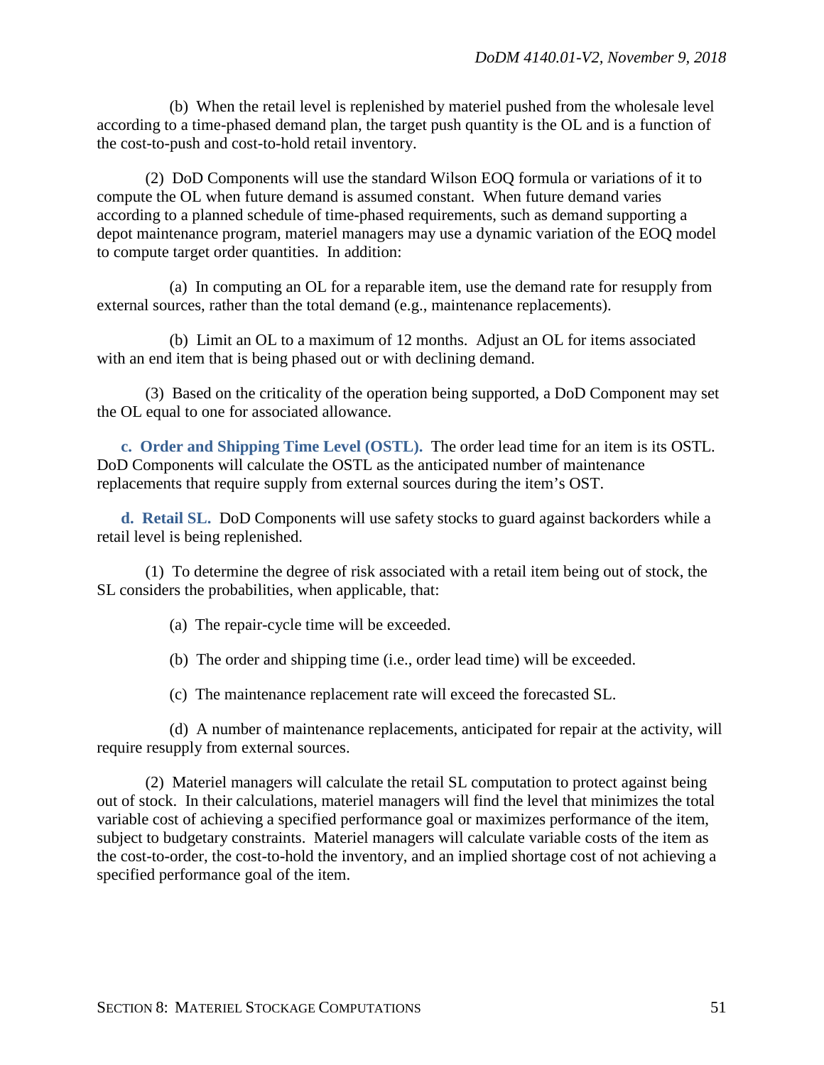(b) When the retail level is replenished by materiel pushed from the wholesale level according to a time-phased demand plan, the target push quantity is the OL and is a function of the cost-to-push and cost-to-hold retail inventory.

(2) DoD Components will use the standard Wilson EOQ formula or variations of it to compute the OL when future demand is assumed constant. When future demand varies according to a planned schedule of time-phased requirements, such as demand supporting a depot maintenance program, materiel managers may use a dynamic variation of the EOQ model to compute target order quantities. In addition:

(a) In computing an OL for a reparable item, use the demand rate for resupply from external sources, rather than the total demand (e.g., maintenance replacements).

(b) Limit an OL to a maximum of 12 months. Adjust an OL for items associated with an end item that is being phased out or with declining demand.

(3) Based on the criticality of the operation being supported, a DoD Component may set the OL equal to one for associated allowance.

**c. Order and Shipping Time Level (OSTL).** The order lead time for an item is its OSTL. DoD Components will calculate the OSTL as the anticipated number of maintenance replacements that require supply from external sources during the item's OST.

**d. Retail SL.** DoD Components will use safety stocks to guard against backorders while a retail level is being replenished.

(1) To determine the degree of risk associated with a retail item being out of stock, the SL considers the probabilities, when applicable, that:

(a) The repair-cycle time will be exceeded.

(b) The order and shipping time (i.e., order lead time) will be exceeded.

(c) The maintenance replacement rate will exceed the forecasted SL.

(d) A number of maintenance replacements, anticipated for repair at the activity, will require resupply from external sources.

(2) Materiel managers will calculate the retail SL computation to protect against being out of stock. In their calculations, materiel managers will find the level that minimizes the total variable cost of achieving a specified performance goal or maximizes performance of the item, subject to budgetary constraints. Materiel managers will calculate variable costs of the item as the cost-to-order, the cost-to-hold the inventory, and an implied shortage cost of not achieving a specified performance goal of the item.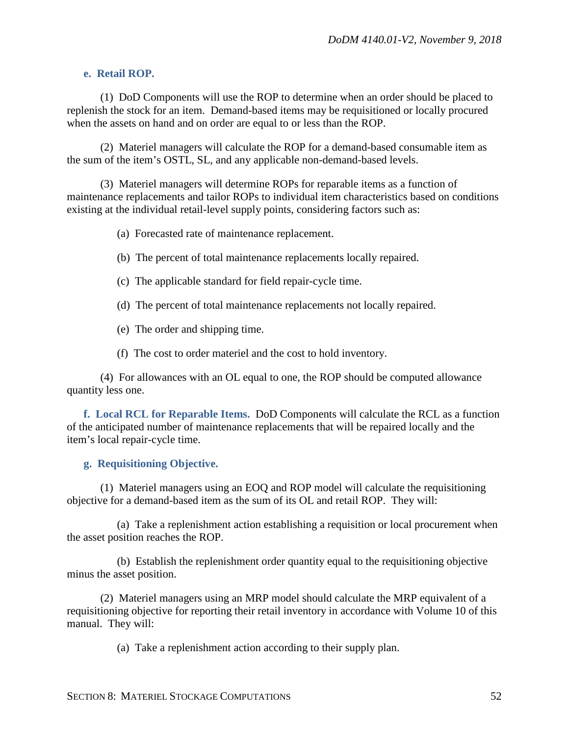**e. Retail ROP.**

(1) DoD Components will use the ROP to determine when an order should be placed to replenish the stock for an item. Demand-based items may be requisitioned or locally procured when the assets on hand and on order are equal to or less than the ROP.

(2) Materiel managers will calculate the ROP for a demand-based consumable item as the sum of the item's OSTL, SL, and any applicable non-demand-based levels.

(3) Materiel managers will determine ROPs for reparable items as a function of maintenance replacements and tailor ROPs to individual item characteristics based on conditions existing at the individual retail-level supply points, considering factors such as:

(a) Forecasted rate of maintenance replacement.

(b) The percent of total maintenance replacements locally repaired.

(c) The applicable standard for field repair-cycle time.

(d) The percent of total maintenance replacements not locally repaired.

(e) The order and shipping time.

(f) The cost to order materiel and the cost to hold inventory.

(4) For allowances with an OL equal to one, the ROP should be computed allowance quantity less one.

**f. Local RCL for Reparable Items.** DoD Components will calculate the RCL as a function of the anticipated number of maintenance replacements that will be repaired locally and the item's local repair-cycle time.

**g. Requisitioning Objective.**

(1) Materiel managers using an EOQ and ROP model will calculate the requisitioning objective for a demand-based item as the sum of its OL and retail ROP. They will:

(a) Take a replenishment action establishing a requisition or local procurement when the asset position reaches the ROP.

(b) Establish the replenishment order quantity equal to the requisitioning objective minus the asset position.

(2) Materiel managers using an MRP model should calculate the MRP equivalent of a requisitioning objective for reporting their retail inventory in accordance with Volume 10 of this manual. They will:

(a) Take a replenishment action according to their supply plan.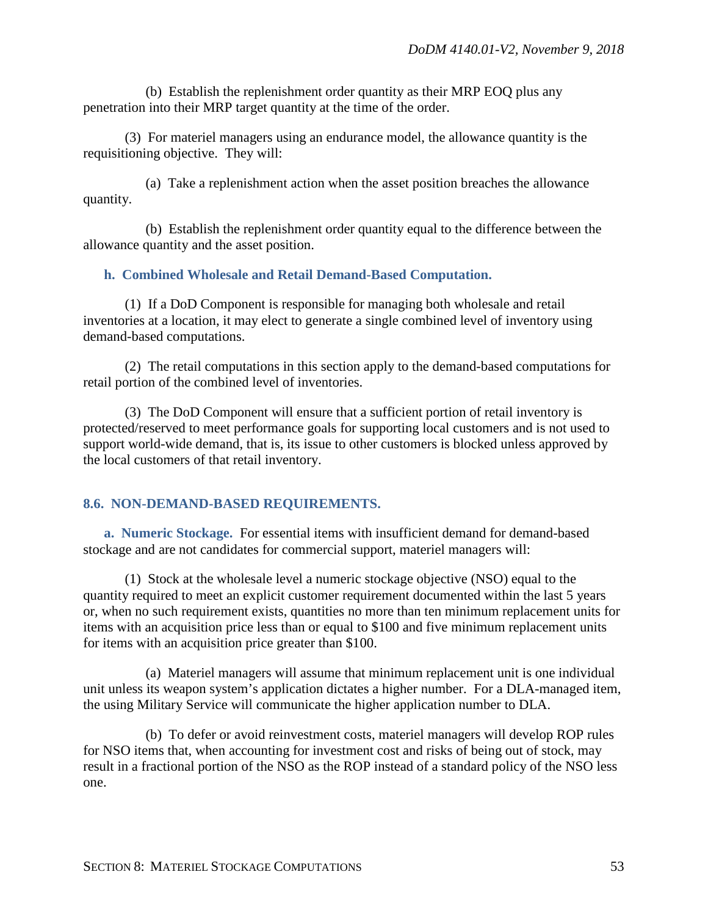(b) Establish the replenishment order quantity as their MRP EOQ plus any penetration into their MRP target quantity at the time of the order.

(3) For materiel managers using an endurance model, the allowance quantity is the requisitioning objective. They will:

(a) Take a replenishment action when the asset position breaches the allowance quantity.

(b) Establish the replenishment order quantity equal to the difference between the allowance quantity and the asset position.

**h. Combined Wholesale and Retail Demand-Based Computation.**

(1) If a DoD Component is responsible for managing both wholesale and retail inventories at a location, it may elect to generate a single combined level of inventory using demand-based computations.

(2) The retail computations in this section apply to the demand-based computations for retail portion of the combined level of inventories.

(3) The DoD Component will ensure that a sufficient portion of retail inventory is protected/reserved to meet performance goals for supporting local customers and is not used to support world-wide demand, that is, its issue to other customers is blocked unless approved by the local customers of that retail inventory.

## 8.6. NON-DEMAND-BASED REQUIREMENTS.

**a. Numeric Stockage.** For essential items with insufficient demand for demand-based stockage and are not candidates for commercial support, materiel managers will:

(1) Stock at the wholesale level a numeric stockage objective (NSO) equal to the quantity required to meet an explicit customer requirement documented within the last 5 years or, when no such requirement exists, quantities no more than ten minimum replacement units for items with an acquisition price less than or equal to $100 and five minimum replacement units for items with an acquisition price greater than $100.

(a) Materiel managers will assume that minimum replacement unit is one individual unit unless its weapon system's application dictates a higher number. For a DLA-managed item, the using Military Service will communicate the higher application number to DLA.

(b) To defer or avoid reinvestment costs, materiel managers will develop ROP rules for NSO items that, when accounting for investment cost and risks of being out of stock, may result in a fractional portion of the NSO as the ROP instead of a standard policy of the NSO less one.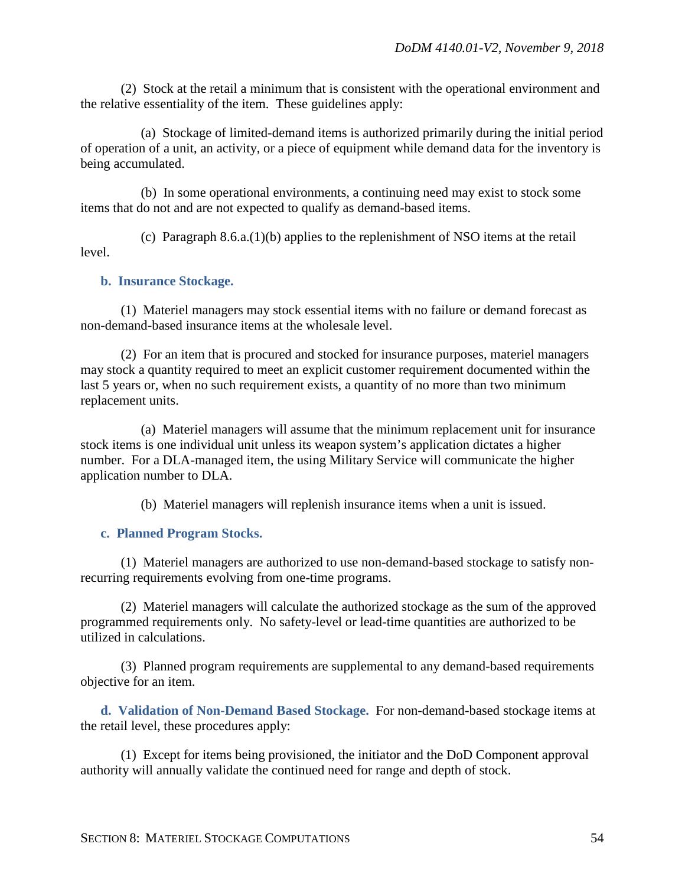(2) Stock at the retail a minimum that is consistent with the operational environment and the relative essentiality of the item. These guidelines apply:

(a) Stockage of limited-demand items is authorized primarily during the initial period of operation of a unit, an activity, or a piece of equipment while demand data for the inventory is being accumulated.

(b) In some operational environments, a continuing need may exist to stock some items that do not and are not expected to qualify as demand-based items.

(c) Paragraph 8.6.a.(1)(b) applies to the replenishment of NSO items at the retail level.

**b. Insurance Stockage.**

(1) Materiel managers may stock essential items with no failure or demand forecast as non-demand-based insurance items at the wholesale level.

(2) For an item that is procured and stocked for insurance purposes, materiel managers may stock a quantity required to meet an explicit customer requirement documented within the last 5 years or, when no such requirement exists, a quantity of no more than two minimum replacement units.

(a) Materiel managers will assume that the minimum replacement unit for insurance stock items is one individual unit unless its weapon system's application dictates a higher number. For a DLA-managed item, the using Military Service will communicate the higher application number to DLA.

(b) Materiel managers will replenish insurance items when a unit is issued.

**c. Planned Program Stocks.**

(1) Materiel managers are authorized to use non-demand-based stockage to satisfy non-recurring requirements evolving from one-time programs.

(2) Materiel managers will calculate the authorized stockage as the sum of the approved programmed requirements only. No safety-level or lead-time quantities are authorized to be utilized in calculations.

(3) Planned program requirements are supplemental to any demand-based requirements objective for an item.

**d. Validation of Non-Demand Based Stockage.** For non-demand-based stockage items at the retail level, these procedures apply:

(1) Except for items being provisioned, the initiator and the DoD Component approval authority will annually validate the continued need for range and depth of stock.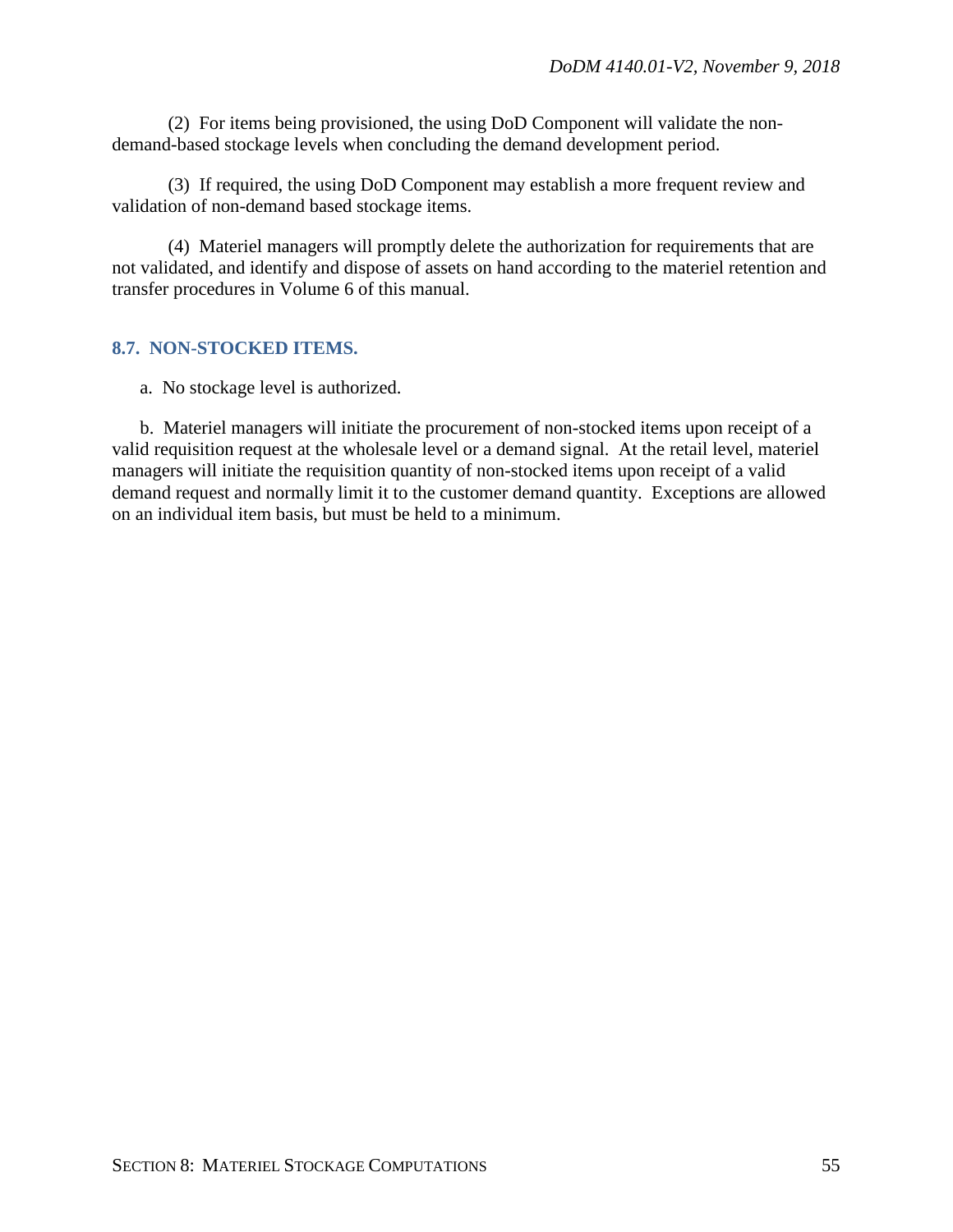(2) For items being provisioned, the using DoD Component will validate the non-demand-based stockage levels when concluding the demand development period.

(3) If required, the using DoD Component may establish a more frequent review and validation of non-demand based stockage items.

(4) Materiel managers will promptly delete the authorization for requirements that are not validated, and identify and dispose of assets on hand according to the materiel retention and transfer procedures in Volume 6 of this manual.

## 8.7. NON-STOCKED ITEMS.

a. No stockage level is authorized.

b. Materiel managers will initiate the procurement of non-stocked items upon receipt of a valid requisition request at the wholesale level or a demand signal. At the retail level, materiel managers will initiate the requisition quantity of non-stocked items upon receipt of a valid demand request and normally limit it to the customer demand quantity. Exceptions are allowed on an individual item basis, but must be held to a minimum.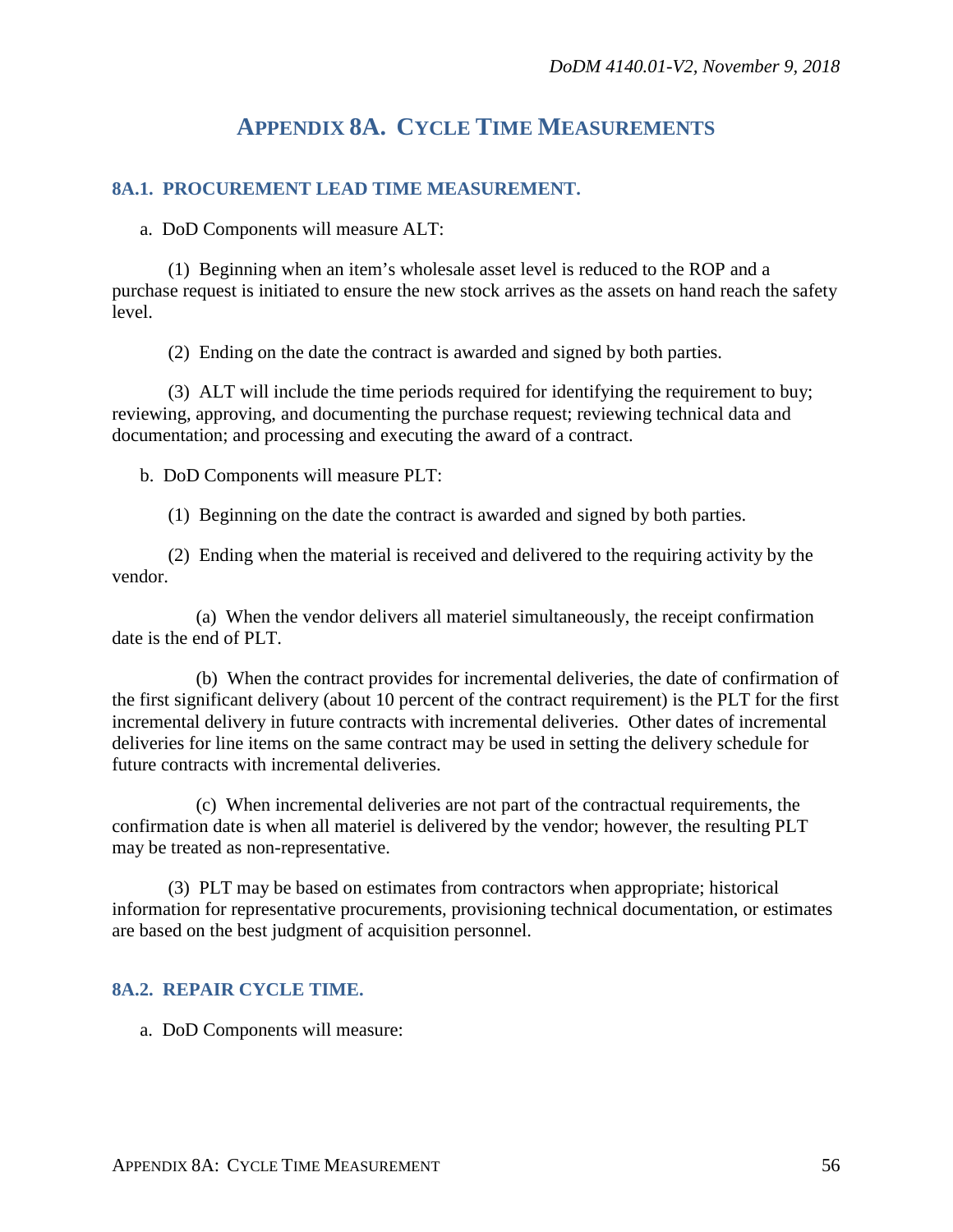# APPENDIX 8A. CYCLE TIME MEASUREMENTS

## 8A.1. PROCUREMENT LEAD TIME MEASUREMENT.

a. DoD Components will measure ALT:

(1) Beginning when an item's wholesale asset level is reduced to the ROP and a purchase request is initiated to ensure the new stock arrives as the assets on hand reach the safety level.

(2) Ending on the date the contract is awarded and signed by both parties.

(3) ALT will include the time periods required for identifying the requirement to buy; reviewing, approving, and documenting the purchase request; reviewing technical data and documentation; and processing and executing the award of a contract.

b. DoD Components will measure PLT:

(1) Beginning on the date the contract is awarded and signed by both parties.

(2) Ending when the material is received and delivered to the requiring activity by the vendor.

(a) When the vendor delivers all materiel simultaneously, the receipt confirmation date is the end of PLT.

(b) When the contract provides for incremental deliveries, the date of confirmation of the first significant delivery (about 10 percent of the contract requirement) is the PLT for the first incremental delivery in future contracts with incremental deliveries. Other dates of incremental deliveries for line items on the same contract may be used in setting the delivery schedule for future contracts with incremental deliveries.

(c) When incremental deliveries are not part of the contractual requirements, the confirmation date is when all materiel is delivered by the vendor; however, the resulting PLT may be treated as non-representative.

(3) PLT may be based on estimates from contractors when appropriate; historical information for representative procurements, provisioning technical documentation, or estimates are based on the best judgment of acquisition personnel.

## 8A.2. REPAIR CYCLE TIME.

a. DoD Components will measure: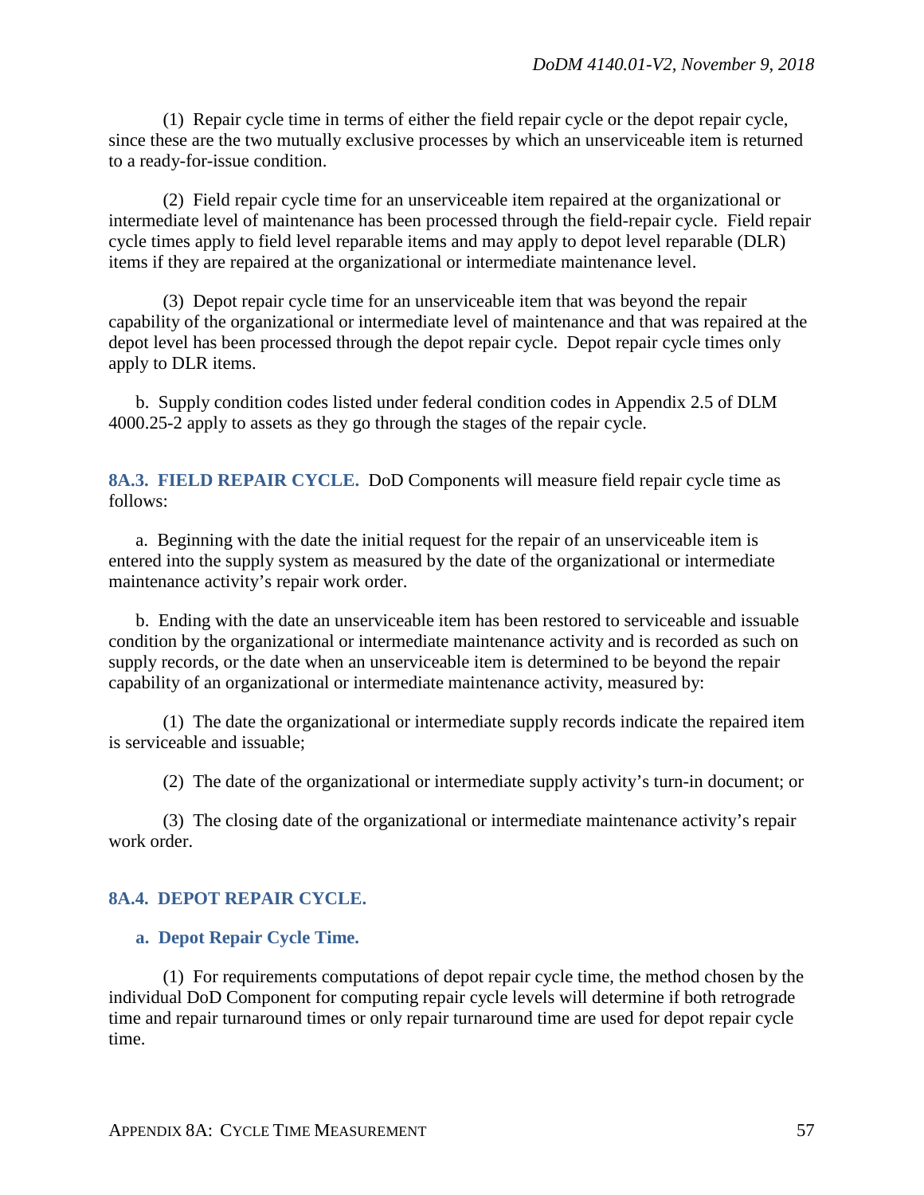(1) Repair cycle time in terms of either the field repair cycle or the depot repair cycle, since these are the two mutually exclusive processes by which an unserviceable item is returned to a ready-for-issue condition.

(2) Field repair cycle time for an unserviceable item repaired at the organizational or intermediate level of maintenance has been processed through the field-repair cycle. Field repair cycle times apply to field level reparable items and may apply to depot level reparable (DLR) items if they are repaired at the organizational or intermediate maintenance level.

(3) Depot repair cycle time for an unserviceable item that was beyond the repair capability of the organizational or intermediate level of maintenance and that was repaired at the depot level has been processed through the depot repair cycle. Depot repair cycle times only apply to DLR items.

b. Supply condition codes listed under federal condition codes in Appendix 2.5 of DLM 4000.25-2 apply to assets as they go through the stages of the repair cycle.

**8A.3. FIELD REPAIR CYCLE.** DoD Components will measure field repair cycle time as follows:

a. Beginning with the date the initial request for the repair of an unserviceable item is entered into the supply system as measured by the date of the organizational or intermediate maintenance activity's repair work order.

b. Ending with the date an unserviceable item has been restored to serviceable and issuable condition by the organizational or intermediate maintenance activity and is recorded as such on supply records, or the date when an unserviceable item is determined to be beyond the repair capability of an organizational or intermediate maintenance activity, measured by:

(1) The date the organizational or intermediate supply records indicate the repaired item is serviceable and issuable;

(2) The date of the organizational or intermediate supply activity's turn-in document; or

(3) The closing date of the organizational or intermediate maintenance activity's repair work order.

## 8A.4. DEPOT REPAIR CYCLE.

### a. Depot Repair Cycle Time.

(1) For requirements computations of depot repair cycle time, the method chosen by the individual DoD Component for computing repair cycle levels will determine if both retrograde time and repair turnaround times or only repair turnaround time are used for depot repair cycle time.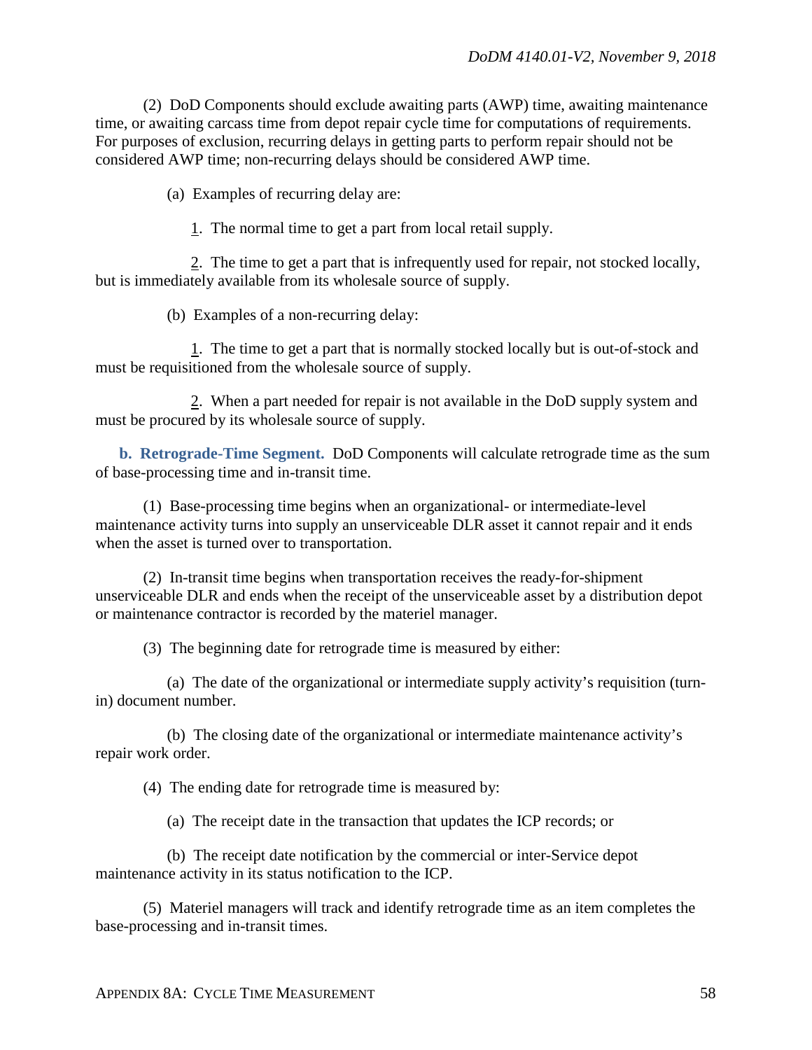(2) DoD Components should exclude awaiting parts (AWP) time, awaiting maintenance time, or awaiting carcass time from depot repair cycle time for computations of requirements. For purposes of exclusion, recurring delays in getting parts to perform repair should not be considered AWP time; non-recurring delays should be considered AWP time.

(a) Examples of recurring delay are:

1. The normal time to get a part from local retail supply.

2. The time to get a part that is infrequently used for repair, not stocked locally, but is immediately available from its wholesale source of supply.

(b) Examples of a non-recurring delay:

1. The time to get a part that is normally stocked locally but is out-of-stock and must be requisitioned from the wholesale source of supply.

2. When a part needed for repair is not available in the DoD supply system and must be procured by its wholesale source of supply.

**b. Retrograde-Time Segment.** DoD Components will calculate retrograde time as the sum of base-processing time and in-transit time.

(1) Base-processing time begins when an organizational- or intermediate-level maintenance activity turns into supply an unserviceable DLR asset it cannot repair and it ends when the asset is turned over to transportation.

(2) In-transit time begins when transportation receives the ready-for-shipment unserviceable DLR and ends when the receipt of the unserviceable asset by a distribution depot or maintenance contractor is recorded by the materiel manager.

(3) The beginning date for retrograde time is measured by either:

(a) The date of the organizational or intermediate supply activity's requisition (turn-in) document number.

(b) The closing date of the organizational or intermediate maintenance activity's repair work order.

(4) The ending date for retrograde time is measured by:

(a) The receipt date in the transaction that updates the ICP records; or

(b) The receipt date notification by the commercial or inter-Service depot maintenance activity in its status notification to the ICP.

(5) Materiel managers will track and identify retrograde time as an item completes the base-processing and in-transit times.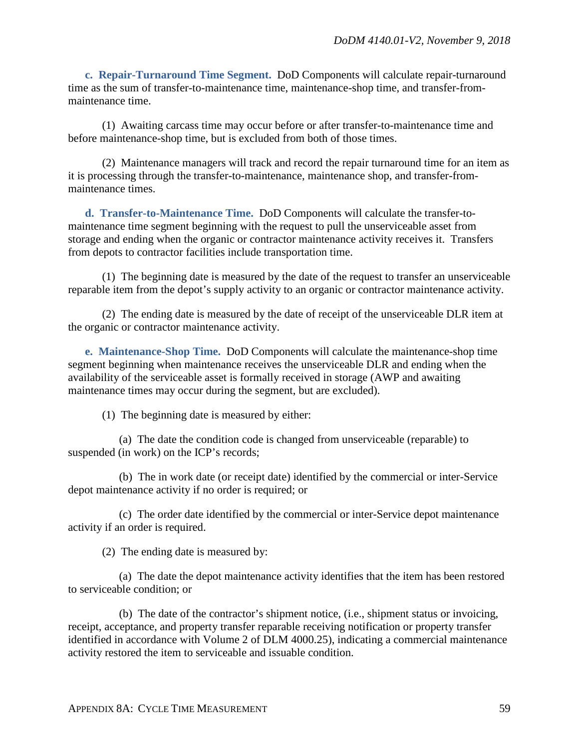**c. Repair-Turnaround Time Segment.** DoD Components will calculate repair-turnaround time as the sum of transfer-to-maintenance time, maintenance-shop time, and transfer-from-maintenance time.

(1) Awaiting carcass time may occur before or after transfer-to-maintenance time and before maintenance-shop time, but is excluded from both of those times.

(2) Maintenance managers will track and record the repair turnaround time for an item as it is processing through the transfer-to-maintenance, maintenance shop, and transfer-from-maintenance times.

**d. Transfer-to-Maintenance Time.** DoD Components will calculate the transfer-to-maintenance time segment beginning with the request to pull the unserviceable asset from storage and ending when the organic or contractor maintenance activity receives it. Transfers from depots to contractor facilities include transportation time.

(1) The beginning date is measured by the date of the request to transfer an unserviceable reparable item from the depot's supply activity to an organic or contractor maintenance activity.

(2) The ending date is measured by the date of receipt of the unserviceable DLR item at the organic or contractor maintenance activity.

**e. Maintenance-Shop Time.** DoD Components will calculate the maintenance-shop time segment beginning when maintenance receives the unserviceable DLR and ending when the availability of the serviceable asset is formally received in storage (AWP and awaiting maintenance times may occur during the segment, but are excluded).

(1) The beginning date is measured by either:

(a) The date the condition code is changed from unserviceable (reparable) to suspended (in work) on the ICP's records;

(b) The in work date (or receipt date) identified by the commercial or inter-Service depot maintenance activity if no order is required; or

(c) The order date identified by the commercial or inter-Service depot maintenance activity if an order is required.

(2) The ending date is measured by:

(a) The date the depot maintenance activity identifies that the item has been restored to serviceable condition; or

(b) The date of the contractor's shipment notice, (i.e., shipment status or invoicing, receipt, acceptance, and property transfer reparable receiving notification or property transfer identified in accordance with Volume 2 of DLM 4000.25), indicating a commercial maintenance activity restored the item to serviceable and issuable condition.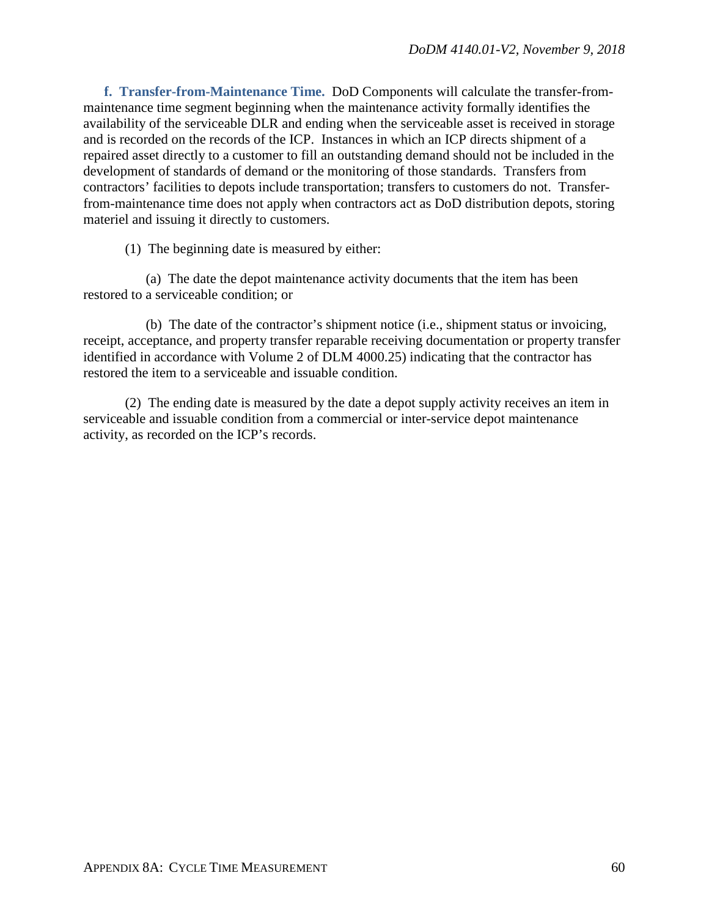**f. Transfer-from-Maintenance Time.** DoD Components will calculate the transfer-from-maintenance time segment beginning when the maintenance activity formally identifies the availability of the serviceable DLR and ending when the serviceable asset is received in storage and is recorded on the records of the ICP. Instances in which an ICP directs shipment of a repaired asset directly to a customer to fill an outstanding demand should not be included in the development of standards of demand or the monitoring of those standards. Transfers from contractors' facilities to depots include transportation; transfers to customers do not. Transfer-from-maintenance time does not apply when contractors act as DoD distribution depots, storing materiel and issuing it directly to customers.

(1) The beginning date is measured by either:

(a) The date the depot maintenance activity documents that the item has been restored to a serviceable condition; or

(b) The date of the contractor's shipment notice (i.e., shipment status or invoicing, receipt, acceptance, and property transfer reparable receiving documentation or property transfer identified in accordance with Volume 2 of DLM 4000.25) indicating that the contractor has restored the item to a serviceable and issuable condition.

(2) The ending date is measured by the date a depot supply activity receives an item in serviceable and issuable condition from a commercial or inter-service depot maintenance activity, as recorded on the ICP's records.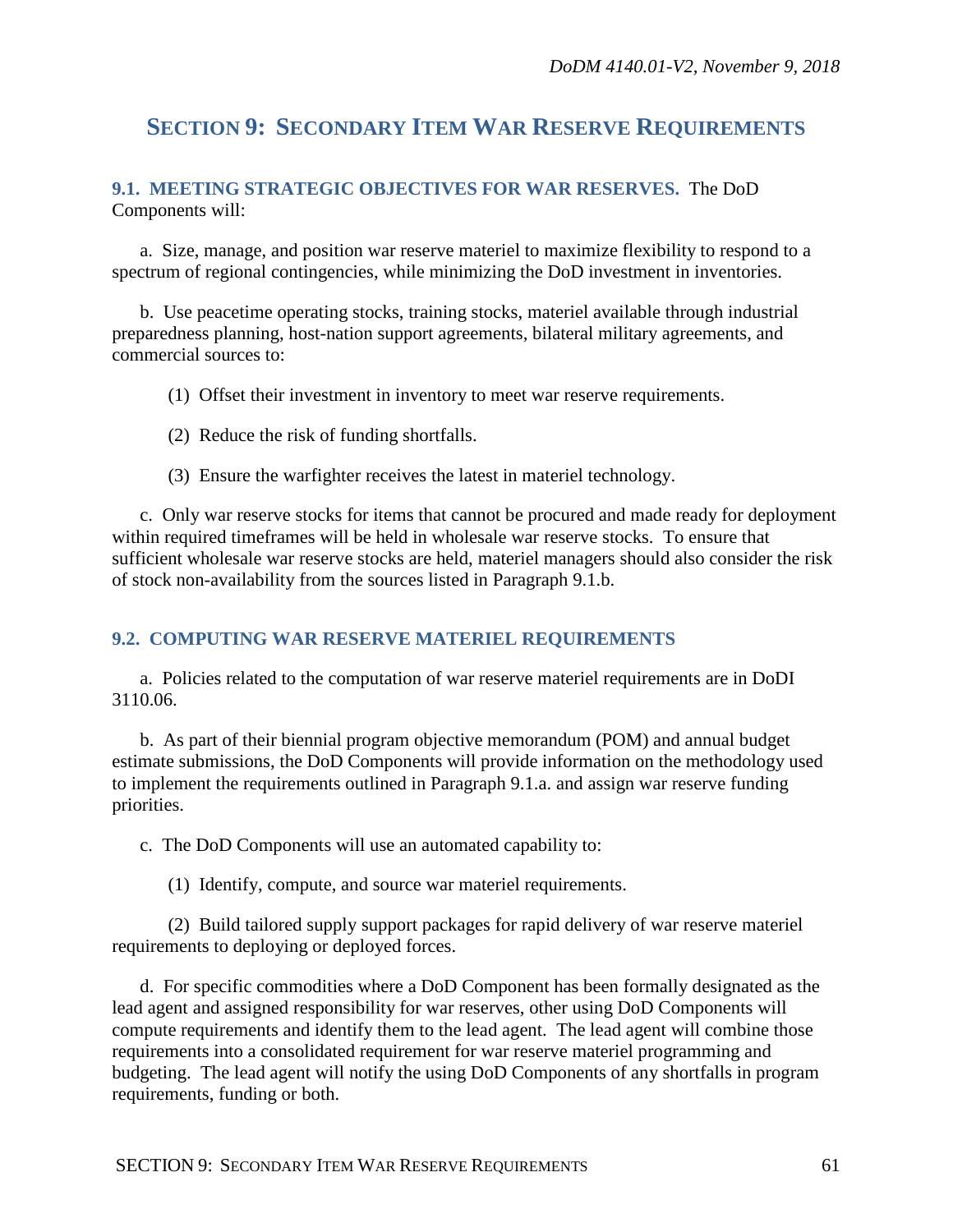# SECTION 9: SECONDARY ITEM WAR RESERVE REQUIREMENTS

## 9.1. MEETING STRATEGIC OBJECTIVES FOR WAR RESERVES.

The DoD Components will:

a. Size, manage, and position war reserve materiel to maximize flexibility to respond to a spectrum of regional contingencies, while minimizing the DoD investment in inventories.

b. Use peacetime operating stocks, training stocks, materiel available through industrial preparedness planning, host-nation support agreements, bilateral military agreements, and commercial sources to:

(1) Offset their investment in inventory to meet war reserve requirements.

(2) Reduce the risk of funding shortfalls.

(3) Ensure the warfighter receives the latest in materiel technology.

c. Only war reserve stocks for items that cannot be procured and made ready for deployment within required timeframes will be held in wholesale war reserve stocks. To ensure that sufficient wholesale war reserve stocks are held, materiel managers should also consider the risk of stock non-availability from the sources listed in Paragraph 9.1.b.

## 9.2. COMPUTING WAR RESERVE MATERIEL REQUIREMENTS

a. Policies related to the computation of war reserve materiel requirements are in DoDI 3110.06.

b. As part of their biennial program objective memorandum (POM) and annual budget estimate submissions, the DoD Components will provide information on the methodology used to implement the requirements outlined in Paragraph 9.1.a. and assign war reserve funding priorities.

c. The DoD Components will use an automated capability to:

(1) Identify, compute, and source war materiel requirements.

(2) Build tailored supply support packages for rapid delivery of war reserve materiel requirements to deploying or deployed forces.

d. For specific commodities where a DoD Component has been formally designated as the lead agent and assigned responsibility for war reserves, other using DoD Components will compute requirements and identify them to the lead agent. The lead agent will combine those requirements into a consolidated requirement for war reserve materiel programming and budgeting. The lead agent will notify the using DoD Components of any shortfalls in program requirements, funding or both.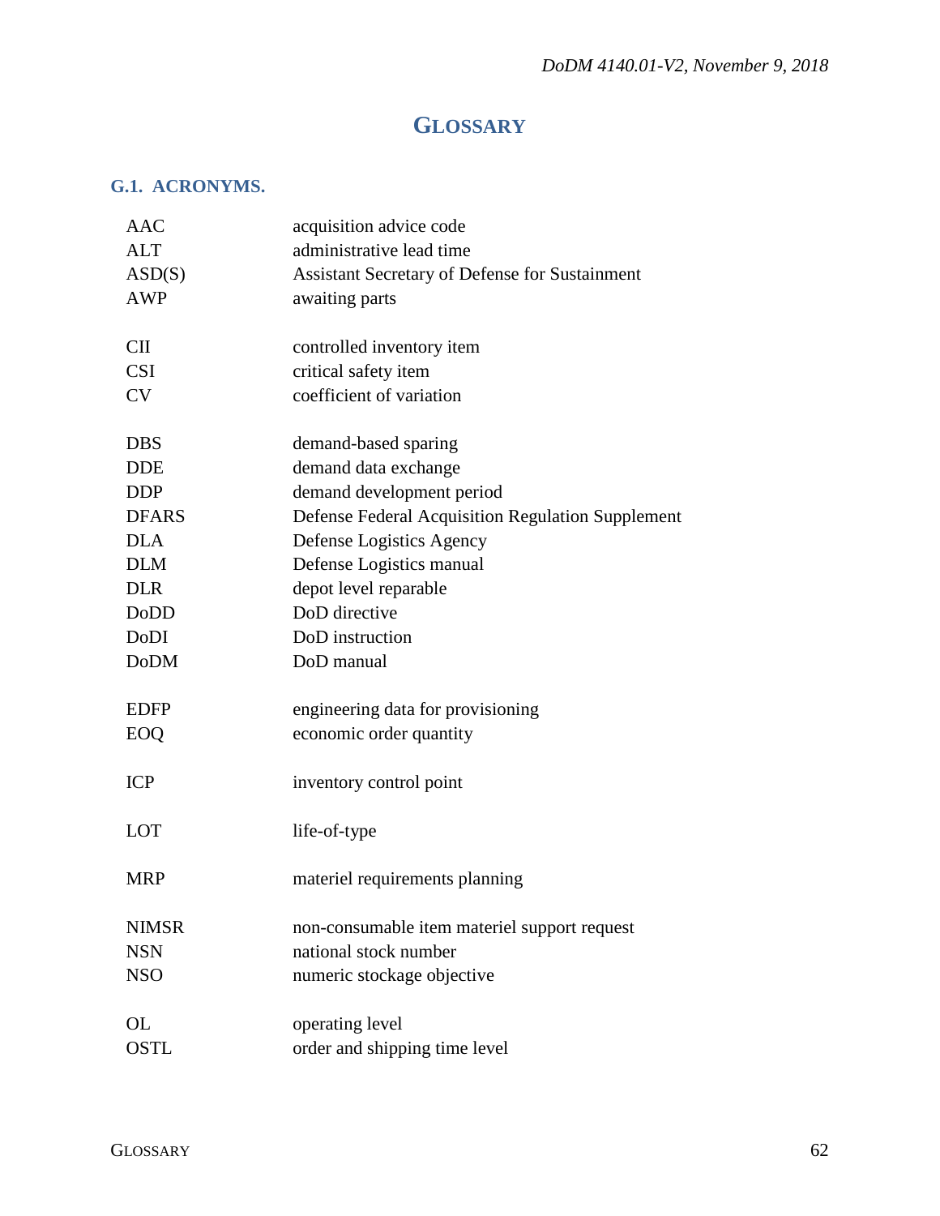# GLOSSARY

## G.1. ACRONYMS.

| | |
|---|---|
| AAC | acquisition advice code |
| ALT | administrative lead time |
| ASD(S) | Assistant Secretary of Defense for Sustainment |
| AWP | awaiting parts |
| | |
| CII | controlled inventory item |
| CSI | critical safety item |
| CV | coefficient of variation |
| | |
| DBS | demand-based sparing |
| DDE | demand data exchange |
| DDP | demand development period |
| DFARS | Defense Federal Acquisition Regulation Supplement |
| DLA | Defense Logistics Agency |
| DLM | Defense Logistics manual |
| DLR | depot level reparable |
| DoDD | DoD directive |
| DoDI | DoD instruction |
| DoDM | DoD manual |
| | |
| EDFP | engineering data for provisioning |
| EOQ | economic order quantity |
| | |
| ICP | inventory control point |
| | |
| LOT | life-of-type |
| | |
| MRP | materiel requirements planning |
| | |
| NIMSR | non-consumable item materiel support request |
| NSN | national stock number |
| NSO | numeric stockage objective |
| | |
| OL | operating level |
| OSTL | order and shipping time level |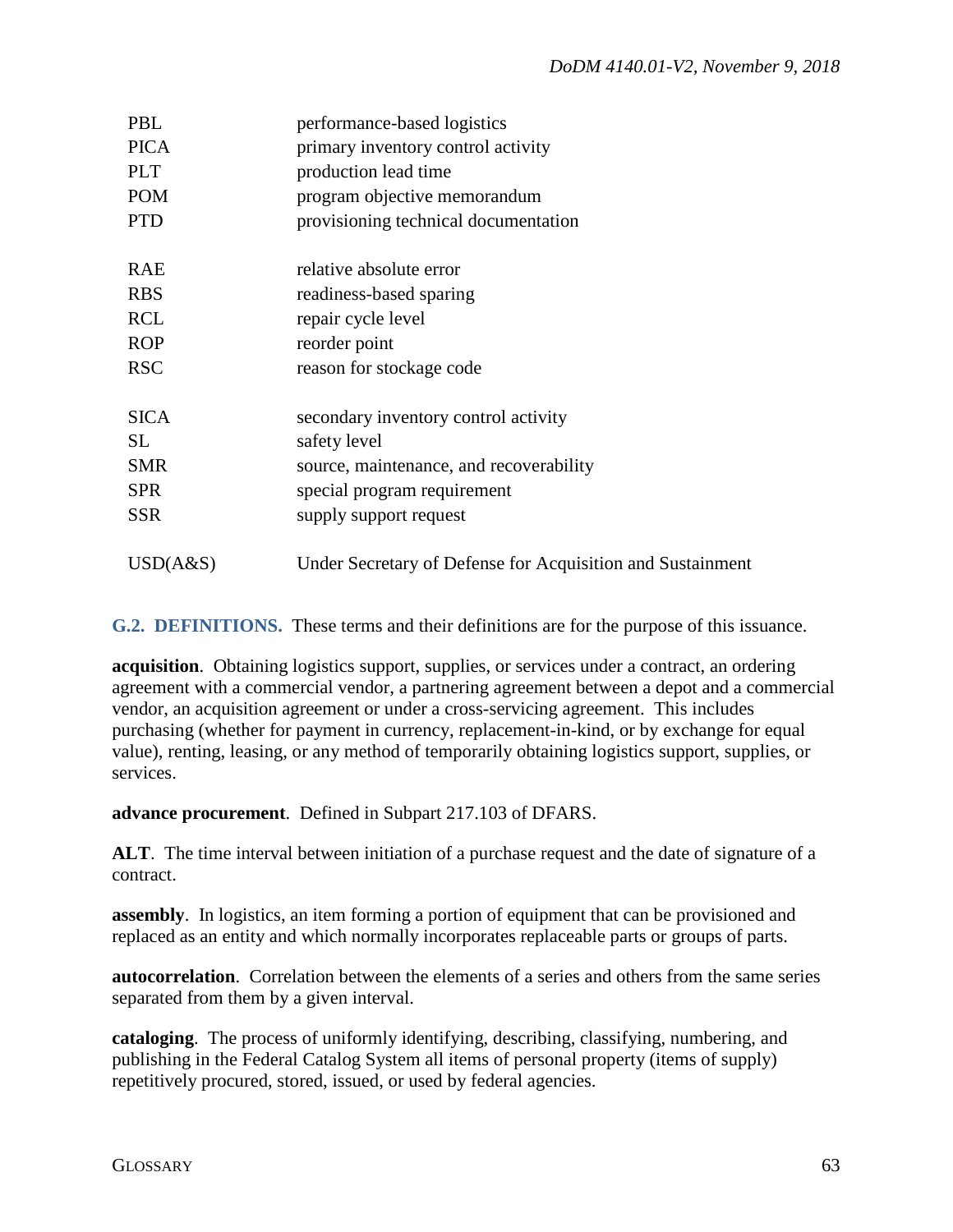| | |
|---|---|
| PBL | performance-based logistics |
| PICA | primary inventory control activity |
| PLT | production lead time |
| POM | program objective memorandum |
| PTD | provisioning technical documentation |
| | |
| RAE | relative absolute error |
| RBS | readiness-based sparing |
| RCL | repair cycle level |
| ROP | reorder point |
| RSC | reason for stockage code |
| | |
| SICA | secondary inventory control activity |
| SL | safety level |
| SMR | source, maintenance, and recoverability |
| SPR | special program requirement |
| SSR | supply support request |
| | |
| USD(A&S) | Under Secretary of Defense for Acquisition and Sustainment |

**G.2. DEFINITIONS.** These terms and their definitions are for the purpose of this issuance.

**acquisition**. Obtaining logistics support, supplies, or services under a contract, an ordering agreement with a commercial vendor, a partnering agreement between a depot and a commercial vendor, an acquisition agreement or under a cross-servicing agreement. This includes purchasing (whether for payment in currency, replacement-in-kind, or by exchange for equal value), renting, leasing, or any method of temporarily obtaining logistics support, supplies, or services.

**advance procurement**. Defined in Subpart 217.103 of DFARS.

**ALT**. The time interval between initiation of a purchase request and the date of signature of a contract.

**assembly**. In logistics, an item forming a portion of equipment that can be provisioned and replaced as an entity and which normally incorporates replaceable parts or groups of parts.

**autocorrelation**. Correlation between the elements of a series and others from the same series separated from them by a given interval.

**cataloging**. The process of uniformly identifying, describing, classifying, numbering, and publishing in the Federal Catalog System all items of personal property (items of supply) repetitively procured, stored, issued, or used by federal agencies.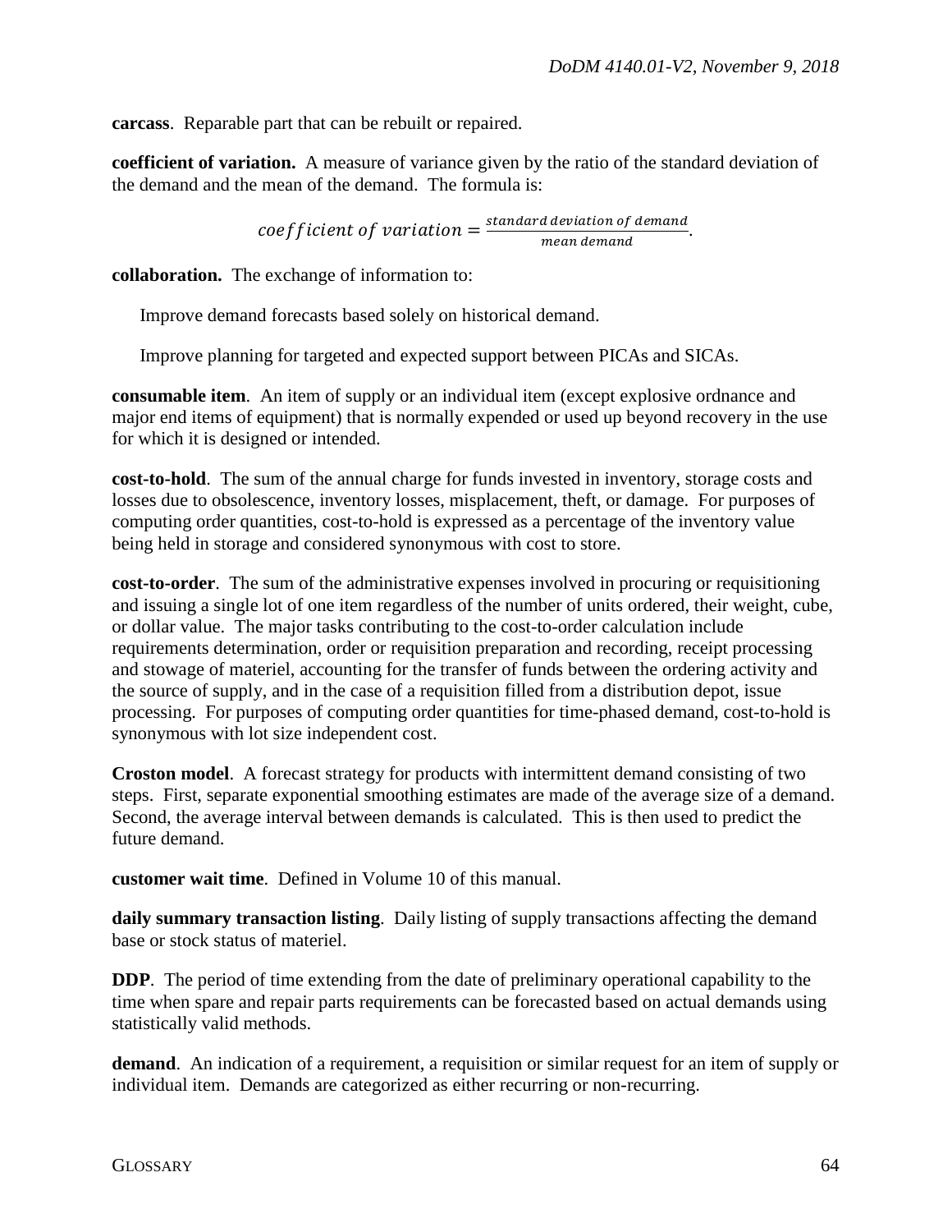**carcass**. Reparable part that can be rebuilt or repaired.

**coefficient of variation.** A measure of variance given by the ratio of the standard deviation of the demand and the mean of the demand. The formula is:

$$coefficient\ of\ variation = \frac{standard\ deviation\ of\ demand}{mean\ demand}.$$

**collaboration.** The exchange of information to:

Improve demand forecasts based solely on historical demand.

Improve planning for targeted and expected support between PICAs and SICAs.

**consumable item**. An item of supply or an individual item (except explosive ordnance and major end items of equipment) that is normally expended or used up beyond recovery in the use for which it is designed or intended.

**cost-to-hold**. The sum of the annual charge for funds invested in inventory, storage costs and losses due to obsolescence, inventory losses, misplacement, theft, or damage. For purposes of computing order quantities, cost-to-hold is expressed as a percentage of the inventory value being held in storage and considered synonymous with cost to store.

**cost-to-order**. The sum of the administrative expenses involved in procuring or requisitioning and issuing a single lot of one item regardless of the number of units ordered, their weight, cube, or dollar value. The major tasks contributing to the cost-to-order calculation include requirements determination, order or requisition preparation and recording, receipt processing and stowage of materiel, accounting for the transfer of funds between the ordering activity and the source of supply, and in the case of a requisition filled from a distribution depot, issue processing. For purposes of computing order quantities for time-phased demand, cost-to-hold is synonymous with lot size independent cost.

**Croston model**. A forecast strategy for products with intermittent demand consisting of two steps. First, separate exponential smoothing estimates are made of the average size of a demand. Second, the average interval between demands is calculated. This is then used to predict the future demand.

**customer wait time**. Defined in Volume 10 of this manual.

**daily summary transaction listing**. Daily listing of supply transactions affecting the demand base or stock status of materiel.

**DDP**. The period of time extending from the date of preliminary operational capability to the time when spare and repair parts requirements can be forecasted based on actual demands using statistically valid methods.

**demand**. An indication of a requirement, a requisition or similar request for an item of supply or individual item. Demands are categorized as either recurring or non-recurring.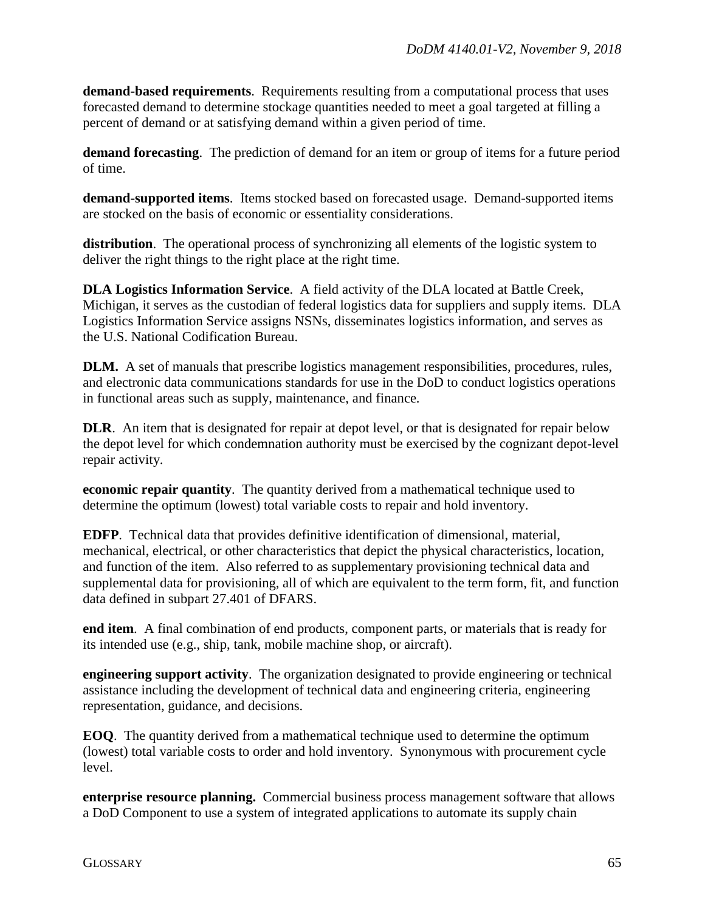**demand-based requirements**. Requirements resulting from a computational process that uses forecasted demand to determine stockage quantities needed to meet a goal targeted at filling a percent of demand or at satisfying demand within a given period of time.

**demand forecasting**. The prediction of demand for an item or group of items for a future period of time.

**demand-supported items**. Items stocked based on forecasted usage. Demand-supported items are stocked on the basis of economic or essentiality considerations.

**distribution**. The operational process of synchronizing all elements of the logistic system to deliver the right things to the right place at the right time.

**DLA Logistics Information Service**. A field activity of the DLA located at Battle Creek, Michigan, it serves as the custodian of federal logistics data for suppliers and supply items. DLA Logistics Information Service assigns NSNs, disseminates logistics information, and serves as the U.S. National Codification Bureau.

**DLM.** A set of manuals that prescribe logistics management responsibilities, procedures, rules, and electronic data communications standards for use in the DoD to conduct logistics operations in functional areas such as supply, maintenance, and finance.

**DLR**. An item that is designated for repair at depot level, or that is designated for repair below the depot level for which condemnation authority must be exercised by the cognizant depot-level repair activity.

**economic repair quantity**. The quantity derived from a mathematical technique used to determine the optimum (lowest) total variable costs to repair and hold inventory.

**EDFP**. Technical data that provides definitive identification of dimensional, material, mechanical, electrical, or other characteristics that depict the physical characteristics, location, and function of the item. Also referred to as supplementary provisioning technical data and supplemental data for provisioning, all of which are equivalent to the term form, fit, and function data defined in subpart 27.401 of DFARS.

**end item**. A final combination of end products, component parts, or materials that is ready for its intended use (e.g., ship, tank, mobile machine shop, or aircraft).

**engineering support activity**. The organization designated to provide engineering or technical assistance including the development of technical data and engineering criteria, engineering representation, guidance, and decisions.

**EOQ**. The quantity derived from a mathematical technique used to determine the optimum (lowest) total variable costs to order and hold inventory. Synonymous with procurement cycle level.

**enterprise resource planning.** Commercial business process management software that allows a DoD Component to use a system of integrated applications to automate its supply chain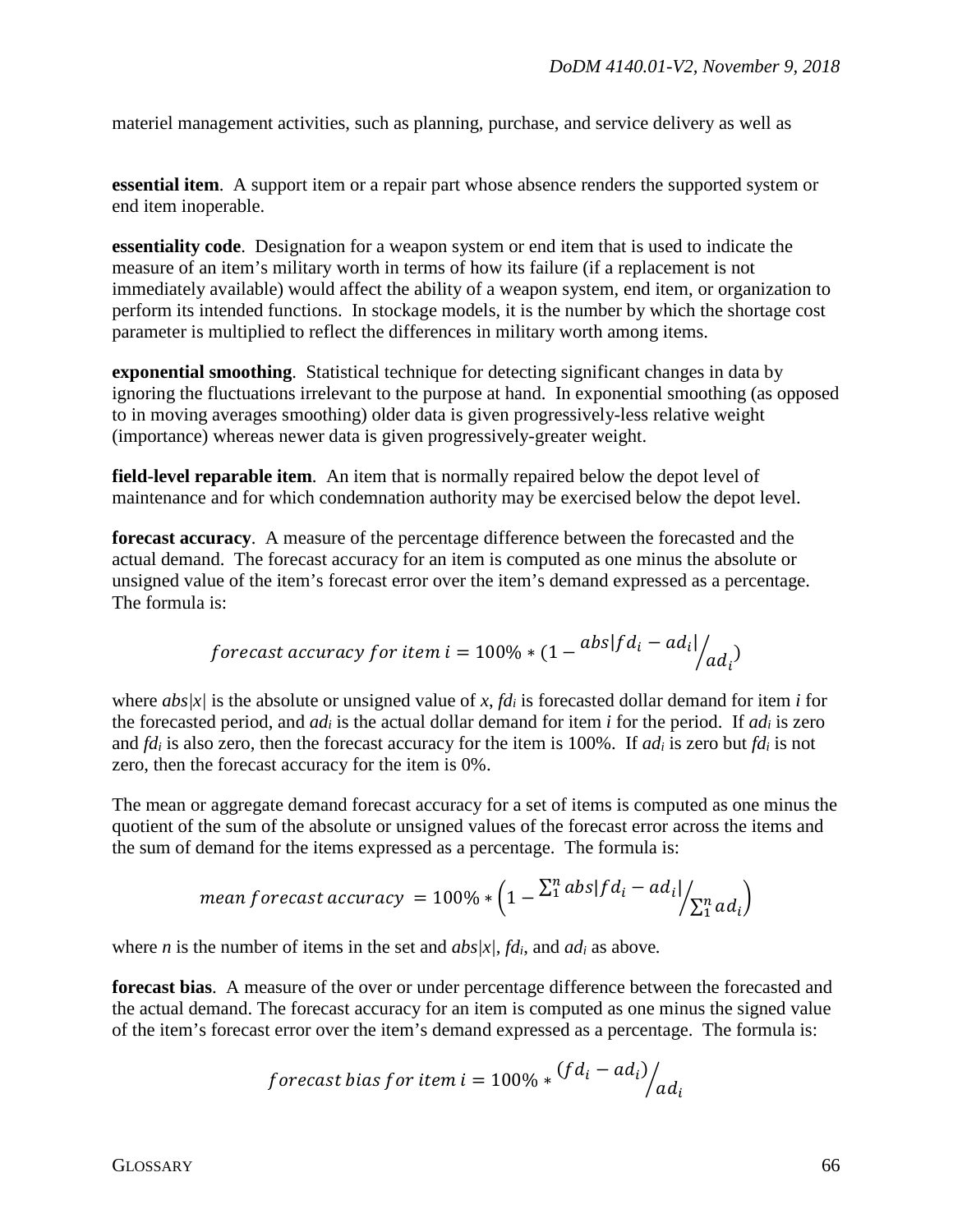materiel management activities, such as planning, purchase, and service delivery as well as

**essential item**. A support item or a repair part whose absence renders the supported system or end item inoperable.

**essentiality code**. Designation for a weapon system or end item that is used to indicate the measure of an item's military worth in terms of how its failure (if a replacement is not immediately available) would affect the ability of a weapon system, end item, or organization to perform its intended functions. In stockage models, it is the number by which the shortage cost parameter is multiplied to reflect the differences in military worth among items.

**exponential smoothing**. Statistical technique for detecting significant changes in data by ignoring the fluctuations irrelevant to the purpose at hand. In exponential smoothing (as opposed to in moving averages smoothing) older data is given progressively-less relative weight (importance) whereas newer data is given progressively-greater weight.

**field-level reparable item**. An item that is normally repaired below the depot level of maintenance and for which condemnation authority may be exercised below the depot level.

**forecast accuracy**. A measure of the percentage difference between the forecasted and the actual demand. The forecast accuracy for an item is computed as one minus the absolute or unsigned value of the item's forecast error over the item's demand expressed as a percentage. The formula is:

$$forecast\ accuracy\ for\ item\ i = 100\% * (1 - {abs|fd_i - ad_i|}/{ad_i})$$

where $abs|x|$ is the absolute or unsigned value of $x$, $fd_i$ is forecasted dollar demand for item $i$ for the forecasted period, and $ad_i$ is the actual dollar demand for item $i$ for the period. If $ad_i$ is zero and $fd_i$ is also zero, then the forecast accuracy for the item is 100%. If $ad_i$ is zero but $fd_i$ is not zero, then the forecast accuracy for the item is 0%.

The mean or aggregate demand forecast accuracy for a set of items is computed as one minus the quotient of the sum of the absolute or unsigned values of the forecast error across the items and the sum of demand for the items expressed as a percentage. The formula is:

$$mean\ forecast\ accuracy\ = 100\% * \left(1 - {\sum_1^n abs|fd_i - ad_i|}/{\sum_1^n ad_i}\right)$$

where $n$ is the number of items in the set and $abs|x|$, $fd_i$, and $ad_i$ as above.

**forecast bias**. A measure of the over or under percentage difference between the forecasted and the actual demand. The forecast accuracy for an item is computed as one minus the signed value of the item's forecast error over the item's demand expressed as a percentage. The formula is:

$$forecast\ bias\ for\ item\ i = 100\% * {(fd_i - ad_i)}/{ad_i}$$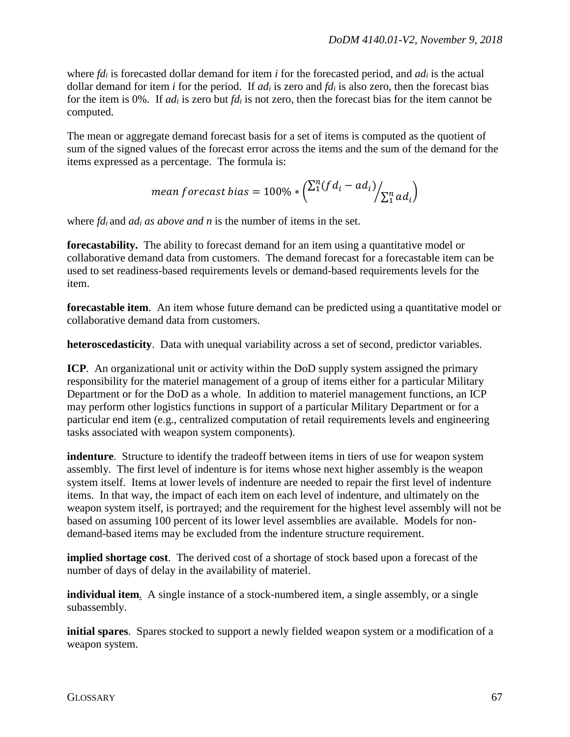where $fd_i$ is forecasted dollar demand for item $i$ for the forecasted period, and $ad_i$ is the actual dollar demand for item $i$ for the period. If $ad_i$ is zero and $fd_i$ is also zero, then the forecast bias for the item is 0%. If $ad_i$ is zero but $fd_i$ is not zero, then the forecast bias for the item cannot be computed.

The mean or aggregate demand forecast basis for a set of items is computed as the quotient of sum of the signed values of the forecast error across the items and the sum of the demand for the items expressed as a percentage. The formula is:

$$mean\ forecast\ bias = 100\% * \left( \sum_1^n (fd_i - ad_i) \Big/ \sum_1^n ad_i \right)$$

where $fd_i$ and $ad_i$ *as above and n* is the number of items in the set.

**forecastability.** The ability to forecast demand for an item using a quantitative model or collaborative demand data from customers. The demand forecast for a forecastable item can be used to set readiness-based requirements levels or demand-based requirements levels for the item.

**forecastable item**. An item whose future demand can be predicted using a quantitative model or collaborative demand data from customers.

**heteroscedasticity**. Data with unequal variability across a set of second, predictor variables.

**ICP**. An organizational unit or activity within the DoD supply system assigned the primary responsibility for the materiel management of a group of items either for a particular Military Department or for the DoD as a whole. In addition to materiel management functions, an ICP may perform other logistics functions in support of a particular Military Department or for a particular end item (e.g., centralized computation of retail requirements levels and engineering tasks associated with weapon system components).

**indenture**. Structure to identify the tradeoff between items in tiers of use for weapon system assembly. The first level of indenture is for items whose next higher assembly is the weapon system itself. Items at lower levels of indenture are needed to repair the first level of indenture items. In that way, the impact of each item on each level of indenture, and ultimately on the weapon system itself, is portrayed; and the requirement for the highest level assembly will not be based on assuming 100 percent of its lower level assemblies are available. Models for non-demand-based items may be excluded from the indenture structure requirement.

**implied shortage cost**. The derived cost of a shortage of stock based upon a forecast of the number of days of delay in the availability of materiel.

**individual item**. A single instance of a stock-numbered item, a single assembly, or a single subassembly.

**initial spares**. Spares stocked to support a newly fielded weapon system or a modification of a weapon system.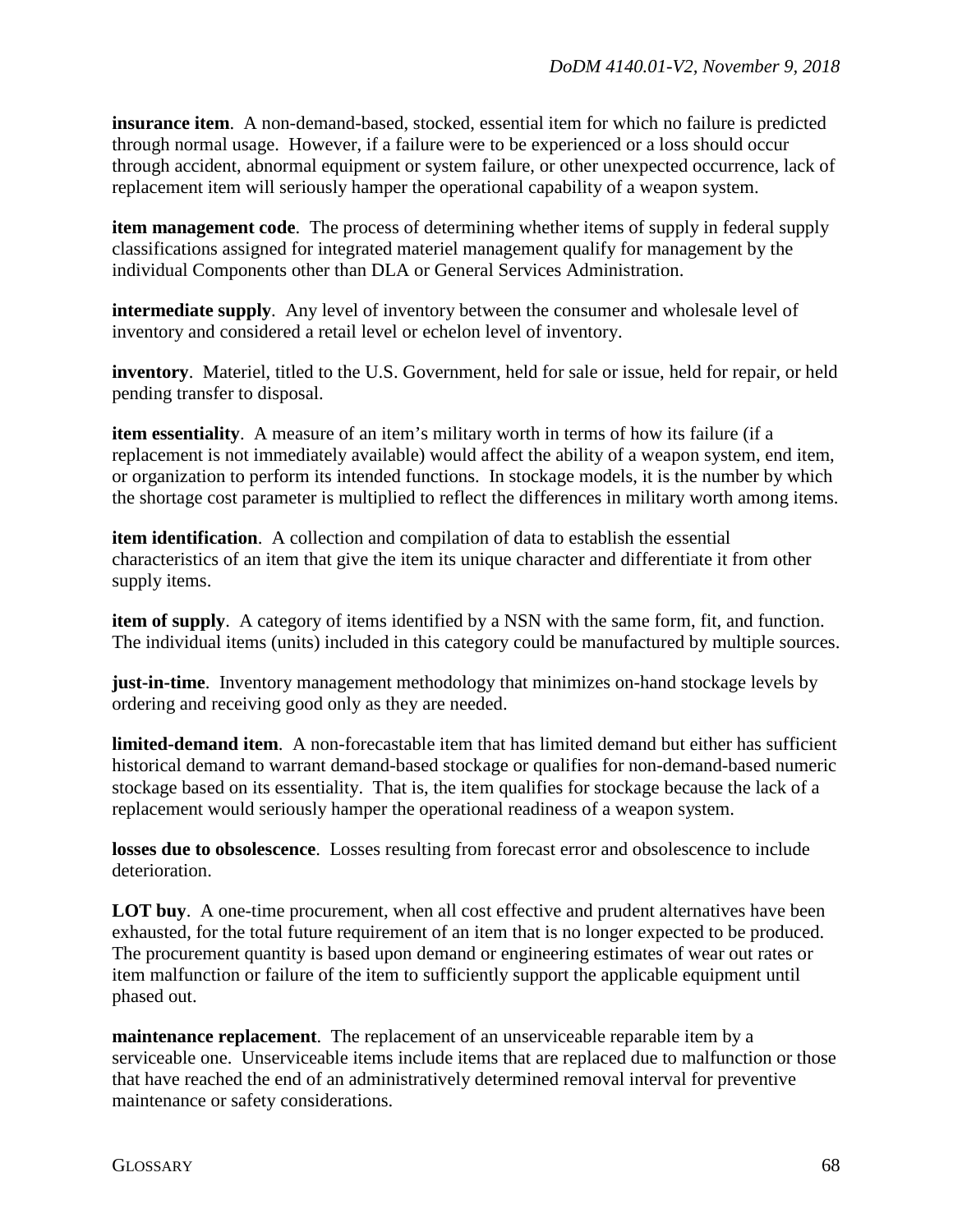**insurance item**. A non-demand-based, stocked, essential item for which no failure is predicted through normal usage. However, if a failure were to be experienced or a loss should occur through accident, abnormal equipment or system failure, or other unexpected occurrence, lack of replacement item will seriously hamper the operational capability of a weapon system.

**item management code**. The process of determining whether items of supply in federal supply classifications assigned for integrated materiel management qualify for management by the individual Components other than DLA or General Services Administration.

**intermediate supply**. Any level of inventory between the consumer and wholesale level of inventory and considered a retail level or echelon level of inventory.

**inventory**. Materiel, titled to the U.S. Government, held for sale or issue, held for repair, or held pending transfer to disposal.

**item essentiality**. A measure of an item's military worth in terms of how its failure (if a replacement is not immediately available) would affect the ability of a weapon system, end item, or organization to perform its intended functions. In stockage models, it is the number by which the shortage cost parameter is multiplied to reflect the differences in military worth among items.

**item identification**. A collection and compilation of data to establish the essential characteristics of an item that give the item its unique character and differentiate it from other supply items.

**item of supply**. A category of items identified by a NSN with the same form, fit, and function. The individual items (units) included in this category could be manufactured by multiple sources.

**just-in-time**. Inventory management methodology that minimizes on-hand stockage levels by ordering and receiving good only as they are needed.

**limited-demand item**. A non-forecastable item that has limited demand but either has sufficient historical demand to warrant demand-based stockage or qualifies for non-demand-based numeric stockage based on its essentiality. That is, the item qualifies for stockage because the lack of a replacement would seriously hamper the operational readiness of a weapon system.

**losses due to obsolescence**. Losses resulting from forecast error and obsolescence to include deterioration.

**LOT buy**. A one-time procurement, when all cost effective and prudent alternatives have been exhausted, for the total future requirement of an item that is no longer expected to be produced. The procurement quantity is based upon demand or engineering estimates of wear out rates or item malfunction or failure of the item to sufficiently support the applicable equipment until phased out.

**maintenance replacement**. The replacement of an unserviceable reparable item by a serviceable one. Unserviceable items include items that are replaced due to malfunction or those that have reached the end of an administratively determined removal interval for preventive maintenance or safety considerations.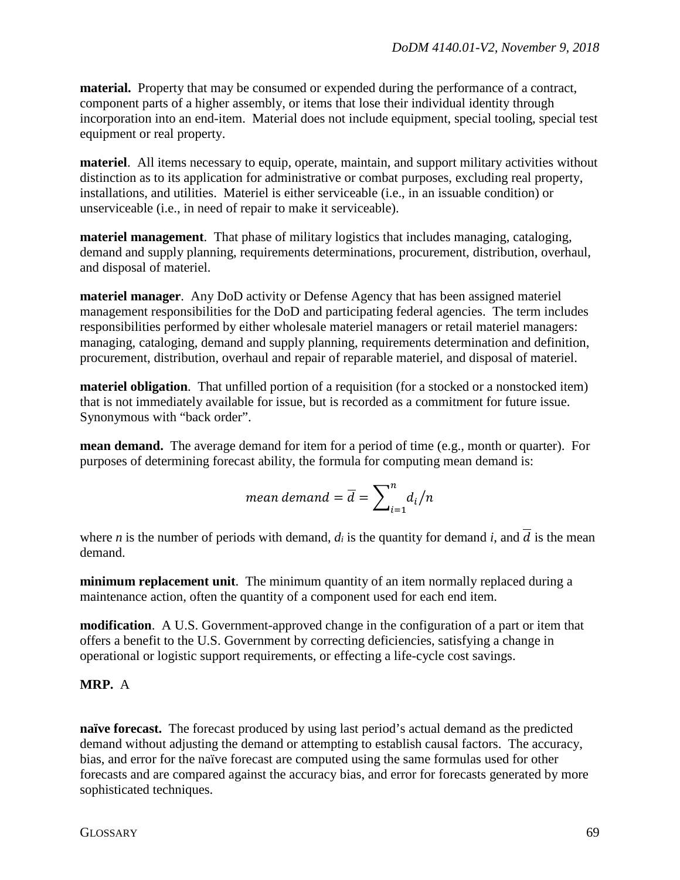**material.** Property that may be consumed or expended during the performance of a contract, component parts of a higher assembly, or items that lose their individual identity through incorporation into an end-item. Material does not include equipment, special tooling, special test equipment or real property.

**materiel**. All items necessary to equip, operate, maintain, and support military activities without distinction as to its application for administrative or combat purposes, excluding real property, installations, and utilities. Materiel is either serviceable (i.e., in an issuable condition) or unserviceable (i.e., in need of repair to make it serviceable).

**materiel management**. That phase of military logistics that includes managing, cataloging, demand and supply planning, requirements determinations, procurement, distribution, overhaul, and disposal of materiel.

**materiel manager**. Any DoD activity or Defense Agency that has been assigned materiel management responsibilities for the DoD and participating federal agencies. The term includes responsibilities performed by either wholesale materiel managers or retail materiel managers: managing, cataloging, demand and supply planning, requirements determination and definition, procurement, distribution, overhaul and repair of reparable materiel, and disposal of materiel.

**materiel obligation**. That unfilled portion of a requisition (for a stocked or a nonstocked item) that is not immediately available for issue, but is recorded as a commitment for future issue. Synonymous with "back order".

**mean demand.** The average demand for item for a period of time (e.g., month or quarter). For purposes of determining forecast ability, the formula for computing mean demand is:

$$mean\ demand = \overline{d} = \sum\nolimits_{i=1}^{n} d_i / n$$

where $n$ is the number of periods with demand, $d_i$ is the quantity for demand $i$, and $\overline{d}$ is the mean demand.

**minimum replacement unit**. The minimum quantity of an item normally replaced during a maintenance action, often the quantity of a component used for each end item.

**modification**. A U.S. Government-approved change in the configuration of a part or item that offers a benefit to the U.S. Government by correcting deficiencies, satisfying a change in operational or logistic support requirements, or effecting a life-cycle cost savings.

**MRP.** A

**naïve forecast.** The forecast produced by using last period's actual demand as the predicted demand without adjusting the demand or attempting to establish causal factors. The accuracy, bias, and error for the naïve forecast are computed using the same formulas used for other forecasts and are compared against the accuracy bias, and error for forecasts generated by more sophisticated techniques.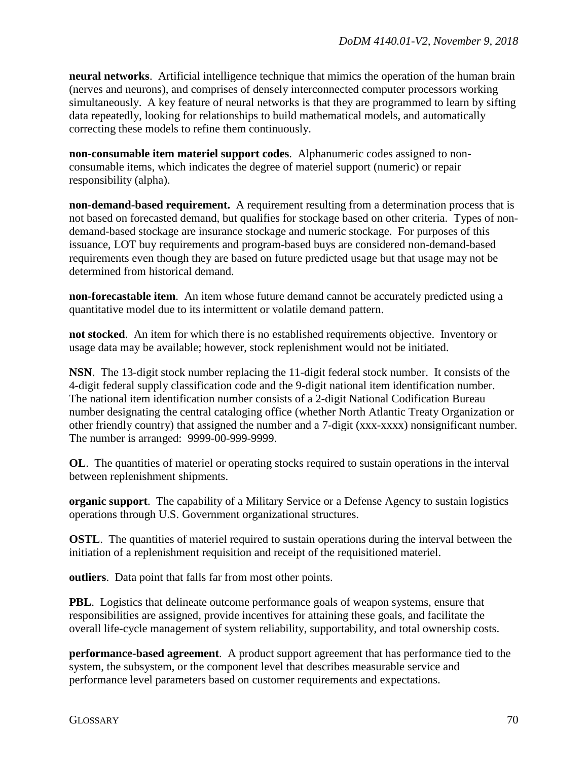**neural networks**. Artificial intelligence technique that mimics the operation of the human brain (nerves and neurons), and comprises of densely interconnected computer processors working simultaneously. A key feature of neural networks is that they are programmed to learn by sifting data repeatedly, looking for relationships to build mathematical models, and automatically correcting these models to refine them continuously.

**non-consumable item materiel support codes**. Alphanumeric codes assigned to non-consumable items, which indicates the degree of materiel support (numeric) or repair responsibility (alpha).

**non-demand-based requirement.** A requirement resulting from a determination process that is not based on forecasted demand, but qualifies for stockage based on other criteria. Types of non-demand-based stockage are insurance stockage and numeric stockage. For purposes of this issuance, LOT buy requirements and program-based buys are considered non-demand-based requirements even though they are based on future predicted usage but that usage may not be determined from historical demand.

**non-forecastable item**. An item whose future demand cannot be accurately predicted using a quantitative model due to its intermittent or volatile demand pattern.

**not stocked**. An item for which there is no established requirements objective. Inventory or usage data may be available; however, stock replenishment would not be initiated.

**NSN**. The 13-digit stock number replacing the 11-digit federal stock number. It consists of the 4-digit federal supply classification code and the 9-digit national item identification number. The national item identification number consists of a 2-digit National Codification Bureau number designating the central cataloging office (whether North Atlantic Treaty Organization or other friendly country) that assigned the number and a 7-digit (xxx-xxxx) nonsignificant number. The number is arranged: 9999-00-999-9999.

**OL**. The quantities of materiel or operating stocks required to sustain operations in the interval between replenishment shipments.

**organic support**. The capability of a Military Service or a Defense Agency to sustain logistics operations through U.S. Government organizational structures.

**OSTL**. The quantities of materiel required to sustain operations during the interval between the initiation of a replenishment requisition and receipt of the requisitioned materiel.

**outliers**. Data point that falls far from most other points.

**PBL**. Logistics that delineate outcome performance goals of weapon systems, ensure that responsibilities are assigned, provide incentives for attaining these goals, and facilitate the overall life-cycle management of system reliability, supportability, and total ownership costs.

**performance-based agreement**. A product support agreement that has performance tied to the system, the subsystem, or the component level that describes measurable service and performance level parameters based on customer requirements and expectations.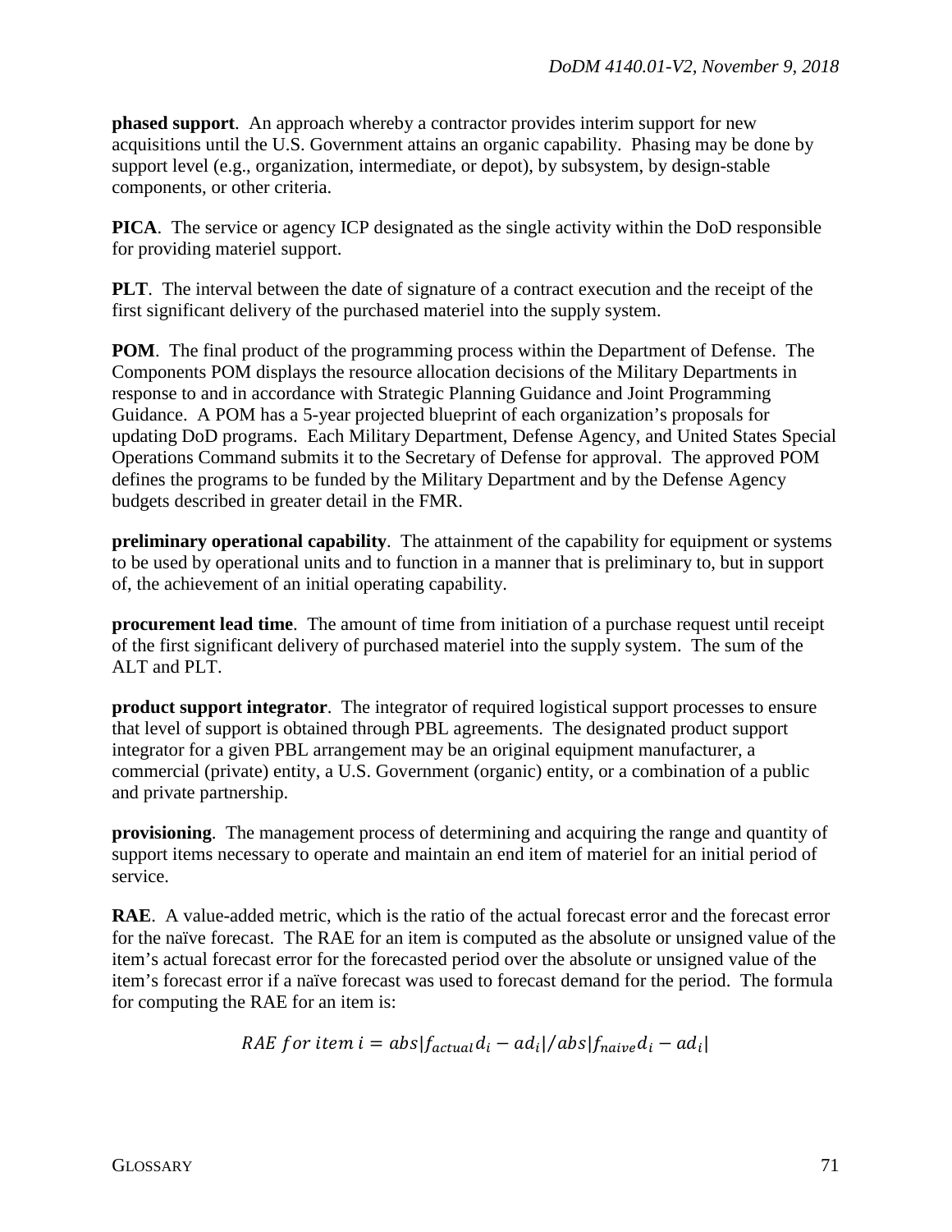**phased support**. An approach whereby a contractor provides interim support for new acquisitions until the U.S. Government attains an organic capability. Phasing may be done by support level (e.g., organization, intermediate, or depot), by subsystem, by design-stable components, or other criteria.

**PICA**. The service or agency ICP designated as the single activity within the DoD responsible for providing materiel support.

**PLT**. The interval between the date of signature of a contract execution and the receipt of the first significant delivery of the purchased materiel into the supply system.

**POM**. The final product of the programming process within the Department of Defense. The Components POM displays the resource allocation decisions of the Military Departments in response to and in accordance with Strategic Planning Guidance and Joint Programming Guidance. A POM has a 5-year projected blueprint of each organization's proposals for updating DoD programs. Each Military Department, Defense Agency, and United States Special Operations Command submits it to the Secretary of Defense for approval. The approved POM defines the programs to be funded by the Military Department and by the Defense Agency budgets described in greater detail in the FMR.

**preliminary operational capability**. The attainment of the capability for equipment or systems to be used by operational units and to function in a manner that is preliminary to, but in support of, the achievement of an initial operating capability.

**procurement lead time**. The amount of time from initiation of a purchase request until receipt of the first significant delivery of purchased materiel into the supply system. The sum of the ALT and PLT.

**product support integrator**. The integrator of required logistical support processes to ensure that level of support is obtained through PBL agreements. The designated product support integrator for a given PBL arrangement may be an original equipment manufacturer, a commercial (private) entity, a U.S. Government (organic) entity, or a combination of a public and private partnership.

**provisioning**. The management process of determining and acquiring the range and quantity of support items necessary to operate and maintain an end item of materiel for an initial period of service.

**RAE**. A value-added metric, which is the ratio of the actual forecast error and the forecast error for the naïve forecast. The RAE for an item is computed as the absolute or unsigned value of the item's actual forecast error for the forecasted period over the absolute or unsigned value of the item's forecast error if a naïve forecast was used to forecast demand for the period. The formula for computing the RAE for an item is:

$$RAE\ for\ item\ i = abs|f_{actual}d_i - ad_i| / abs|f_{naive}d_i - ad_i|$$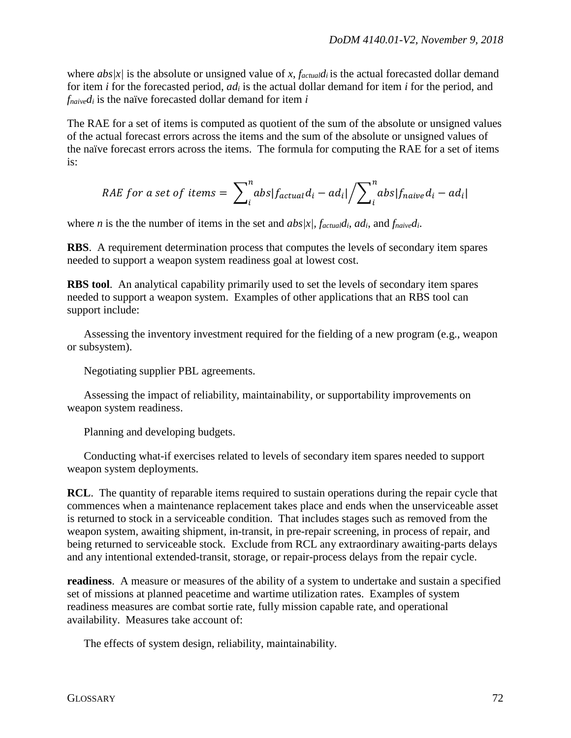where $abs|x|$ is the absolute or unsigned value of $x$, $f_{actual}d_i$ is the actual forecasted dollar demand for item $i$ for the forecasted period, $ad_i$ is the actual dollar demand for item $i$ for the period, and $f_{naive}d_i$ is the naïve forecasted dollar demand for item $i$

The RAE for a set of items is computed as quotient of the sum of the absolute or unsigned values of the actual forecast errors across the items and the sum of the absolute or unsigned values of the naïve forecast errors across the items. The formula for computing the RAE for a set of items is:

$$RAE\ for\ a\ set\ of\ items = \sum_{i}^{n} abs|f_{actual}d_i - ad_i| \Big/ \sum_{i}^{n} abs|f_{naive}d_i - ad_i|$$

where $n$ is the the number of items in the set and $abs|x|$, $f_{actual}d_i$, $ad_i$, and $f_{naive}d_i$.

**RBS**. A requirement determination process that computes the levels of secondary item spares needed to support a weapon system readiness goal at lowest cost.

**RBS tool**. An analytical capability primarily used to set the levels of secondary item spares needed to support a weapon system. Examples of other applications that an RBS tool can support include:

Assessing the inventory investment required for the fielding of a new program (e.g., weapon or subsystem).

Negotiating supplier PBL agreements.

Assessing the impact of reliability, maintainability, or supportability improvements on weapon system readiness.

Planning and developing budgets.

Conducting what-if exercises related to levels of secondary item spares needed to support weapon system deployments.

**RCL**. The quantity of reparable items required to sustain operations during the repair cycle that commences when a maintenance replacement takes place and ends when the unserviceable asset is returned to stock in a serviceable condition. That includes stages such as removed from the weapon system, awaiting shipment, in-transit, in pre-repair screening, in process of repair, and being returned to serviceable stock. Exclude from RCL any extraordinary awaiting-parts delays and any intentional extended-transit, storage, or repair-process delays from the repair cycle.

**readiness**. A measure or measures of the ability of a system to undertake and sustain a specified set of missions at planned peacetime and wartime utilization rates. Examples of system readiness measures are combat sortie rate, fully mission capable rate, and operational availability. Measures take account of:

The effects of system design, reliability, maintainability.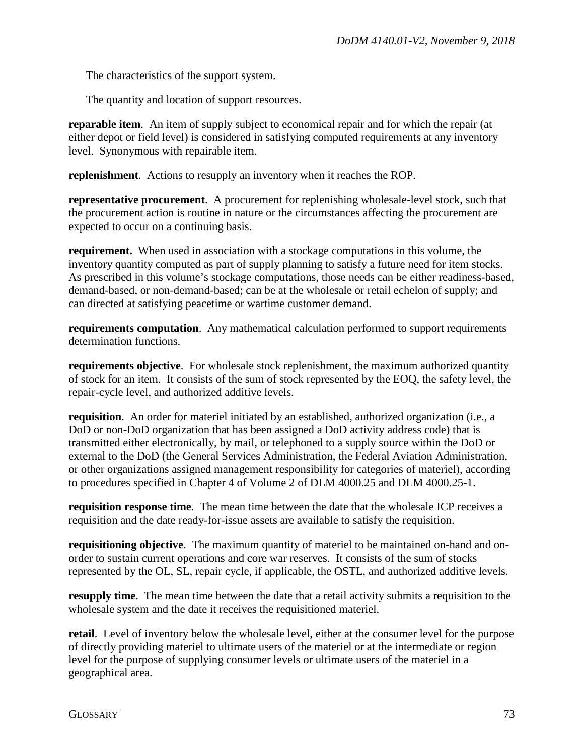The characteristics of the support system.

The quantity and location of support resources.

**reparable item**. An item of supply subject to economical repair and for which the repair (at either depot or field level) is considered in satisfying computed requirements at any inventory level. Synonymous with repairable item.

**replenishment**. Actions to resupply an inventory when it reaches the ROP.

**representative procurement**. A procurement for replenishing wholesale-level stock, such that the procurement action is routine in nature or the circumstances affecting the procurement are expected to occur on a continuing basis.

**requirement.** When used in association with a stockage computations in this volume, the inventory quantity computed as part of supply planning to satisfy a future need for item stocks. As prescribed in this volume's stockage computations, those needs can be either readiness-based, demand-based, or non-demand-based; can be at the wholesale or retail echelon of supply; and can directed at satisfying peacetime or wartime customer demand.

**requirements computation**. Any mathematical calculation performed to support requirements determination functions.

**requirements objective**. For wholesale stock replenishment, the maximum authorized quantity of stock for an item. It consists of the sum of stock represented by the EOQ, the safety level, the repair-cycle level, and authorized additive levels.

**requisition**. An order for materiel initiated by an established, authorized organization (i.e., a DoD or non-DoD organization that has been assigned a DoD activity address code) that is transmitted either electronically, by mail, or telephoned to a supply source within the DoD or external to the DoD (the General Services Administration, the Federal Aviation Administration, or other organizations assigned management responsibility for categories of materiel), according to procedures specified in Chapter 4 of Volume 2 of DLM 4000.25 and DLM 4000.25-1.

**requisition response time**. The mean time between the date that the wholesale ICP receives a requisition and the date ready-for-issue assets are available to satisfy the requisition.

**requisitioning objective**. The maximum quantity of materiel to be maintained on-hand and on-order to sustain current operations and core war reserves. It consists of the sum of stocks represented by the OL, SL, repair cycle, if applicable, the OSTL, and authorized additive levels.

**resupply time**. The mean time between the date that a retail activity submits a requisition to the wholesale system and the date it receives the requisitioned materiel.

**retail**. Level of inventory below the wholesale level, either at the consumer level for the purpose of directly providing materiel to ultimate users of the materiel or at the intermediate or region level for the purpose of supplying consumer levels or ultimate users of the materiel in a geographical area.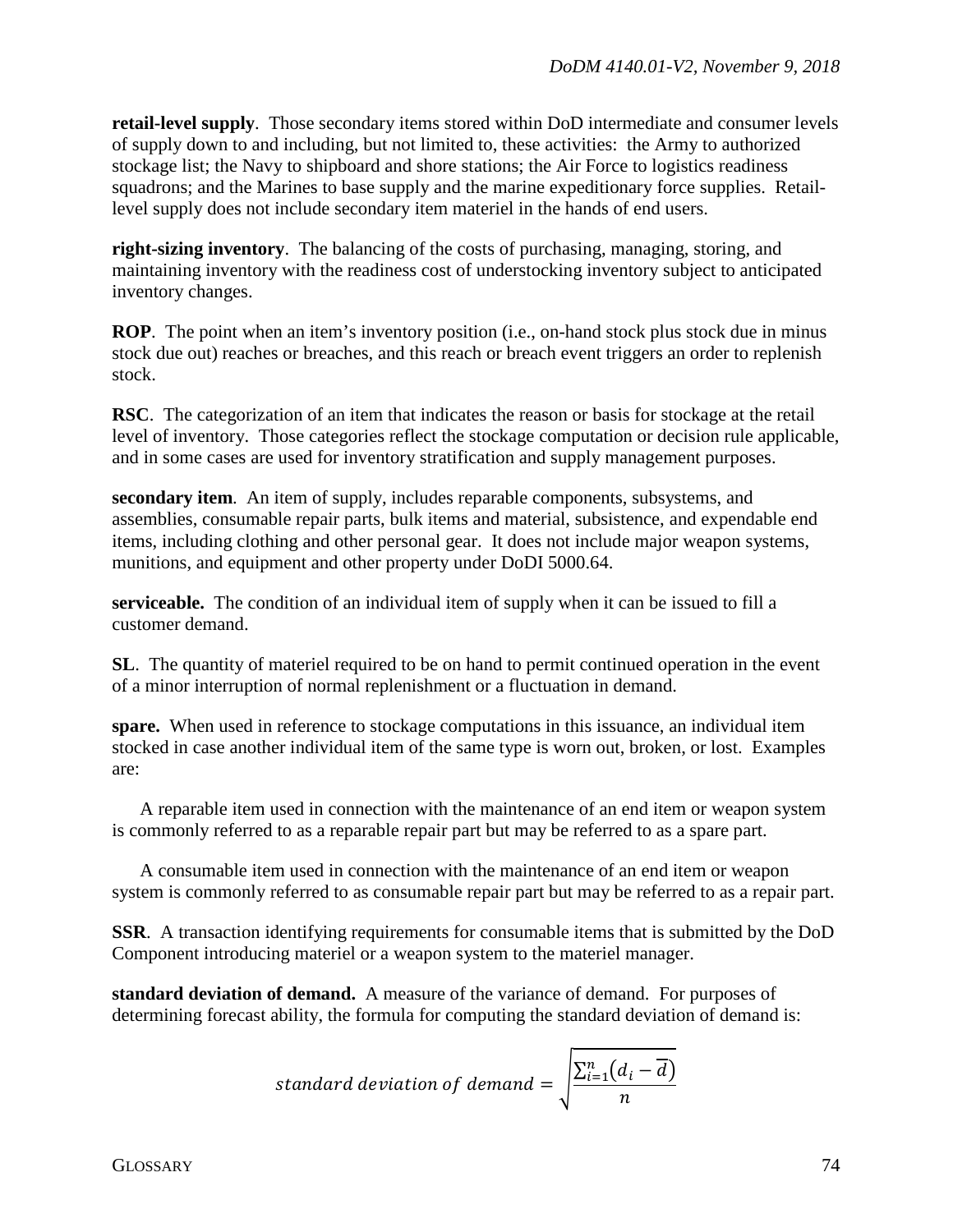**retail-level supply**. Those secondary items stored within DoD intermediate and consumer levels of supply down to and including, but not limited to, these activities: the Army to authorized stockage list; the Navy to shipboard and shore stations; the Air Force to logistics readiness squadrons; and the Marines to base supply and the marine expeditionary force supplies. Retail-level supply does not include secondary item materiel in the hands of end users.

**right-sizing inventory**. The balancing of the costs of purchasing, managing, storing, and maintaining inventory with the readiness cost of understocking inventory subject to anticipated inventory changes.

**ROP**. The point when an item's inventory position (i.e., on-hand stock plus stock due in minus stock due out) reaches or breaches, and this reach or breach event triggers an order to replenish stock.

**RSC**. The categorization of an item that indicates the reason or basis for stockage at the retail level of inventory. Those categories reflect the stockage computation or decision rule applicable, and in some cases are used for inventory stratification and supply management purposes.

**secondary item**. An item of supply, includes reparable components, subsystems, and assemblies, consumable repair parts, bulk items and material, subsistence, and expendable end items, including clothing and other personal gear. It does not include major weapon systems, munitions, and equipment and other property under DoDI 5000.64.

**serviceable.** The condition of an individual item of supply when it can be issued to fill a customer demand.

**SL**. The quantity of materiel required to be on hand to permit continued operation in the event of a minor interruption of normal replenishment or a fluctuation in demand.

**spare.** When used in reference to stockage computations in this issuance, an individual item stocked in case another individual item of the same type is worn out, broken, or lost. Examples are:

A reparable item used in connection with the maintenance of an end item or weapon system is commonly referred to as a reparable repair part but may be referred to as a spare part.

A consumable item used in connection with the maintenance of an end item or weapon system is commonly referred to as consumable repair part but may be referred to as a repair part.

**SSR**. A transaction identifying requirements for consumable items that is submitted by the DoD Component introducing materiel or a weapon system to the materiel manager.

**standard deviation of demand.** A measure of the variance of demand. For purposes of determining forecast ability, the formula for computing the standard deviation of demand is:

$$standard\ deviation\ of\ demand = \sqrt{\frac{\sum_{i=1}^{n}(d_i - \overline{d})}{n}}$$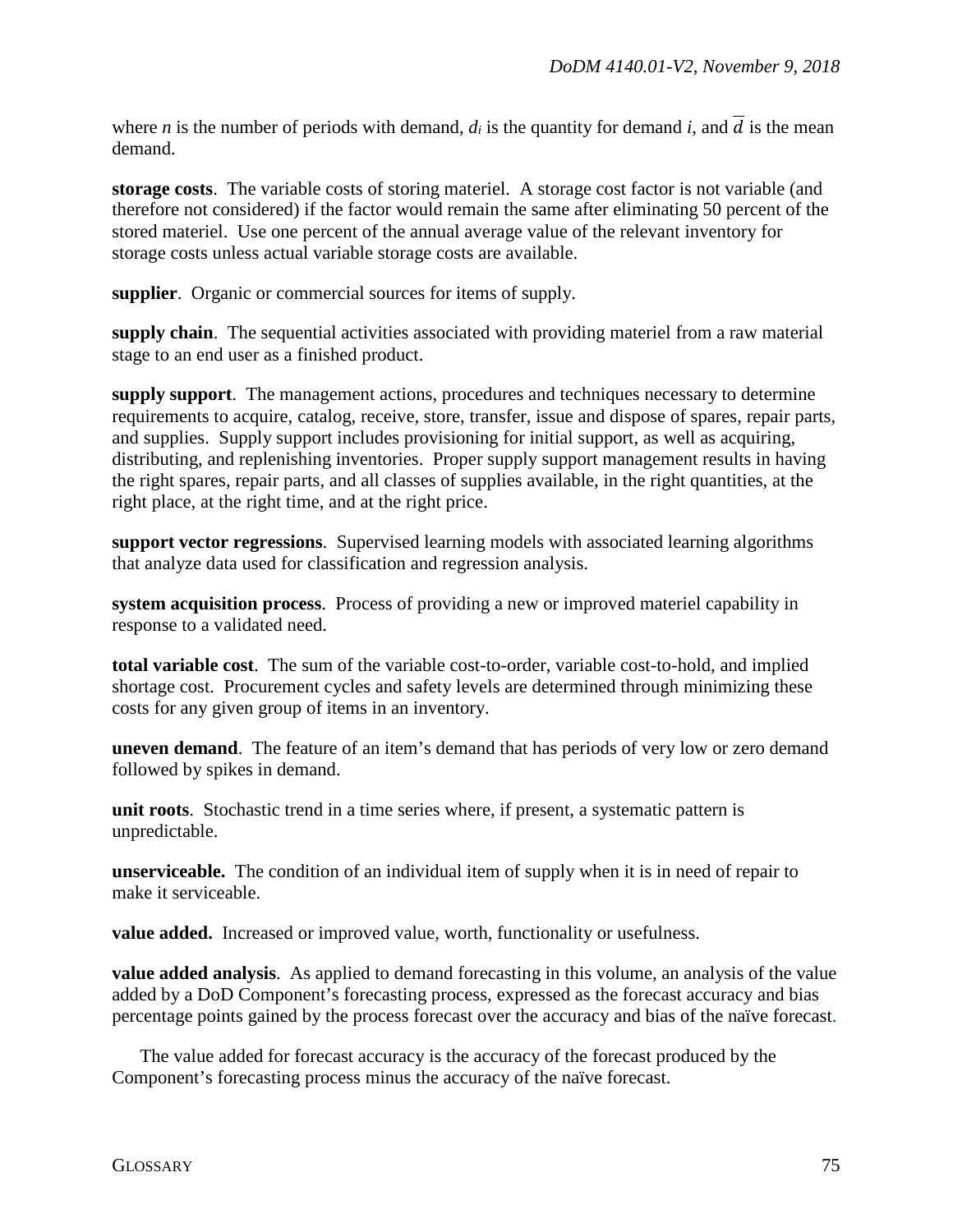where $n$ is the number of periods with demand, $d_i$ is the quantity for demand $i$, and $\overline{d}$ is the mean demand.

**storage costs**. The variable costs of storing materiel. A storage cost factor is not variable (and therefore not considered) if the factor would remain the same after eliminating 50 percent of the stored materiel. Use one percent of the annual average value of the relevant inventory for storage costs unless actual variable storage costs are available.

**supplier**. Organic or commercial sources for items of supply.

**supply chain**. The sequential activities associated with providing materiel from a raw material stage to an end user as a finished product.

**supply support**. The management actions, procedures and techniques necessary to determine requirements to acquire, catalog, receive, store, transfer, issue and dispose of spares, repair parts, and supplies. Supply support includes provisioning for initial support, as well as acquiring, distributing, and replenishing inventories. Proper supply support management results in having the right spares, repair parts, and all classes of supplies available, in the right quantities, at the right place, at the right time, and at the right price.

**support vector regressions**. Supervised learning models with associated learning algorithms that analyze data used for classification and regression analysis.

**system acquisition process**. Process of providing a new or improved materiel capability in response to a validated need.

**total variable cost**. The sum of the variable cost-to-order, variable cost-to-hold, and implied shortage cost. Procurement cycles and safety levels are determined through minimizing these costs for any given group of items in an inventory.

**uneven demand**. The feature of an item's demand that has periods of very low or zero demand followed by spikes in demand.

**unit roots**. Stochastic trend in a time series where, if present, a systematic pattern is unpredictable.

**unserviceable.** The condition of an individual item of supply when it is in need of repair to make it serviceable.

**value added.** Increased or improved value, worth, functionality or usefulness.

**value added analysis**. As applied to demand forecasting in this volume, an analysis of the value added by a DoD Component's forecasting process, expressed as the forecast accuracy and bias percentage points gained by the process forecast over the accuracy and bias of the naïve forecast.

The value added for forecast accuracy is the accuracy of the forecast produced by the Component's forecasting process minus the accuracy of the naïve forecast.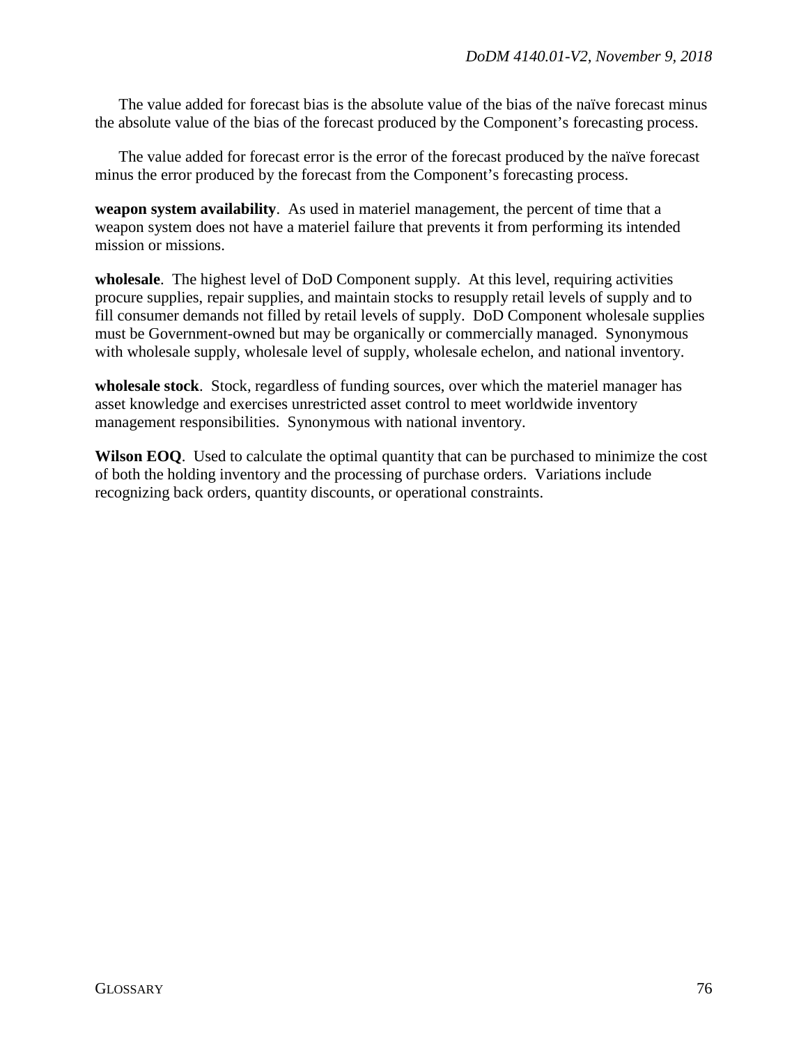The value added for forecast bias is the absolute value of the bias of the naïve forecast minus the absolute value of the bias of the forecast produced by the Component's forecasting process.

The value added for forecast error is the error of the forecast produced by the naïve forecast minus the error produced by the forecast from the Component's forecasting process.

**weapon system availability**. As used in materiel management, the percent of time that a weapon system does not have a materiel failure that prevents it from performing its intended mission or missions.

**wholesale**. The highest level of DoD Component supply. At this level, requiring activities procure supplies, repair supplies, and maintain stocks to resupply retail levels of supply and to fill consumer demands not filled by retail levels of supply. DoD Component wholesale supplies must be Government-owned but may be organically or commercially managed. Synonymous with wholesale supply, wholesale level of supply, wholesale echelon, and national inventory.

**wholesale stock**. Stock, regardless of funding sources, over which the materiel manager has asset knowledge and exercises unrestricted asset control to meet worldwide inventory management responsibilities. Synonymous with national inventory.

**Wilson EOQ**. Used to calculate the optimal quantity that can be purchased to minimize the cost of both the holding inventory and the processing of purchase orders. Variations include recognizing back orders, quantity discounts, or operational constraints.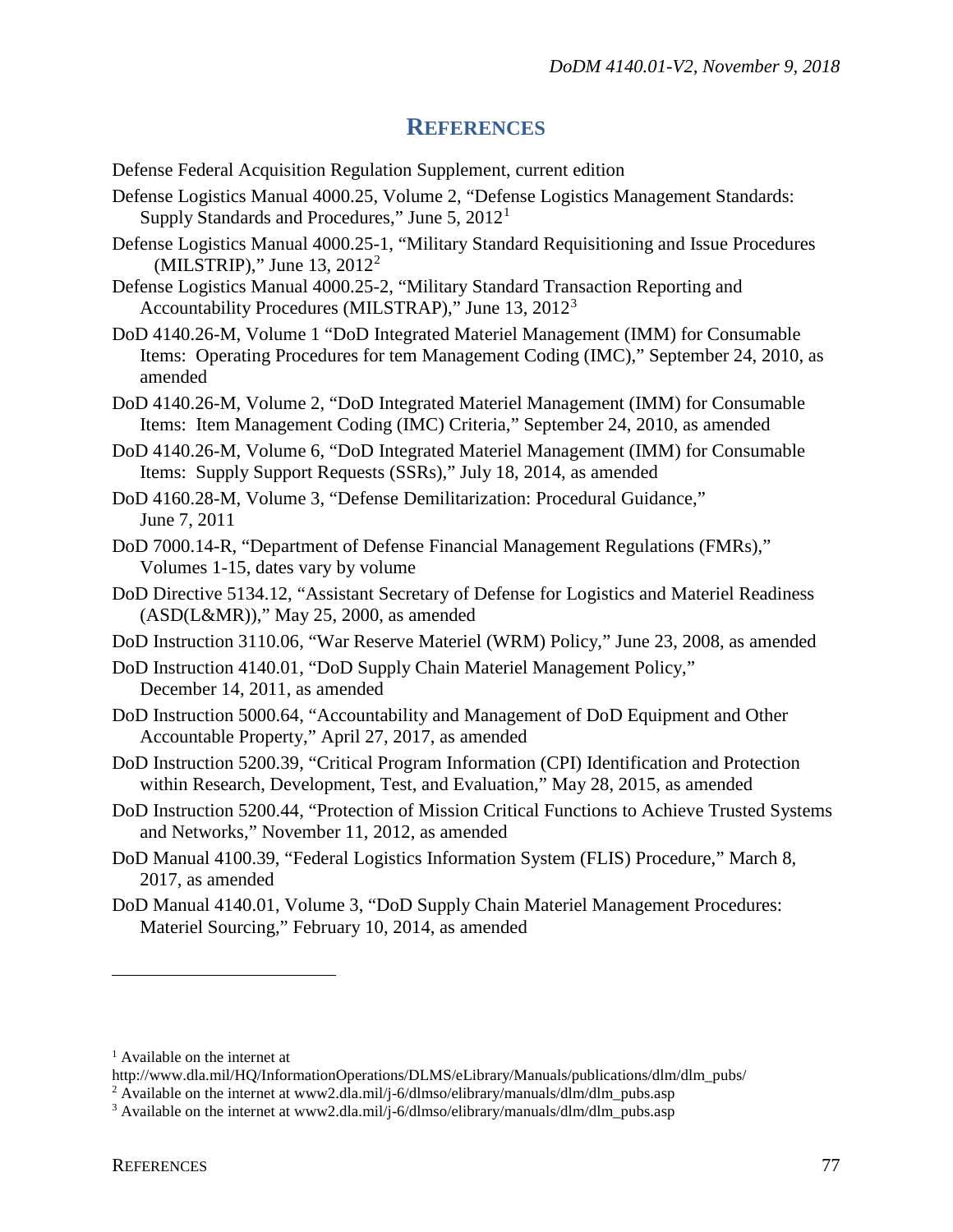# REFERENCES

Defense Federal Acquisition Regulation Supplement, current edition

Defense Logistics Manual 4000.25, Volume 2, "Defense Logistics Management Standards: Supply Standards and Procedures," June 5, 2012[1]

Defense Logistics Manual 4000.25-1, "Military Standard Requisitioning and Issue Procedures (MILSTRIP)," June 13, 2012[2]

Defense Logistics Manual 4000.25-2, "Military Standard Transaction Reporting and Accountability Procedures (MILSTRAP)," June 13, 2012[3]

DoD 4140.26-M, Volume 1 "DoD Integrated Materiel Management (IMM) for Consumable Items: Operating Procedures for tem Management Coding (IMC)," September 24, 2010, as amended

DoD 4140.26-M, Volume 2, "DoD Integrated Materiel Management (IMM) for Consumable Items: Item Management Coding (IMC) Criteria," September 24, 2010, as amended

DoD 4140.26-M, Volume 6, "DoD Integrated Materiel Management (IMM) for Consumable Items: Supply Support Requests (SSRs)," July 18, 2014, as amended

DoD 4160.28-M, Volume 3, "Defense Demilitarization: Procedural Guidance," June 7, 2011

DoD 7000.14-R, "Department of Defense Financial Management Regulations (FMRs)," Volumes 1-15, dates vary by volume

DoD Directive 5134.12, "Assistant Secretary of Defense for Logistics and Materiel Readiness (ASD(L&MR))," May 25, 2000, as amended

DoD Instruction 3110.06, "War Reserve Materiel (WRM) Policy," June 23, 2008, as amended

DoD Instruction 4140.01, "DoD Supply Chain Materiel Management Policy," December 14, 2011, as amended

DoD Instruction 5000.64, "Accountability and Management of DoD Equipment and Other Accountable Property," April 27, 2017, as amended

DoD Instruction 5200.39, "Critical Program Information (CPI) Identification and Protection within Research, Development, Test, and Evaluation," May 28, 2015, as amended

DoD Instruction 5200.44, "Protection of Mission Critical Functions to Achieve Trusted Systems and Networks," November 11, 2012, as amended

DoD Manual 4100.39, "Federal Logistics Information System (FLIS) Procedure," March 8, 2017, as amended

DoD Manual 4140.01, Volume 3, "DoD Supply Chain Materiel Management Procedures: Materiel Sourcing," February 10, 2014, as amended

---

[1] Available on the internet at http://www.dla.mil/HQ/InformationOperations/DLMS/eLibrary/Manuals/publications/dlm/dlm_pubs/

[2] Available on the internet at www2.dla.mil/j-6/dlmso/elibrary/manuals/dlm/dlm_pubs.asp

[3] Available on the internet at www2.dla.mil/j-6/dlmso/elibrary/manuals/dlm/dlm_pubs.asp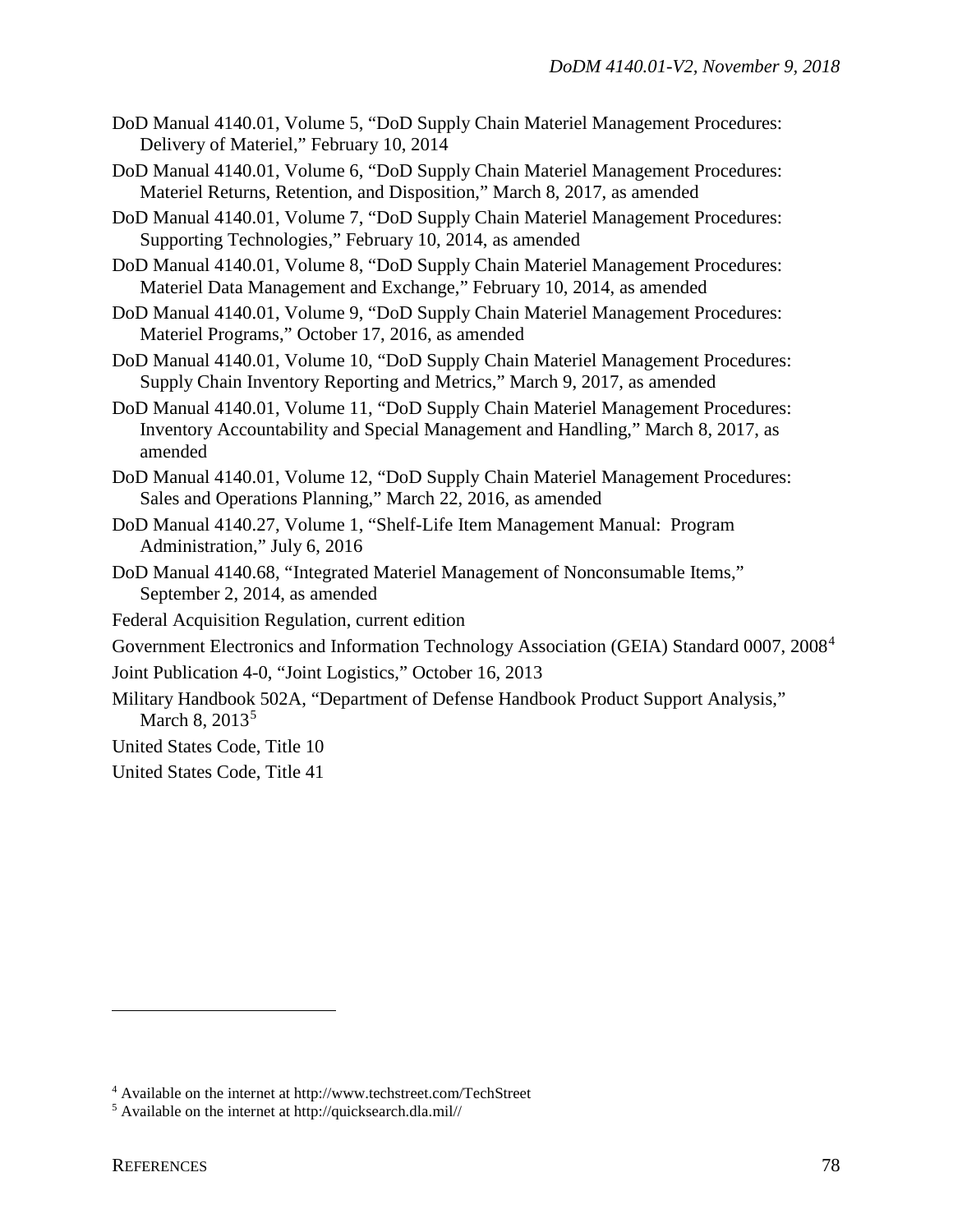DoD Manual 4140.01, Volume 5, "DoD Supply Chain Materiel Management Procedures: Delivery of Materiel," February 10, 2014

DoD Manual 4140.01, Volume 6, "DoD Supply Chain Materiel Management Procedures: Materiel Returns, Retention, and Disposition," March 8, 2017, as amended

DoD Manual 4140.01, Volume 7, "DoD Supply Chain Materiel Management Procedures: Supporting Technologies," February 10, 2014, as amended

DoD Manual 4140.01, Volume 8, "DoD Supply Chain Materiel Management Procedures: Materiel Data Management and Exchange," February 10, 2014, as amended

DoD Manual 4140.01, Volume 9, "DoD Supply Chain Materiel Management Procedures: Materiel Programs," October 17, 2016, as amended

DoD Manual 4140.01, Volume 10, "DoD Supply Chain Materiel Management Procedures: Supply Chain Inventory Reporting and Metrics," March 9, 2017, as amended

DoD Manual 4140.01, Volume 11, "DoD Supply Chain Materiel Management Procedures: Inventory Accountability and Special Management and Handling," March 8, 2017, as amended

DoD Manual 4140.01, Volume 12, "DoD Supply Chain Materiel Management Procedures: Sales and Operations Planning," March 22, 2016, as amended

DoD Manual 4140.27, Volume 1, "Shelf-Life Item Management Manual: Program Administration," July 6, 2016

DoD Manual 4140.68, "Integrated Materiel Management of Nonconsumable Items," September 2, 2014, as amended

Federal Acquisition Regulation, current edition

Government Electronics and Information Technology Association (GEIA) Standard 0007, 2008[4]

Joint Publication 4-0, "Joint Logistics," October 16, 2013

Military Handbook 502A, "Department of Defense Handbook Product Support Analysis," March 8, 2013[5]

United States Code, Title 10

United States Code, Title 41

---

[4] Available on the internet at http://www.techstreet.com/TechStreet

[5] Available on the internet at http://quicksearch.dla.mil//